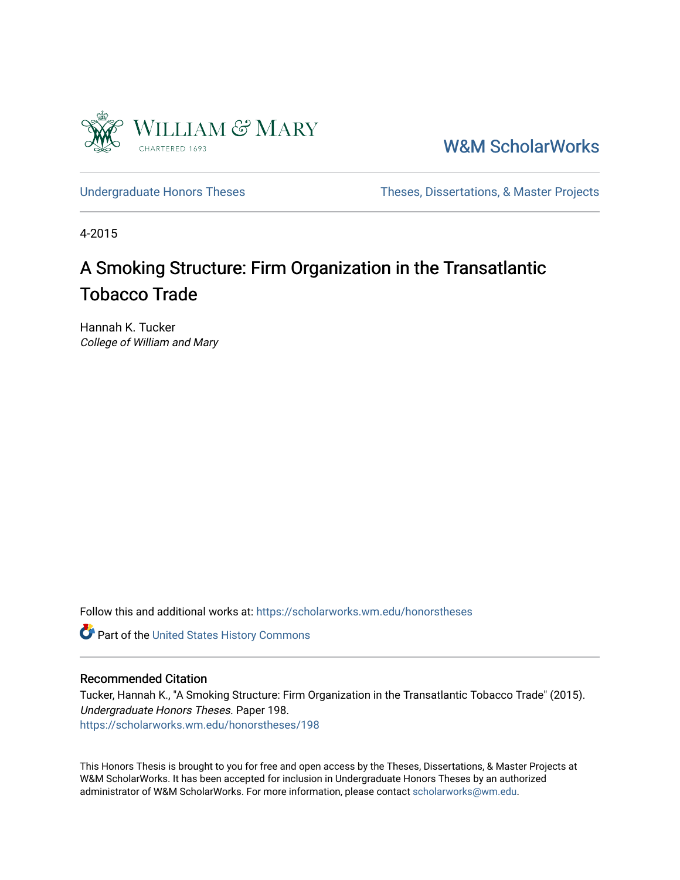William & Mary
CHARTERED 1693

W&M ScholarWorks

Undergraduate Honors Theses

Theses, Dissertations, & Master Projects

4-2015

# A Smoking Structure: Firm Organization in the Transatlantic Tobacco Trade

Hannah K. Tucker
*College of William and Mary*

Follow this and additional works at: https://scholarworks.wm.edu/honorstheses

Part of the United States History Commons

## Recommended Citation

Tucker, Hannah K., "A Smoking Structure: Firm Organization in the Transatlantic Tobacco Trade" (2015). *Undergraduate Honors Theses.* Paper 198.
https://scholarworks.wm.edu/honorstheses/198

This Honors Thesis is brought to you for free and open access by the Theses, Dissertations, & Master Projects at W&M ScholarWorks. It has been accepted for inclusion in Undergraduate Honors Theses by an authorized administrator of W&M ScholarWorks. For more information, please contact scholarworks@wm.edu.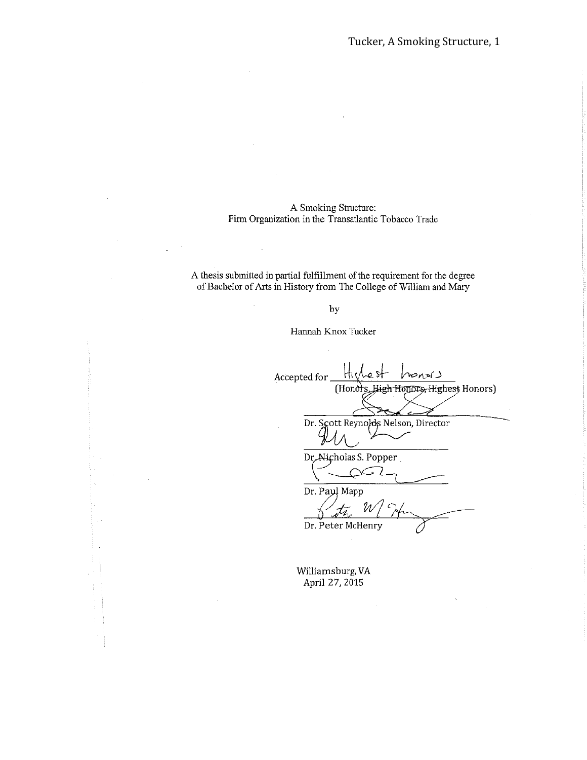A Smoking Structure:
Firm Organization in the Transatlantic Tobacco Trade

A thesis submitted in partial fulfillment of the requirement for the degree of Bachelor of Arts in History from The College of William and Mary

by

Hannah Knox Tucker

Accepted for Highest honors
(Honors, ~~High Honors, Highest~~ Honors)

Dr. Scott Reynolds Nelson, Director

Dr. Nicholas S. Popper

Dr. Paul Mapp

Dr. Peter McHenry

Williamsburg, VA
April 27, 2015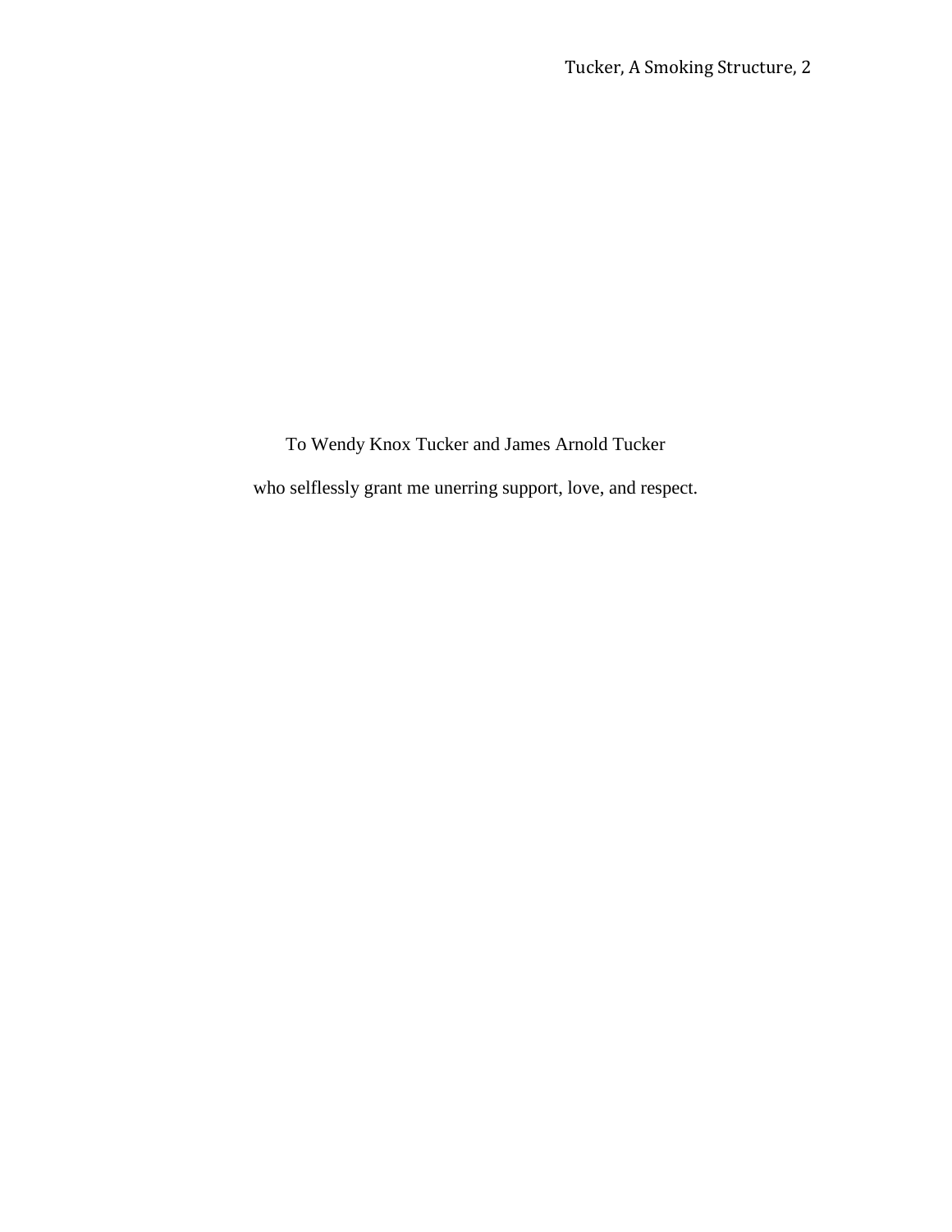To Wendy Knox Tucker and James Arnold Tucker

who selflessly grant me unerring support, love, and respect.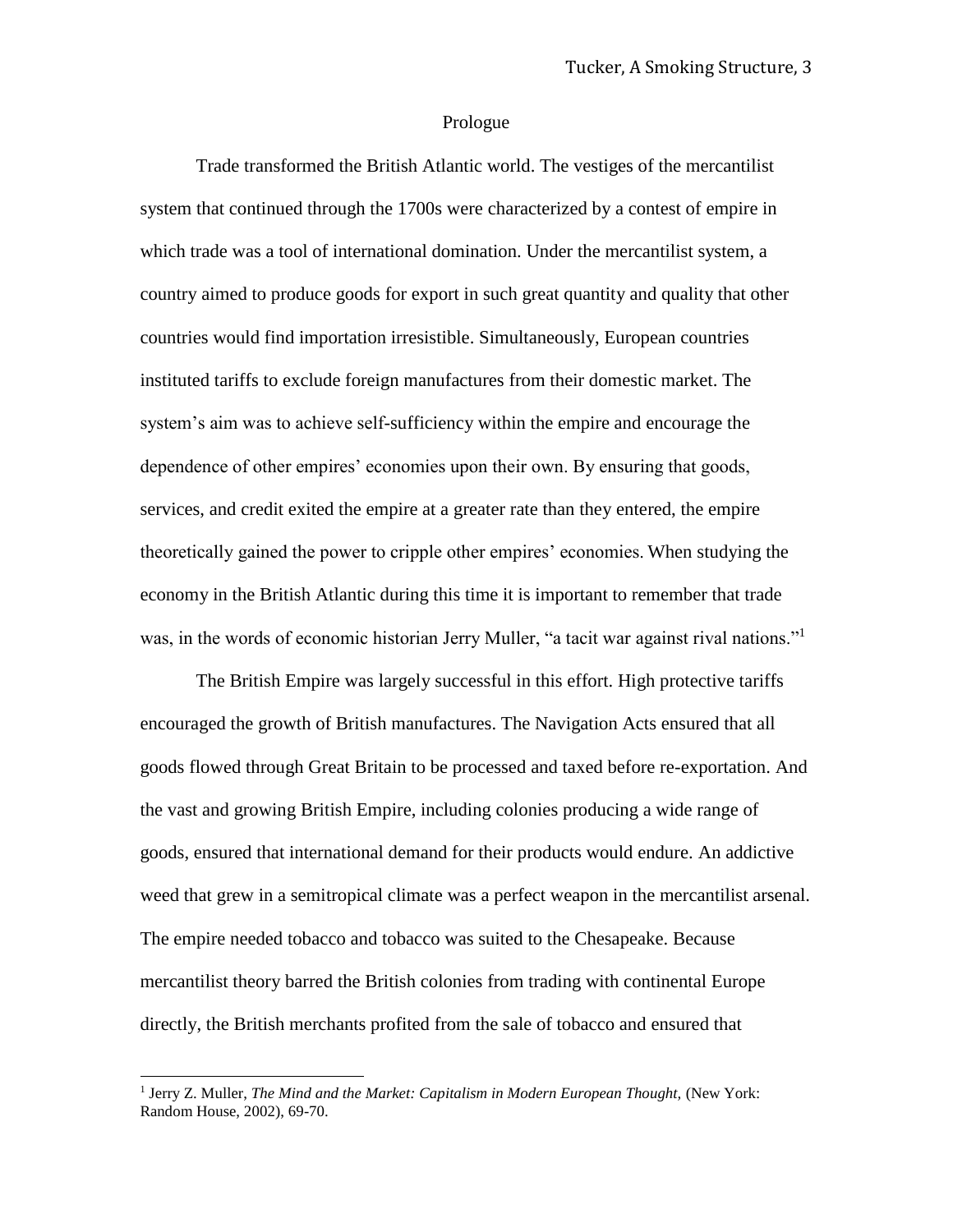## Prologue

Trade transformed the British Atlantic world. The vestiges of the mercantilist system that continued through the 1700s were characterized by a contest of empire in which trade was a tool of international domination. Under the mercantilist system, a country aimed to produce goods for export in such great quantity and quality that other countries would find importation irresistible. Simultaneously, European countries instituted tariffs to exclude foreign manufactures from their domestic market. The system's aim was to achieve self-sufficiency within the empire and encourage the dependence of other empires' economies upon their own. By ensuring that goods, services, and credit exited the empire at a greater rate than they entered, the empire theoretically gained the power to cripple other empires' economies. When studying the economy in the British Atlantic during this time it is important to remember that trade was, in the words of economic historian Jerry Muller, "a tacit war against rival nations."[1]

The British Empire was largely successful in this effort. High protective tariffs encouraged the growth of British manufactures. The Navigation Acts ensured that all goods flowed through Great Britain to be processed and taxed before re-exportation. And the vast and growing British Empire, including colonies producing a wide range of goods, ensured that international demand for their products would endure. An addictive weed that grew in a semitropical climate was a perfect weapon in the mercantilist arsenal. The empire needed tobacco and tobacco was suited to the Chesapeake. Because mercantilist theory barred the British colonies from trading with continental Europe directly, the British merchants profited from the sale of tobacco and ensured that

[1] Jerry Z. Muller, *The Mind and the Market: Capitalism in Modern European Thought,* (New York: Random House, 2002), 69-70.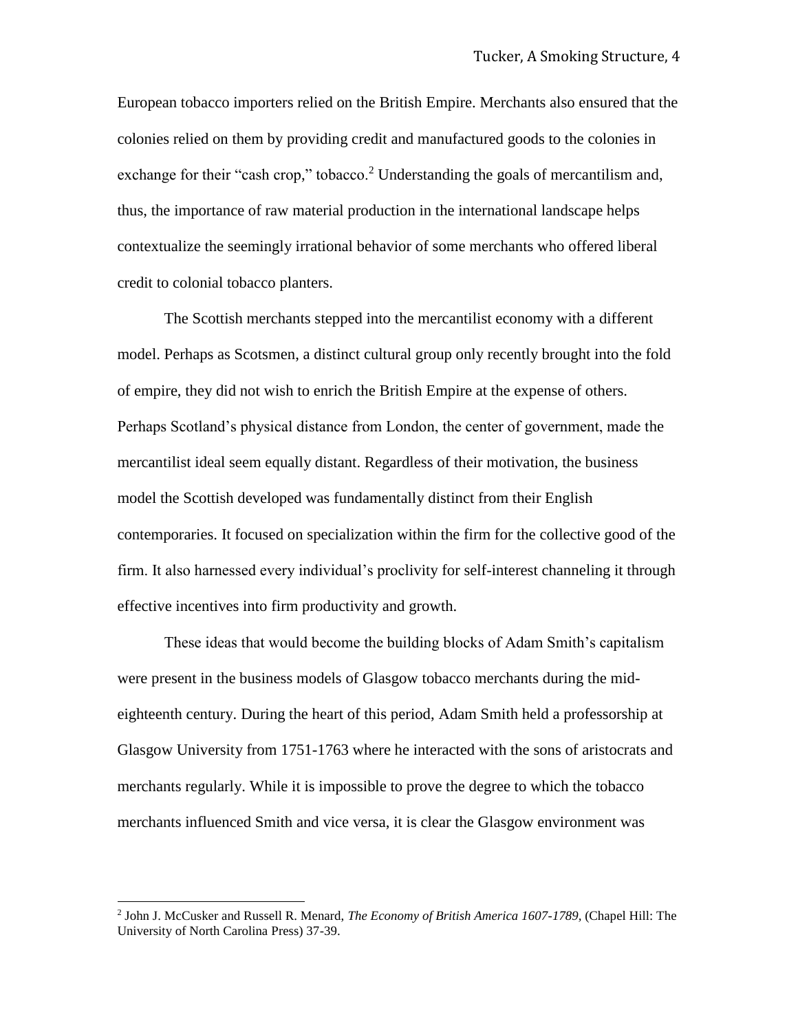European tobacco importers relied on the British Empire. Merchants also ensured that the colonies relied on them by providing credit and manufactured goods to the colonies in exchange for their "cash crop," tobacco.[2] Understanding the goals of mercantilism and, thus, the importance of raw material production in the international landscape helps contextualize the seemingly irrational behavior of some merchants who offered liberal credit to colonial tobacco planters.

The Scottish merchants stepped into the mercantilist economy with a different model. Perhaps as Scotsmen, a distinct cultural group only recently brought into the fold of empire, they did not wish to enrich the British Empire at the expense of others. Perhaps Scotland's physical distance from London, the center of government, made the mercantilist ideal seem equally distant. Regardless of their motivation, the business model the Scottish developed was fundamentally distinct from their English contemporaries. It focused on specialization within the firm for the collective good of the firm. It also harnessed every individual's proclivity for self-interest channeling it through effective incentives into firm productivity and growth.

These ideas that would become the building blocks of Adam Smith's capitalism were present in the business models of Glasgow tobacco merchants during the mid-eighteenth century. During the heart of this period, Adam Smith held a professorship at Glasgow University from 1751-1763 where he interacted with the sons of aristocrats and merchants regularly. While it is impossible to prove the degree to which the tobacco merchants influenced Smith and vice versa, it is clear the Glasgow environment was

---

[2] John J. McCusker and Russell R. Menard, *The Economy of British America 1607-1789*, (Chapel Hill: The University of North Carolina Press) 37-39.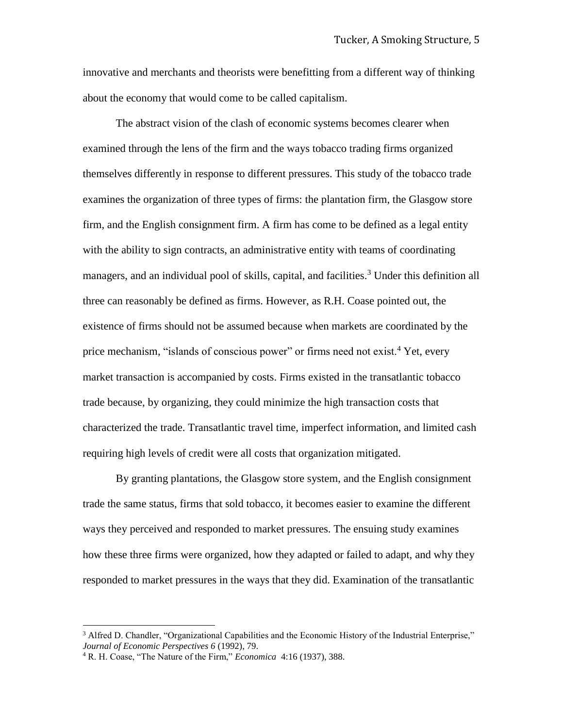innovative and merchants and theorists were benefitting from a different way of thinking about the economy that would come to be called capitalism.

The abstract vision of the clash of economic systems becomes clearer when examined through the lens of the firm and the ways tobacco trading firms organized themselves differently in response to different pressures. This study of the tobacco trade examines the organization of three types of firms: the plantation firm, the Glasgow store firm, and the English consignment firm. A firm has come to be defined as a legal entity with the ability to sign contracts, an administrative entity with teams of coordinating managers, and an individual pool of skills, capital, and facilities.[3] Under this definition all three can reasonably be defined as firms. However, as R.H. Coase pointed out, the existence of firms should not be assumed because when markets are coordinated by the price mechanism, "islands of conscious power" or firms need not exist.[4] Yet, every market transaction is accompanied by costs. Firms existed in the transatlantic tobacco trade because, by organizing, they could minimize the high transaction costs that characterized the trade. Transatlantic travel time, imperfect information, and limited cash requiring high levels of credit were all costs that organization mitigated.

By granting plantations, the Glasgow store system, and the English consignment trade the same status, firms that sold tobacco, it becomes easier to examine the different ways they perceived and responded to market pressures. The ensuing study examines how these three firms were organized, how they adapted or failed to adapt, and why they responded to market pressures in the ways that they did. Examination of the transatlantic

[3] Alfred D. Chandler, "Organizational Capabilities and the Economic History of the Industrial Enterprise," *Journal of Economic Perspectives 6* (1992), 79.

[4] R. H. Coase, "The Nature of the Firm," *Economica* 4:16 (1937), 388.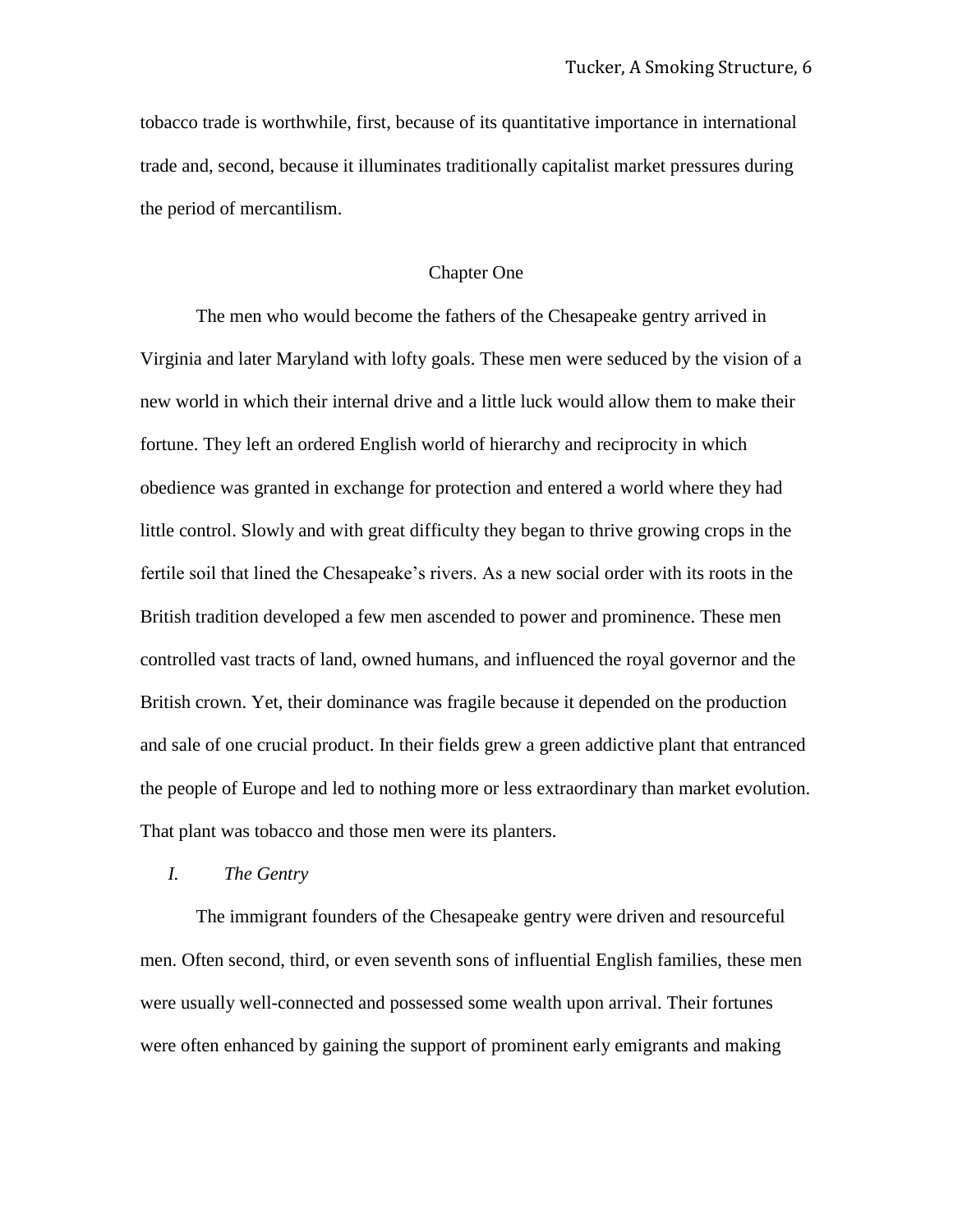tobacco trade is worthwhile, first, because of its quantitative importance in international trade and, second, because it illuminates traditionally capitalist market pressures during the period of mercantilism.

## Chapter One

The men who would become the fathers of the Chesapeake gentry arrived in Virginia and later Maryland with lofty goals. These men were seduced by the vision of a new world in which their internal drive and a little luck would allow them to make their fortune. They left an ordered English world of hierarchy and reciprocity in which obedience was granted in exchange for protection and entered a world where they had little control. Slowly and with great difficulty they began to thrive growing crops in the fertile soil that lined the Chesapeake's rivers. As a new social order with its roots in the British tradition developed a few men ascended to power and prominence. These men controlled vast tracts of land, owned humans, and influenced the royal governor and the British crown. Yet, their dominance was fragile because it depended on the production and sale of one crucial product. In their fields grew a green addictive plant that entranced the people of Europe and led to nothing more or less extraordinary than market evolution. That plant was tobacco and those men were its planters.

### *I. The Gentry*

The immigrant founders of the Chesapeake gentry were driven and resourceful men. Often second, third, or even seventh sons of influential English families, these men were usually well-connected and possessed some wealth upon arrival. Their fortunes were often enhanced by gaining the support of prominent early emigrants and making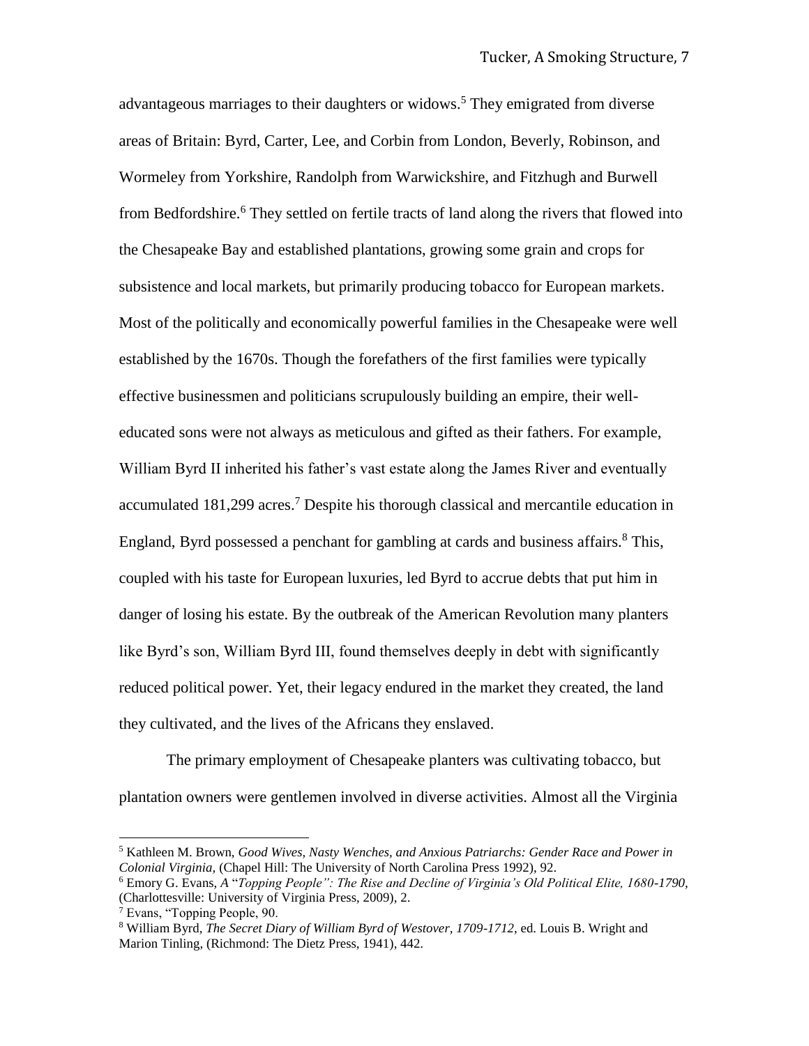advantageous marriages to their daughters or widows.[5] They emigrated from diverse areas of Britain: Byrd, Carter, Lee, and Corbin from London, Beverly, Robinson, and Wormeley from Yorkshire, Randolph from Warwickshire, and Fitzhugh and Burwell from Bedfordshire.[6] They settled on fertile tracts of land along the rivers that flowed into the Chesapeake Bay and established plantations, growing some grain and crops for subsistence and local markets, but primarily producing tobacco for European markets. Most of the politically and economically powerful families in the Chesapeake were well established by the 1670s. Though the forefathers of the first families were typically effective businessmen and politicians scrupulously building an empire, their well-educated sons were not always as meticulous and gifted as their fathers. For example, William Byrd II inherited his father's vast estate along the James River and eventually accumulated 181,299 acres.[7] Despite his thorough classical and mercantile education in England, Byrd possessed a penchant for gambling at cards and business affairs.[8] This, coupled with his taste for European luxuries, led Byrd to accrue debts that put him in danger of losing his estate. By the outbreak of the American Revolution many planters like Byrd's son, William Byrd III, found themselves deeply in debt with significantly reduced political power. Yet, their legacy endured in the market they created, the land they cultivated, and the lives of the Africans they enslaved.

The primary employment of Chesapeake planters was cultivating tobacco, but plantation owners were gentlemen involved in diverse activities. Almost all the Virginia

---

[5] Kathleen M. Brown, *Good Wives, Nasty Wenches, and Anxious Patriarchs: Gender Race and Power in Colonial Virginia*, (Chapel Hill: The University of North Carolina Press 1992), 92.

[6] Emory G. Evans, *A "Topping People": The Rise and Decline of Virginia's Old Political Elite, 1680-1790*, (Charlottesville: University of Virginia Press, 2009), 2.

[7] Evans, "Topping People, 90.

[8] William Byrd, *The Secret Diary of William Byrd of Westover, 1709-1712*, ed. Louis B. Wright and Marion Tinling, (Richmond: The Dietz Press, 1941), 442.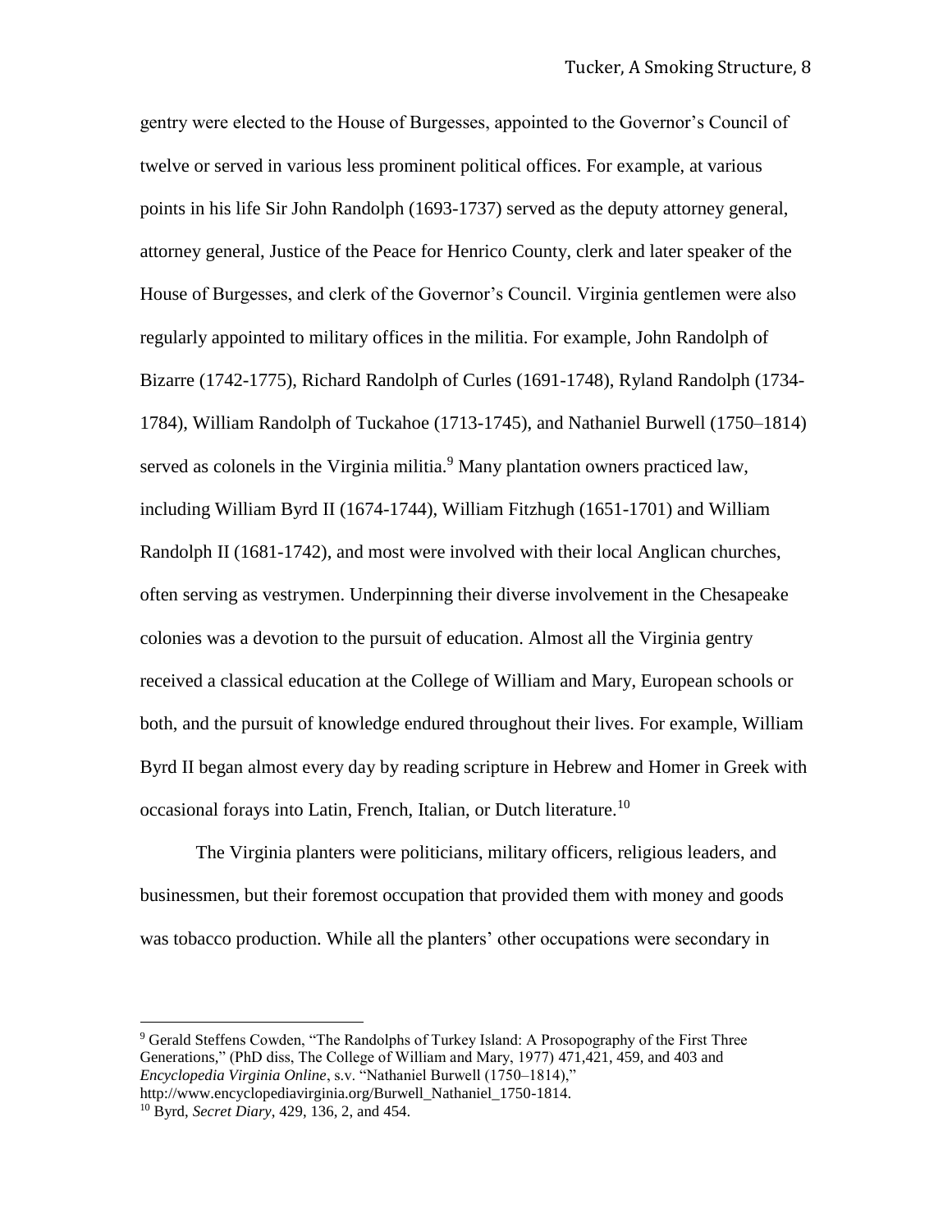gentry were elected to the House of Burgesses, appointed to the Governor's Council of twelve or served in various less prominent political offices. For example, at various points in his life Sir John Randolph (1693-1737) served as the deputy attorney general, attorney general, Justice of the Peace for Henrico County, clerk and later speaker of the House of Burgesses, and clerk of the Governor's Council. Virginia gentlemen were also regularly appointed to military offices in the militia. For example, John Randolph of Bizarre (1742-1775), Richard Randolph of Curles (1691-1748), Ryland Randolph (1734-1784), William Randolph of Tuckahoe (1713-1745), and Nathaniel Burwell (1750–1814) served as colonels in the Virginia militia.[9] Many plantation owners practiced law, including William Byrd II (1674-1744), William Fitzhugh (1651-1701) and William Randolph II (1681-1742), and most were involved with their local Anglican churches, often serving as vestrymen. Underpinning their diverse involvement in the Chesapeake colonies was a devotion to the pursuit of education. Almost all the Virginia gentry received a classical education at the College of William and Mary, European schools or both, and the pursuit of knowledge endured throughout their lives. For example, William Byrd II began almost every day by reading scripture in Hebrew and Homer in Greek with occasional forays into Latin, French, Italian, or Dutch literature.[10]

The Virginia planters were politicians, military officers, religious leaders, and businessmen, but their foremost occupation that provided them with money and goods was tobacco production. While all the planters' other occupations were secondary in

---

[9] Gerald Steffens Cowden, "The Randolphs of Turkey Island: A Prosopography of the First Three Generations," (PhD diss, The College of William and Mary, 1977) 471,421, 459, and 403 and *Encyclopedia Virginia Online*, s.v. "Nathaniel Burwell (1750–1814)," http://www.encyclopediavirginia.org/Burwell_Nathaniel_1750-1814.

[10] Byrd, *Secret Diary*, 429, 136, 2, and 454.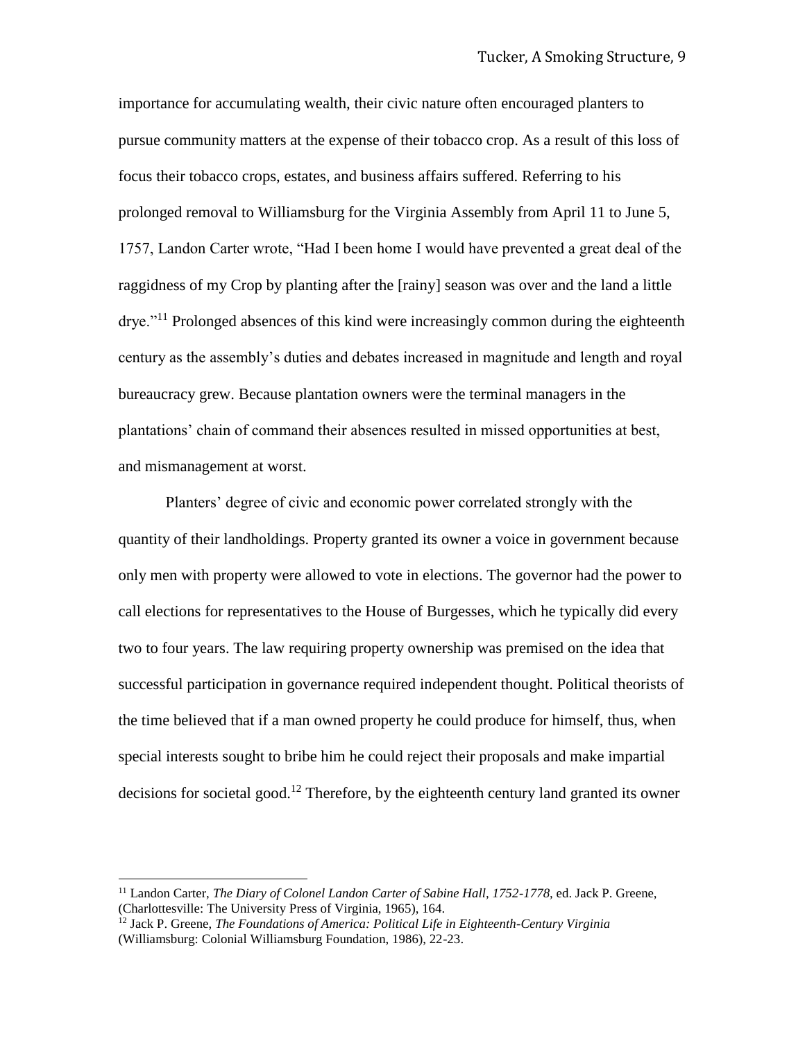importance for accumulating wealth, their civic nature often encouraged planters to pursue community matters at the expense of their tobacco crop. As a result of this loss of focus their tobacco crops, estates, and business affairs suffered. Referring to his prolonged removal to Williamsburg for the Virginia Assembly from April 11 to June 5, 1757, Landon Carter wrote, "Had I been home I would have prevented a great deal of the raggidness of my Crop by planting after the [rainy] season was over and the land a little drye."[11] Prolonged absences of this kind were increasingly common during the eighteenth century as the assembly's duties and debates increased in magnitude and length and royal bureaucracy grew. Because plantation owners were the terminal managers in the plantations' chain of command their absences resulted in missed opportunities at best, and mismanagement at worst.

Planters' degree of civic and economic power correlated strongly with the quantity of their landholdings. Property granted its owner a voice in government because only men with property were allowed to vote in elections. The governor had the power to call elections for representatives to the House of Burgesses, which he typically did every two to four years. The law requiring property ownership was premised on the idea that successful participation in governance required independent thought. Political theorists of the time believed that if a man owned property he could produce for himself, thus, when special interests sought to bribe him he could reject their proposals and make impartial decisions for societal good.[12] Therefore, by the eighteenth century land granted its owner

---

[11] Landon Carter, *The Diary of Colonel Landon Carter of Sabine Hall, 1752-1778,* ed. Jack P. Greene, (Charlottesville: The University Press of Virginia, 1965), 164.

[12] Jack P. Greene, *The Foundations of America: Political Life in Eighteenth-Century Virginia* (Williamsburg: Colonial Williamsburg Foundation, 1986), 22-23.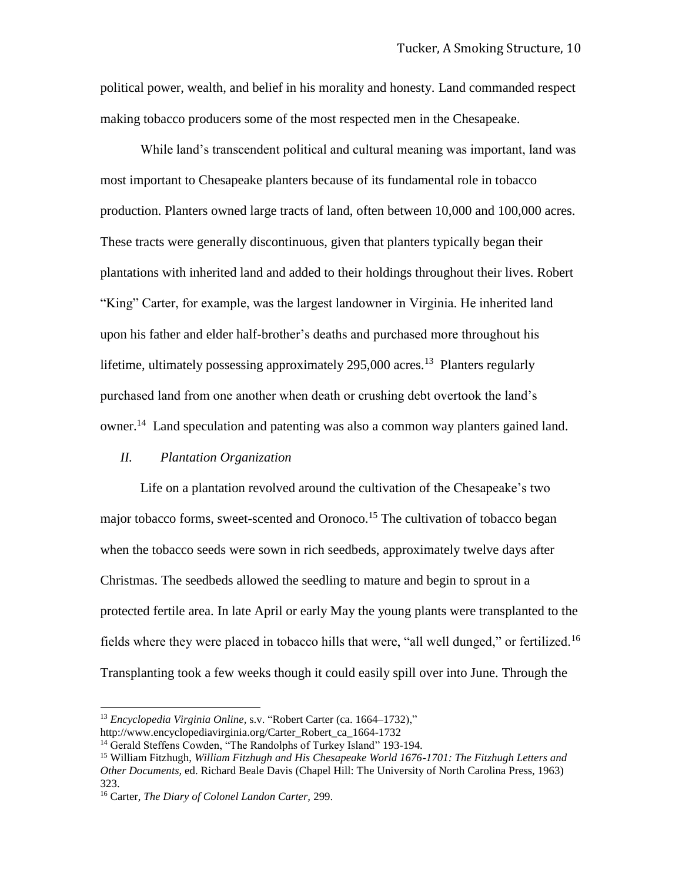political power, wealth, and belief in his morality and honesty. Land commanded respect making tobacco producers some of the most respected men in the Chesapeake.

While land's transcendent political and cultural meaning was important, land was most important to Chesapeake planters because of its fundamental role in tobacco production. Planters owned large tracts of land, often between 10,000 and 100,000 acres. These tracts were generally discontinuous, given that planters typically began their plantations with inherited land and added to their holdings throughout their lives. Robert "King" Carter, for example, was the largest landowner in Virginia. He inherited land upon his father and elder half-brother's deaths and purchased more throughout his lifetime, ultimately possessing approximately 295,000 acres.[13] Planters regularly purchased land from one another when death or crushing debt overtook the land's owner.[14] Land speculation and patenting was also a common way planters gained land.

## *II. Plantation Organization*

Life on a plantation revolved around the cultivation of the Chesapeake's two major tobacco forms, sweet-scented and Oronoco.[15] The cultivation of tobacco began when the tobacco seeds were sown in rich seedbeds, approximately twelve days after Christmas. The seedbeds allowed the seedling to mature and begin to sprout in a protected fertile area. In late April or early May the young plants were transplanted to the fields where they were placed in tobacco hills that were, "all well dunged," or fertilized.[16] Transplanting took a few weeks though it could easily spill over into June. Through the

---

[13] *Encyclopedia Virginia Online,* s.v. "Robert Carter (ca. 1664–1732)," http://www.encyclopediavirginia.org/Carter_Robert_ca_1664-1732

[14] Gerald Steffens Cowden, "The Randolphs of Turkey Island" 193-194.

[15] William Fitzhugh, *William Fitzhugh and His Chesapeake World 1676-1701: The Fitzhugh Letters and Other Documents,* ed. Richard Beale Davis (Chapel Hill: The University of North Carolina Press, 1963) 323.

[16] Carter, *The Diary of Colonel Landon Carter,* 299.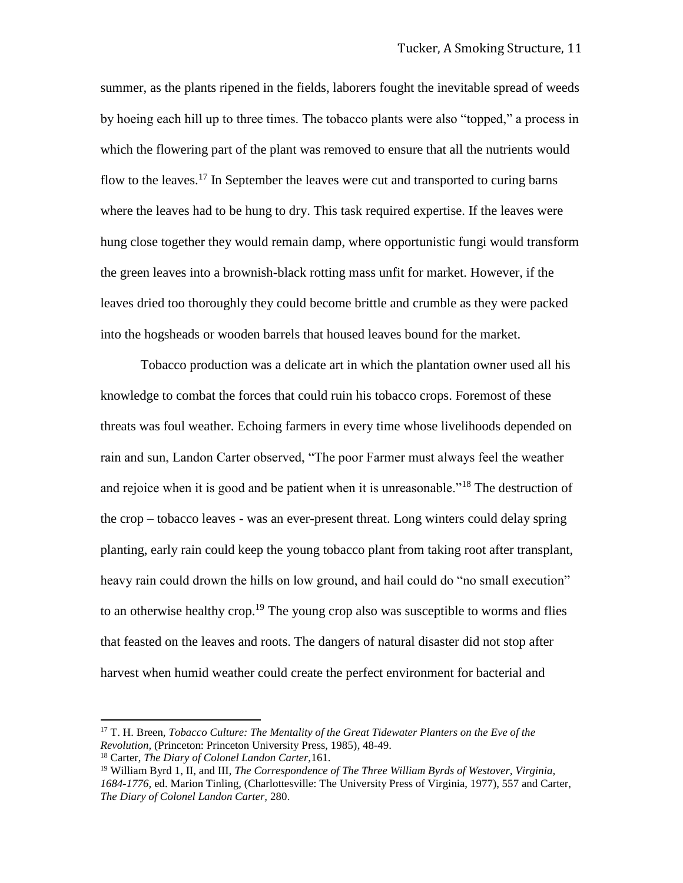summer, as the plants ripened in the fields, laborers fought the inevitable spread of weeds by hoeing each hill up to three times. The tobacco plants were also "topped," a process in which the flowering part of the plant was removed to ensure that all the nutrients would flow to the leaves.[17] In September the leaves were cut and transported to curing barns where the leaves had to be hung to dry. This task required expertise. If the leaves were hung close together they would remain damp, where opportunistic fungi would transform the green leaves into a brownish-black rotting mass unfit for market. However, if the leaves dried too thoroughly they could become brittle and crumble as they were packed into the hogsheads or wooden barrels that housed leaves bound for the market.

Tobacco production was a delicate art in which the plantation owner used all his knowledge to combat the forces that could ruin his tobacco crops. Foremost of these threats was foul weather. Echoing farmers in every time whose livelihoods depended on rain and sun, Landon Carter observed, "The poor Farmer must always feel the weather and rejoice when it is good and be patient when it is unreasonable."[18] The destruction of the crop – tobacco leaves - was an ever-present threat. Long winters could delay spring planting, early rain could keep the young tobacco plant from taking root after transplant, heavy rain could drown the hills on low ground, and hail could do "no small execution" to an otherwise healthy crop.[19] The young crop also was susceptible to worms and flies that feasted on the leaves and roots. The dangers of natural disaster did not stop after harvest when humid weather could create the perfect environment for bacterial and

---

[17] T. H. Breen, *Tobacco Culture: The Mentality of the Great Tidewater Planters on the Eve of the Revolution*, (Princeton: Princeton University Press, 1985), 48-49.

[18] Carter, *The Diary of Colonel Landon Carter*,161.

[19] William Byrd 1, II, and III, *The Correspondence of The Three William Byrds of Westover, Virginia, 1684-1776*, ed. Marion Tinling, (Charlottesville: The University Press of Virginia, 1977), 557 and Carter, *The Diary of Colonel Landon Carter*, 280.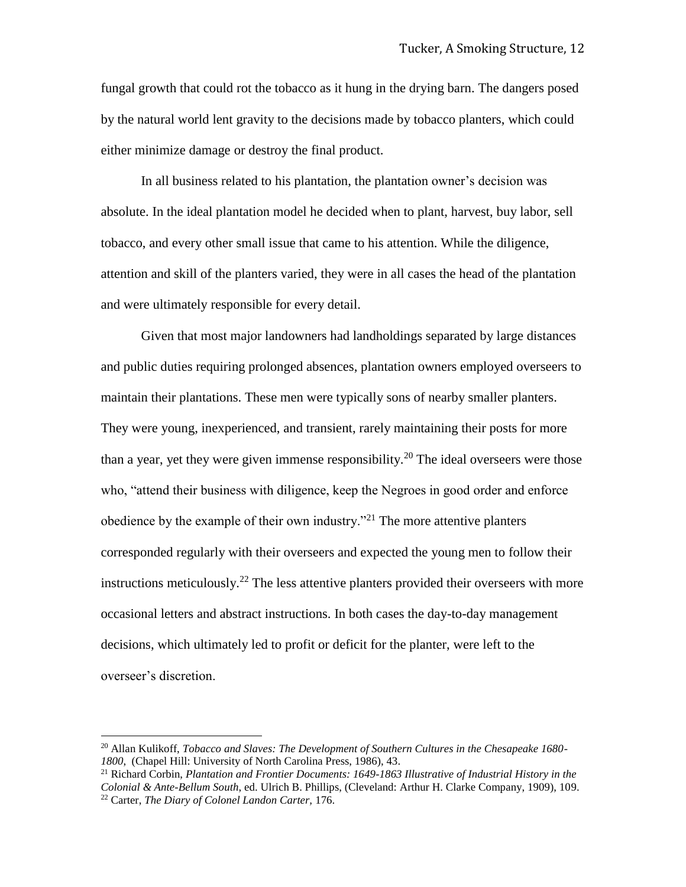fungal growth that could rot the tobacco as it hung in the drying barn. The dangers posed by the natural world lent gravity to the decisions made by tobacco planters, which could either minimize damage or destroy the final product.

In all business related to his plantation, the plantation owner's decision was absolute. In the ideal plantation model he decided when to plant, harvest, buy labor, sell tobacco, and every other small issue that came to his attention. While the diligence, attention and skill of the planters varied, they were in all cases the head of the plantation and were ultimately responsible for every detail.

Given that most major landowners had landholdings separated by large distances and public duties requiring prolonged absences, plantation owners employed overseers to maintain their plantations. These men were typically sons of nearby smaller planters. They were young, inexperienced, and transient, rarely maintaining their posts for more than a year, yet they were given immense responsibility.[20] The ideal overseers were those who, "attend their business with diligence, keep the Negroes in good order and enforce obedience by the example of their own industry."[21] The more attentive planters corresponded regularly with their overseers and expected the young men to follow their instructions meticulously.[22] The less attentive planters provided their overseers with more occasional letters and abstract instructions. In both cases the day-to-day management decisions, which ultimately led to profit or deficit for the planter, were left to the overseer's discretion.

---

[20] Allan Kulikoff, *Tobacco and Slaves: The Development of Southern Cultures in the Chesapeake 1680-1800*, (Chapel Hill: University of North Carolina Press, 1986), 43.

[21] Richard Corbin, *Plantation and Frontier Documents: 1649-1863 Illustrative of Industrial History in the Colonial & Ante-Bellum South*, ed. Ulrich B. Phillips, (Cleveland: Arthur H. Clarke Company, 1909), 109.

[22] Carter, *The Diary of Colonel Landon Carter*, 176.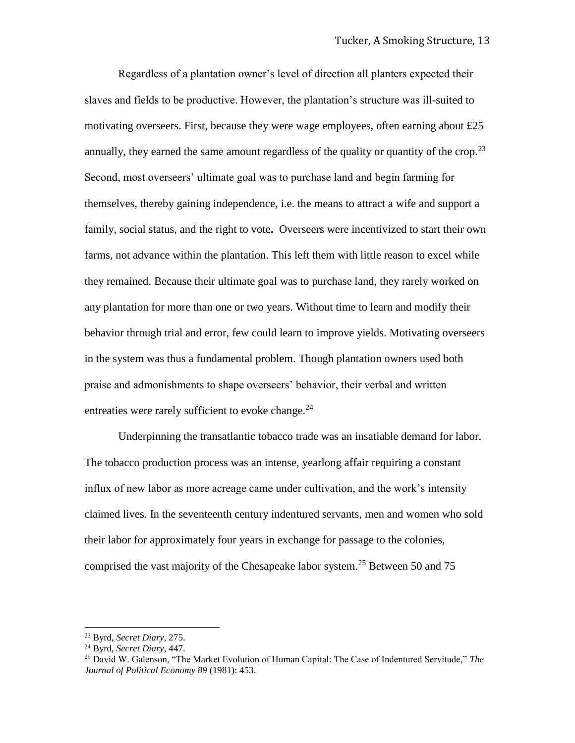Regardless of a plantation owner's level of direction all planters expected their slaves and fields to be productive. However, the plantation's structure was ill-suited to motivating overseers. First, because they were wage employees, often earning about £25 annually, they earned the same amount regardless of the quality or quantity of the crop.[23] Second, most overseers' ultimate goal was to purchase land and begin farming for themselves, thereby gaining independence, i.e. the means to attract a wife and support a family, social status, and the right to vote**.** Overseers were incentivized to start their own farms, not advance within the plantation. This left them with little reason to excel while they remained. Because their ultimate goal was to purchase land, they rarely worked on any plantation for more than one or two years. Without time to learn and modify their behavior through trial and error, few could learn to improve yields. Motivating overseers in the system was thus a fundamental problem. Though plantation owners used both praise and admonishments to shape overseers' behavior, their verbal and written entreaties were rarely sufficient to evoke change.[24]

Underpinning the transatlantic tobacco trade was an insatiable demand for labor. The tobacco production process was an intense, yearlong affair requiring a constant influx of new labor as more acreage came under cultivation, and the work's intensity claimed lives. In the seventeenth century indentured servants, men and women who sold their labor for approximately four years in exchange for passage to the colonies, comprised the vast majority of the Chesapeake labor system.[25] Between 50 and 75

---

[23] Byrd, *Secret Diary*, 275.

[24] Byrd, *Secret Diary*, 447.

[25] David W. Galenson, "The Market Evolution of Human Capital: The Case of Indentured Servitude," *The Journal of Political Economy 89* (1981): 453.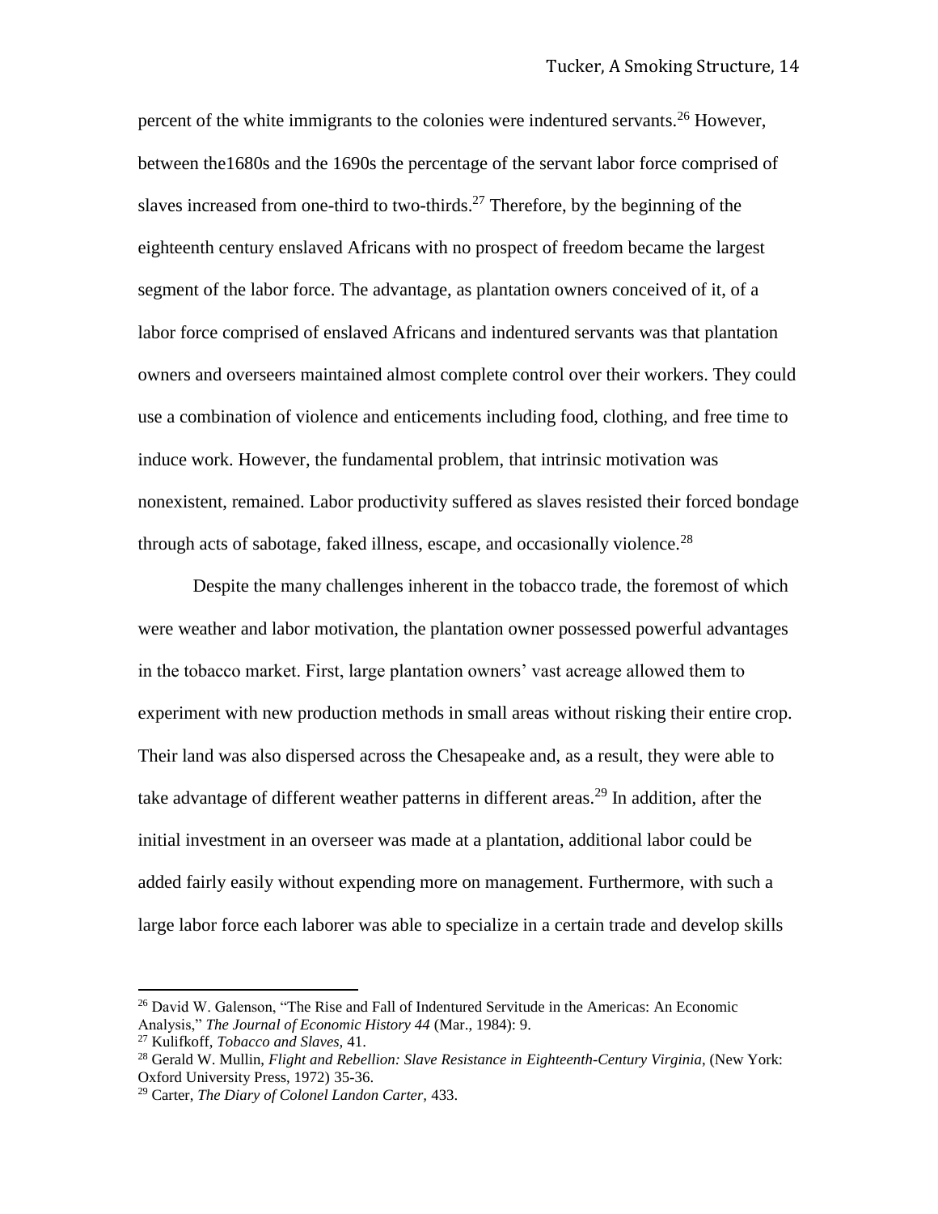percent of the white immigrants to the colonies were indentured servants.[26] However, between the1680s and the 1690s the percentage of the servant labor force comprised of slaves increased from one-third to two-thirds.[27] Therefore, by the beginning of the eighteenth century enslaved Africans with no prospect of freedom became the largest segment of the labor force. The advantage, as plantation owners conceived of it, of a labor force comprised of enslaved Africans and indentured servants was that plantation owners and overseers maintained almost complete control over their workers. They could use a combination of violence and enticements including food, clothing, and free time to induce work. However, the fundamental problem, that intrinsic motivation was nonexistent, remained. Labor productivity suffered as slaves resisted their forced bondage through acts of sabotage, faked illness, escape, and occasionally violence.[28]

Despite the many challenges inherent in the tobacco trade, the foremost of which were weather and labor motivation, the plantation owner possessed powerful advantages in the tobacco market. First, large plantation owners' vast acreage allowed them to experiment with new production methods in small areas without risking their entire crop. Their land was also dispersed across the Chesapeake and, as a result, they were able to take advantage of different weather patterns in different areas.[29] In addition, after the initial investment in an overseer was made at a plantation, additional labor could be added fairly easily without expending more on management. Furthermore, with such a large labor force each laborer was able to specialize in a certain trade and develop skills

---

[26] David W. Galenson, "The Rise and Fall of Indentured Servitude in the Americas: An Economic Analysis," *The Journal of Economic History 44* (Mar., 1984): 9.

[27] Kulifkoff, *Tobacco and Slaves,* 41.

[28] Gerald W. Mullin, *Flight and Rebellion: Slave Resistance in Eighteenth-Century Virginia*, (New York: Oxford University Press, 1972) 35-36.

[29] Carter, *The Diary of Colonel Landon Carter,* 433.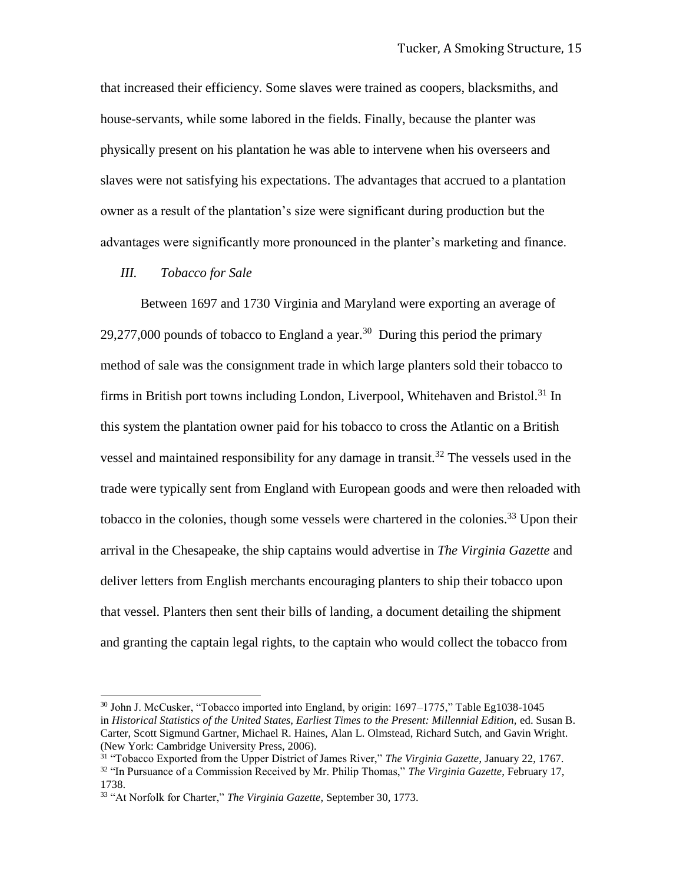that increased their efficiency. Some slaves were trained as coopers, blacksmiths, and house-servants, while some labored in the fields. Finally, because the planter was physically present on his plantation he was able to intervene when his overseers and slaves were not satisfying his expectations. The advantages that accrued to a plantation owner as a result of the plantation's size were significant during production but the advantages were significantly more pronounced in the planter's marketing and finance.

### *III. Tobacco for Sale*

Between 1697 and 1730 Virginia and Maryland were exporting an average of 29,277,000 pounds of tobacco to England a year.[30] During this period the primary method of sale was the consignment trade in which large planters sold their tobacco to firms in British port towns including London, Liverpool, Whitehaven and Bristol.[31] In this system the plantation owner paid for his tobacco to cross the Atlantic on a British vessel and maintained responsibility for any damage in transit.[32] The vessels used in the trade were typically sent from England with European goods and were then reloaded with tobacco in the colonies, though some vessels were chartered in the colonies.[33] Upon their arrival in the Chesapeake, the ship captains would advertise in *The Virginia Gazette* and deliver letters from English merchants encouraging planters to ship their tobacco upon that vessel. Planters then sent their bills of landing, a document detailing the shipment and granting the captain legal rights, to the captain who would collect the tobacco from

---

[30] John J. McCusker, "Tobacco imported into England, by origin: 1697–1775," Table Eg1038-1045 in *Historical Statistics of the United States, Earliest Times to the Present: Millennial Edition,* ed. Susan B. Carter, Scott Sigmund Gartner, Michael R. Haines, Alan L. Olmstead, Richard Sutch, and Gavin Wright. (New York: Cambridge University Press, 2006).

[31] "Tobacco Exported from the Upper District of James River," *The Virginia Gazette*, January 22, 1767.

[32] "In Pursuance of a Commission Received by Mr. Philip Thomas," *The Virginia Gazette*, February 17, 1738.

[33] "At Norfolk for Charter," *The Virginia Gazette*, September 30, 1773.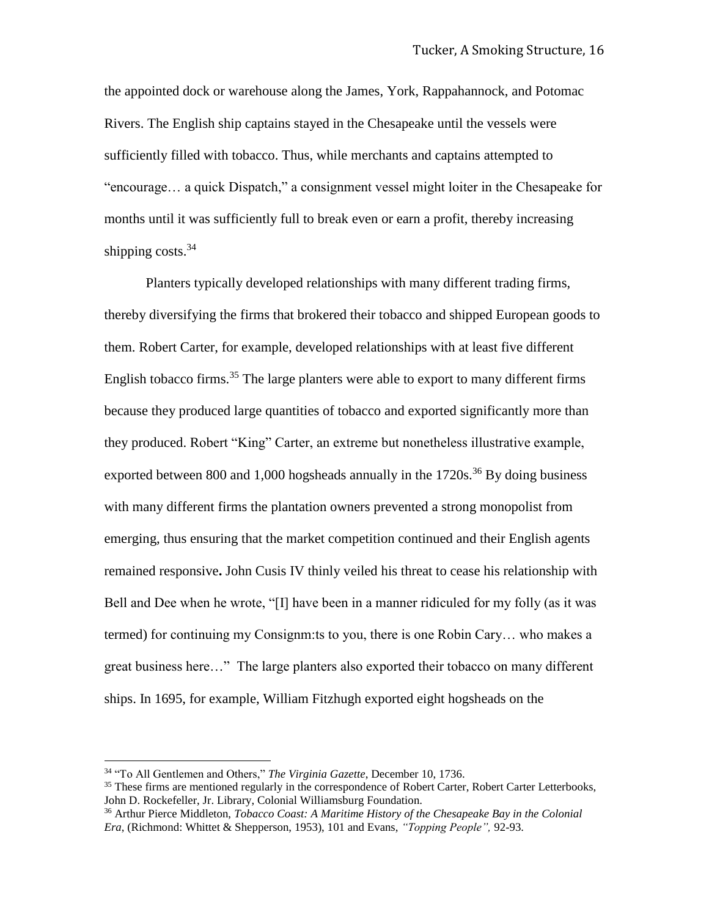the appointed dock or warehouse along the James, York, Rappahannock, and Potomac Rivers. The English ship captains stayed in the Chesapeake until the vessels were sufficiently filled with tobacco. Thus, while merchants and captains attempted to "encourage… a quick Dispatch," a consignment vessel might loiter in the Chesapeake for months until it was sufficiently full to break even or earn a profit, thereby increasing shipping costs.[34]

Planters typically developed relationships with many different trading firms, thereby diversifying the firms that brokered their tobacco and shipped European goods to them. Robert Carter, for example, developed relationships with at least five different English tobacco firms.[35] The large planters were able to export to many different firms because they produced large quantities of tobacco and exported significantly more than they produced. Robert "King" Carter, an extreme but nonetheless illustrative example, exported between 800 and 1,000 hogsheads annually in the 1720s.[36] By doing business with many different firms the plantation owners prevented a strong monopolist from emerging, thus ensuring that the market competition continued and their English agents remained responsive**.** John Cusis IV thinly veiled his threat to cease his relationship with Bell and Dee when he wrote, "[I] have been in a manner ridiculed for my folly (as it was termed) for continuing my Consignm:ts to you, there is one Robin Cary… who makes a great business here…" The large planters also exported their tobacco on many different ships. In 1695, for example, William Fitzhugh exported eight hogsheads on the

---

[34] "To All Gentlemen and Others," *The Virginia Gazette*, December 10, 1736.

[35] These firms are mentioned regularly in the correspondence of Robert Carter, Robert Carter Letterbooks, John D. Rockefeller, Jr. Library, Colonial Williamsburg Foundation.

[36] Arthur Pierce Middleton, *Tobacco Coast: A Maritime History of the Chesapeake Bay in the Colonial Era*, (Richmond: Whittet & Shepperson, 1953), 101 and Evans, *"Topping People",* 92-93.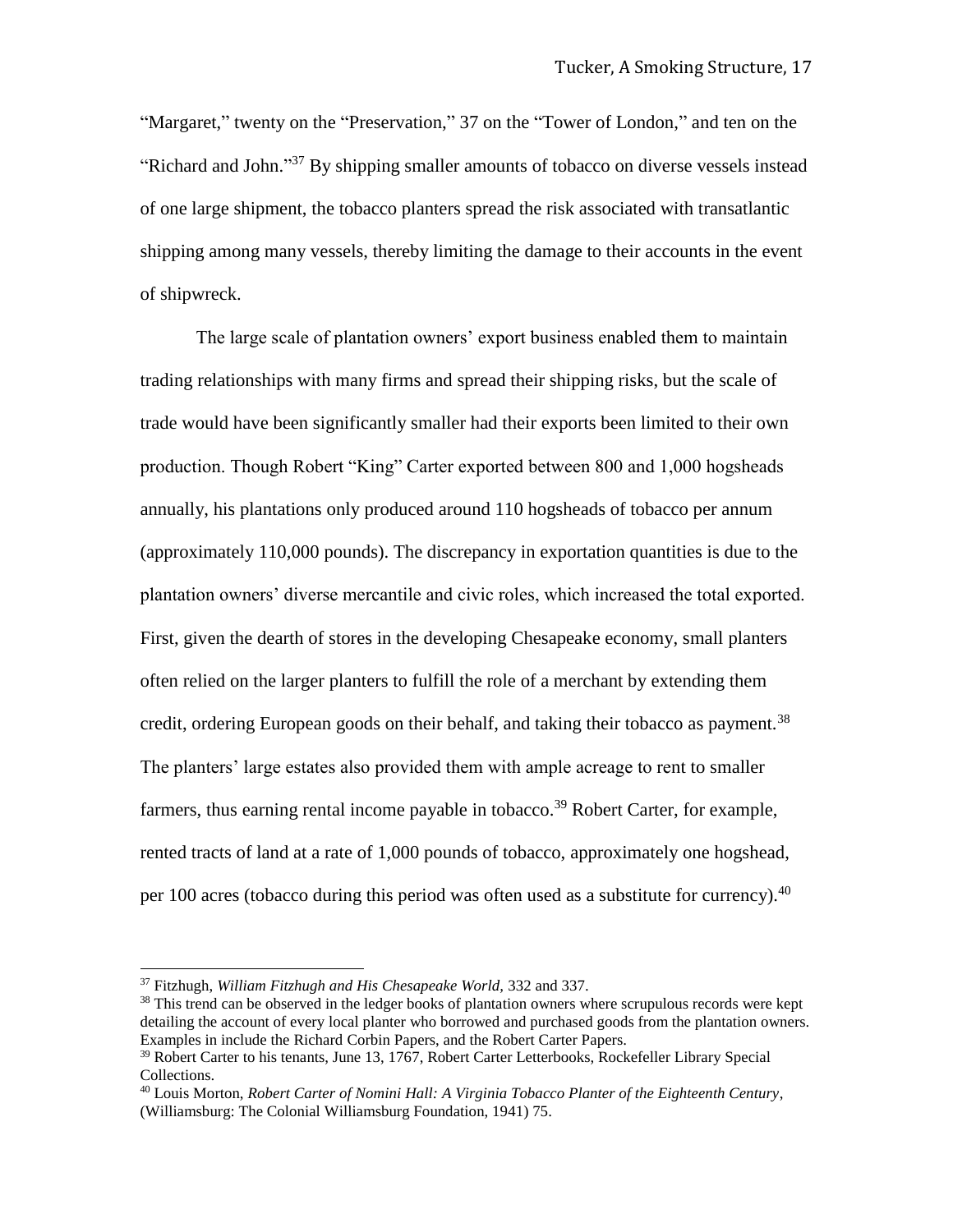"Margaret," twenty on the "Preservation," 37 on the "Tower of London," and ten on the "Richard and John."[37] By shipping smaller amounts of tobacco on diverse vessels instead of one large shipment, the tobacco planters spread the risk associated with transatlantic shipping among many vessels, thereby limiting the damage to their accounts in the event of shipwreck.

The large scale of plantation owners' export business enabled them to maintain trading relationships with many firms and spread their shipping risks, but the scale of trade would have been significantly smaller had their exports been limited to their own production. Though Robert "King" Carter exported between 800 and 1,000 hogsheads annually, his plantations only produced around 110 hogsheads of tobacco per annum (approximately 110,000 pounds). The discrepancy in exportation quantities is due to the plantation owners' diverse mercantile and civic roles, which increased the total exported. First, given the dearth of stores in the developing Chesapeake economy, small planters often relied on the larger planters to fulfill the role of a merchant by extending them credit, ordering European goods on their behalf, and taking their tobacco as payment.[38] The planters' large estates also provided them with ample acreage to rent to smaller farmers, thus earning rental income payable in tobacco.[39] Robert Carter, for example, rented tracts of land at a rate of 1,000 pounds of tobacco, approximately one hogshead, per 100 acres (tobacco during this period was often used as a substitute for currency).[40]

---

[37] Fitzhugh, *William Fitzhugh and His Chesapeake World*, 332 and 337.

[38] This trend can be observed in the ledger books of plantation owners where scrupulous records were kept detailing the account of every local planter who borrowed and purchased goods from the plantation owners. Examples in include the Richard Corbin Papers, and the Robert Carter Papers.

[39] Robert Carter to his tenants, June 13, 1767, Robert Carter Letterbooks, Rockefeller Library Special Collections.

[40] Louis Morton, *Robert Carter of Nomini Hall: A Virginia Tobacco Planter of the Eighteenth Century*, (Williamsburg: The Colonial Williamsburg Foundation, 1941) 75.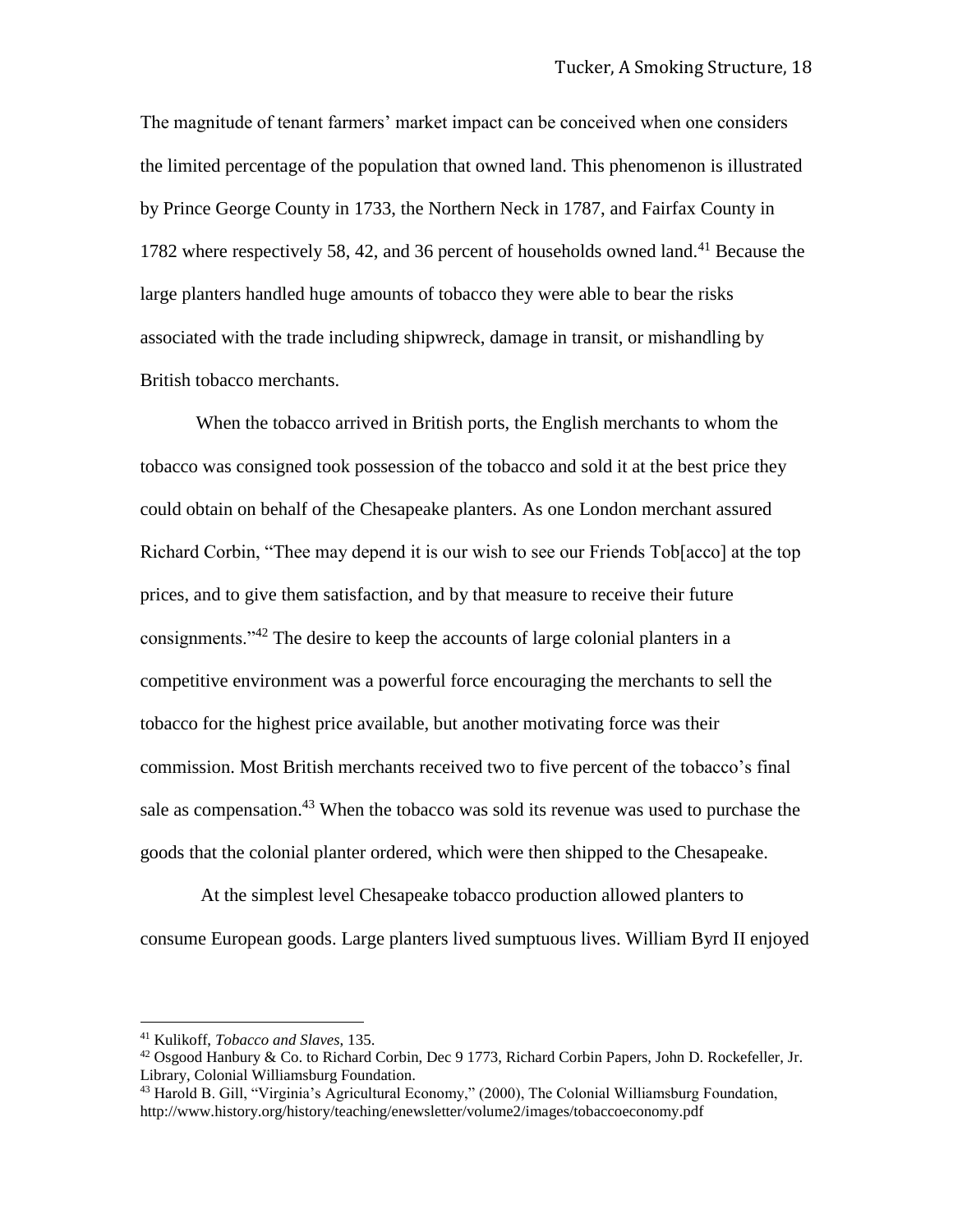The magnitude of tenant farmers' market impact can be conceived when one considers the limited percentage of the population that owned land. This phenomenon is illustrated by Prince George County in 1733, the Northern Neck in 1787, and Fairfax County in 1782 where respectively 58, 42, and 36 percent of households owned land.[41] Because the large planters handled huge amounts of tobacco they were able to bear the risks associated with the trade including shipwreck, damage in transit, or mishandling by British tobacco merchants.

When the tobacco arrived in British ports, the English merchants to whom the tobacco was consigned took possession of the tobacco and sold it at the best price they could obtain on behalf of the Chesapeake planters. As one London merchant assured Richard Corbin, "Thee may depend it is our wish to see our Friends Tob[acco] at the top prices, and to give them satisfaction, and by that measure to receive their future consignments."[42] The desire to keep the accounts of large colonial planters in a competitive environment was a powerful force encouraging the merchants to sell the tobacco for the highest price available, but another motivating force was their commission. Most British merchants received two to five percent of the tobacco's final sale as compensation.[43] When the tobacco was sold its revenue was used to purchase the goods that the colonial planter ordered, which were then shipped to the Chesapeake.

At the simplest level Chesapeake tobacco production allowed planters to consume European goods. Large planters lived sumptuous lives. William Byrd II enjoyed

---

[41] Kulikoff, *Tobacco and Slaves*, 135.

[42] Osgood Hanbury & Co. to Richard Corbin, Dec 9 1773, Richard Corbin Papers, John D. Rockefeller, Jr. Library, Colonial Williamsburg Foundation.

[43] Harold B. Gill, "Virginia's Agricultural Economy," (2000), The Colonial Williamsburg Foundation, http://www.history.org/history/teaching/enewsletter/volume2/images/tobaccoeconomy.pdf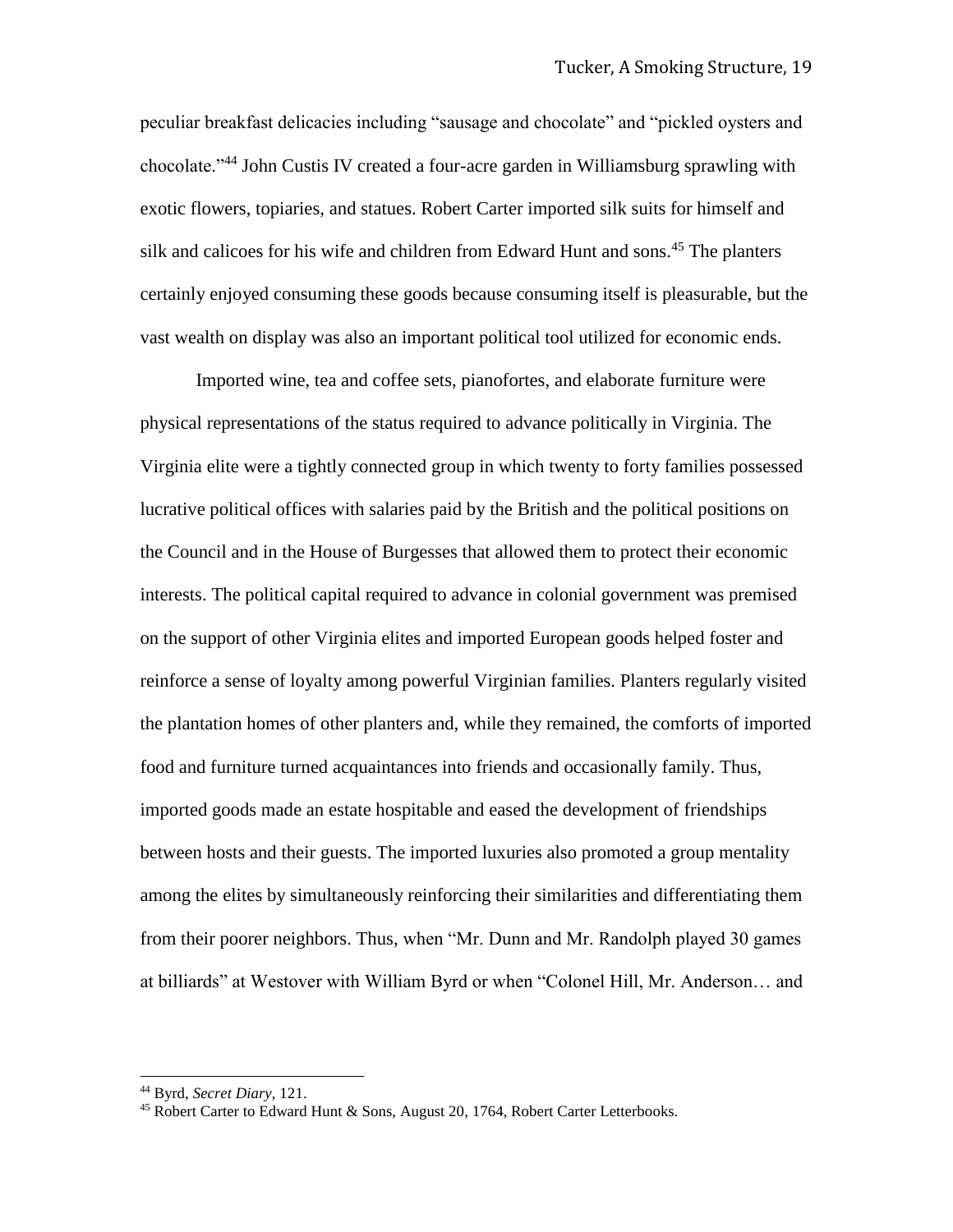peculiar breakfast delicacies including "sausage and chocolate" and "pickled oysters and chocolate."[44] John Custis IV created a four-acre garden in Williamsburg sprawling with exotic flowers, topiaries, and statues. Robert Carter imported silk suits for himself and silk and calicoes for his wife and children from Edward Hunt and sons.[45] The planters certainly enjoyed consuming these goods because consuming itself is pleasurable, but the vast wealth on display was also an important political tool utilized for economic ends.

Imported wine, tea and coffee sets, pianofortes, and elaborate furniture were physical representations of the status required to advance politically in Virginia. The Virginia elite were a tightly connected group in which twenty to forty families possessed lucrative political offices with salaries paid by the British and the political positions on the Council and in the House of Burgesses that allowed them to protect their economic interests. The political capital required to advance in colonial government was premised on the support of other Virginia elites and imported European goods helped foster and reinforce a sense of loyalty among powerful Virginian families. Planters regularly visited the plantation homes of other planters and, while they remained, the comforts of imported food and furniture turned acquaintances into friends and occasionally family. Thus, imported goods made an estate hospitable and eased the development of friendships between hosts and their guests. The imported luxuries also promoted a group mentality among the elites by simultaneously reinforcing their similarities and differentiating them from their poorer neighbors. Thus, when "Mr. Dunn and Mr. Randolph played 30 games at billiards" at Westover with William Byrd or when "Colonel Hill, Mr. Anderson… and

---

[44] Byrd, *Secret Diary*, 121.

[45] Robert Carter to Edward Hunt & Sons, August 20, 1764, Robert Carter Letterbooks.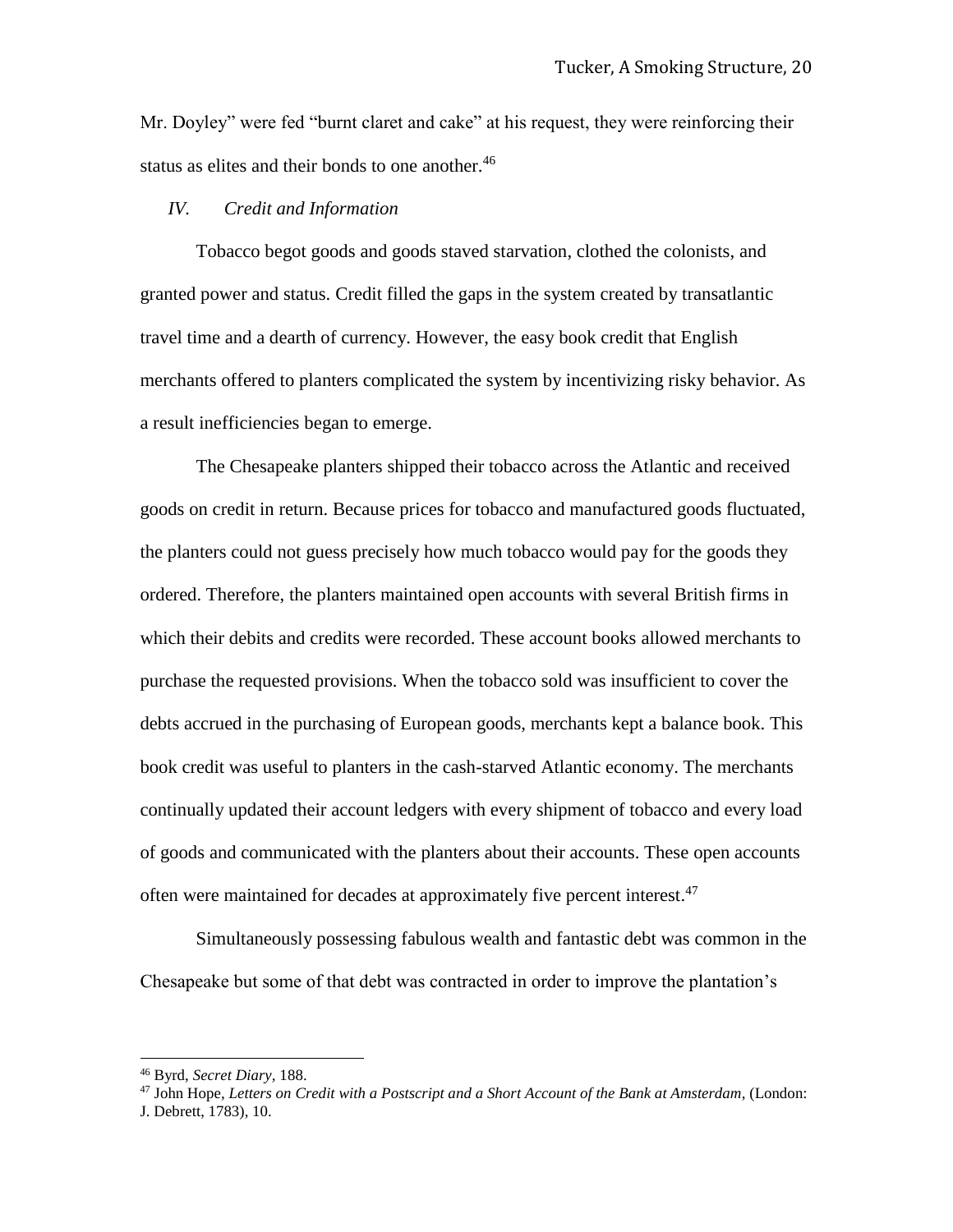Mr. Doyley" were fed "burnt claret and cake" at his request, they were reinforcing their status as elites and their bonds to one another.[46]

### *IV. Credit and Information*

Tobacco begot goods and goods staved starvation, clothed the colonists, and granted power and status. Credit filled the gaps in the system created by transatlantic travel time and a dearth of currency. However, the easy book credit that English merchants offered to planters complicated the system by incentivizing risky behavior. As a result inefficiencies began to emerge.

The Chesapeake planters shipped their tobacco across the Atlantic and received goods on credit in return. Because prices for tobacco and manufactured goods fluctuated, the planters could not guess precisely how much tobacco would pay for the goods they ordered. Therefore, the planters maintained open accounts with several British firms in which their debits and credits were recorded. These account books allowed merchants to purchase the requested provisions. When the tobacco sold was insufficient to cover the debts accrued in the purchasing of European goods, merchants kept a balance book. This book credit was useful to planters in the cash-starved Atlantic economy. The merchants continually updated their account ledgers with every shipment of tobacco and every load of goods and communicated with the planters about their accounts. These open accounts often were maintained for decades at approximately five percent interest.[47]

Simultaneously possessing fabulous wealth and fantastic debt was common in the Chesapeake but some of that debt was contracted in order to improve the plantation's

---

[46] Byrd, *Secret Diary*, 188.

[47] John Hope, *Letters on Credit with a Postscript and a Short Account of the Bank at Amsterdam*, (London: J. Debrett, 1783), 10.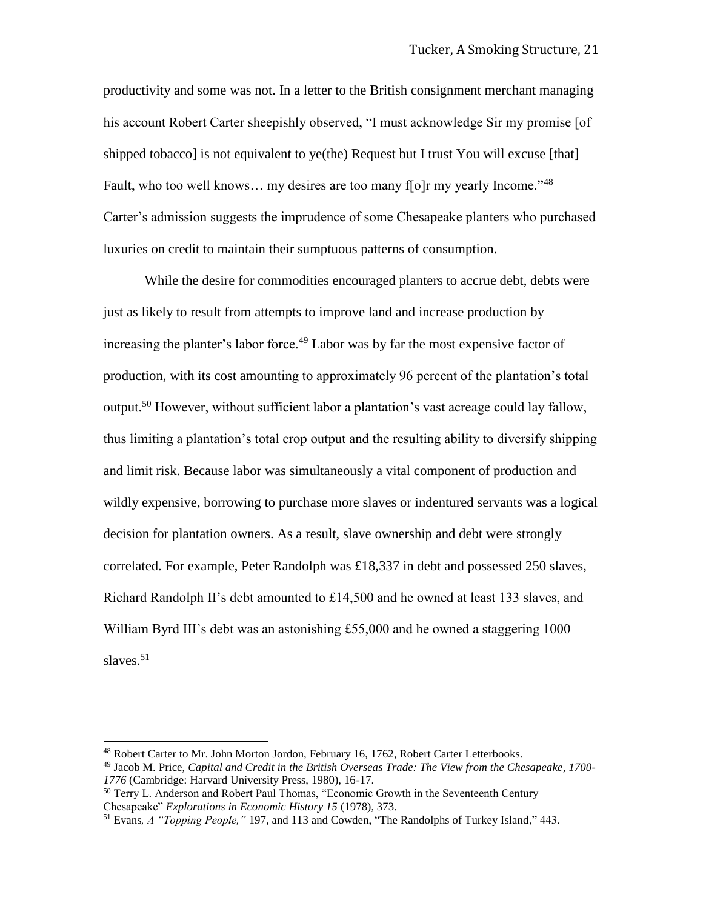productivity and some was not. In a letter to the British consignment merchant managing his account Robert Carter sheepishly observed, "I must acknowledge Sir my promise [of shipped tobacco] is not equivalent to ye(the) Request but I trust You will excuse [that] Fault, who too well knows… my desires are too many f[o]r my yearly Income."[48] Carter's admission suggests the imprudence of some Chesapeake planters who purchased luxuries on credit to maintain their sumptuous patterns of consumption.

While the desire for commodities encouraged planters to accrue debt, debts were just as likely to result from attempts to improve land and increase production by increasing the planter's labor force.[49] Labor was by far the most expensive factor of production, with its cost amounting to approximately 96 percent of the plantation's total output.[50] However, without sufficient labor a plantation's vast acreage could lay fallow, thus limiting a plantation's total crop output and the resulting ability to diversify shipping and limit risk. Because labor was simultaneously a vital component of production and wildly expensive, borrowing to purchase more slaves or indentured servants was a logical decision for plantation owners. As a result, slave ownership and debt were strongly correlated. For example, Peter Randolph was £18,337 in debt and possessed 250 slaves, Richard Randolph II's debt amounted to £14,500 and he owned at least 133 slaves, and William Byrd III's debt was an astonishing £55,000 and he owned a staggering 1000 slaves.[51]

---

[48] Robert Carter to Mr. John Morton Jordon, February 16, 1762, Robert Carter Letterbooks.

[49] Jacob M. Price, *Capital and Credit in the British Overseas Trade: The View from the Chesapeake, 1700-1776* (Cambridge: Harvard University Press, 1980), 16-17.

[50] Terry L. Anderson and Robert Paul Thomas, "Economic Growth in the Seventeenth Century Chesapeake" *Explorations in Economic History 15* (1978), 373.

[51] Evans*, A "Topping People,"* 197, and 113 and Cowden, "The Randolphs of Turkey Island," 443.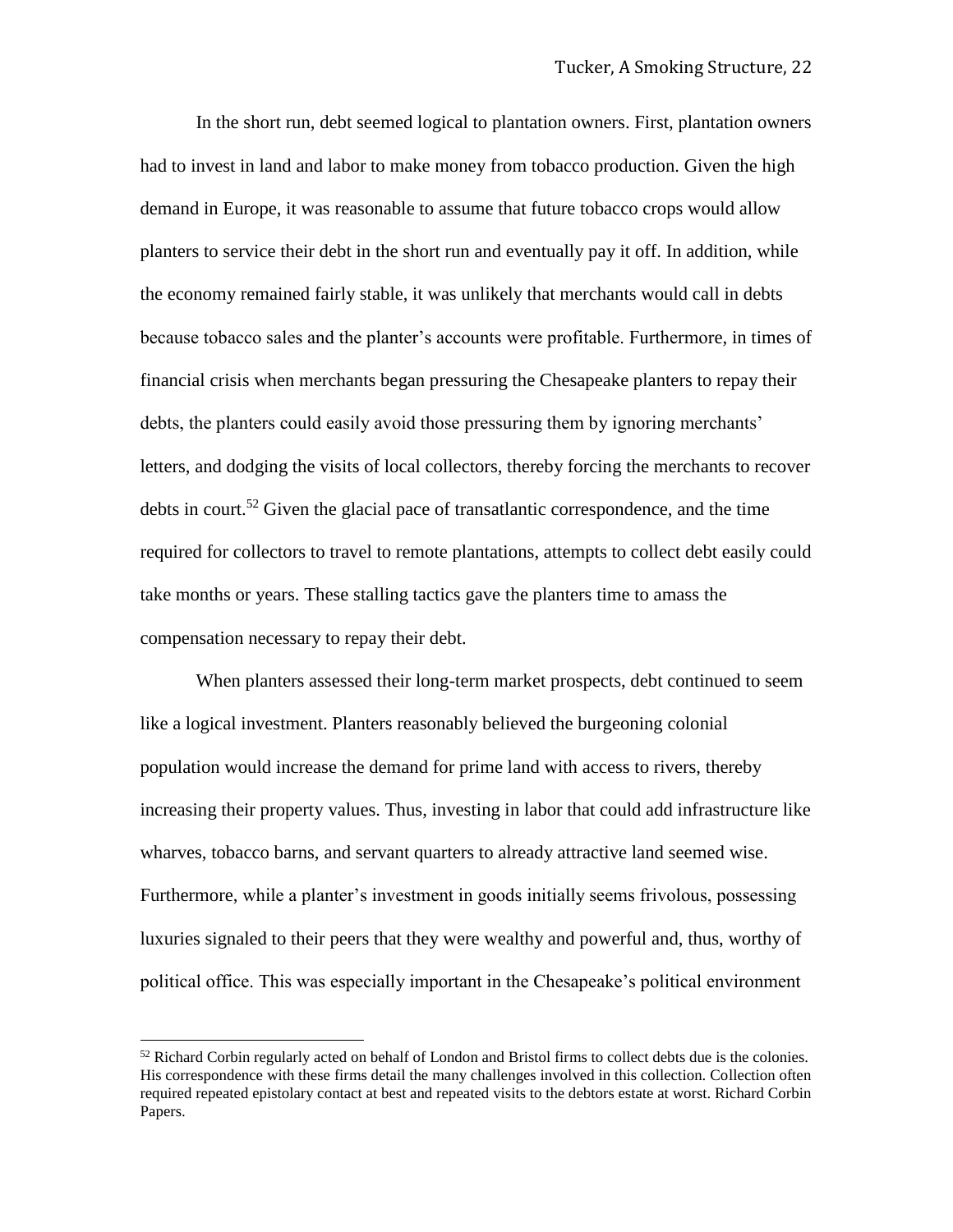In the short run, debt seemed logical to plantation owners. First, plantation owners had to invest in land and labor to make money from tobacco production. Given the high demand in Europe, it was reasonable to assume that future tobacco crops would allow planters to service their debt in the short run and eventually pay it off. In addition, while the economy remained fairly stable, it was unlikely that merchants would call in debts because tobacco sales and the planter's accounts were profitable. Furthermore, in times of financial crisis when merchants began pressuring the Chesapeake planters to repay their debts, the planters could easily avoid those pressuring them by ignoring merchants' letters, and dodging the visits of local collectors, thereby forcing the merchants to recover debts in court.[52] Given the glacial pace of transatlantic correspondence, and the time required for collectors to travel to remote plantations, attempts to collect debt easily could take months or years. These stalling tactics gave the planters time to amass the compensation necessary to repay their debt.

When planters assessed their long-term market prospects, debt continued to seem like a logical investment. Planters reasonably believed the burgeoning colonial population would increase the demand for prime land with access to rivers, thereby increasing their property values. Thus, investing in labor that could add infrastructure like wharves, tobacco barns, and servant quarters to already attractive land seemed wise. Furthermore, while a planter's investment in goods initially seems frivolous, possessing luxuries signaled to their peers that they were wealthy and powerful and, thus, worthy of political office. This was especially important in the Chesapeake's political environment

---

[52] Richard Corbin regularly acted on behalf of London and Bristol firms to collect debts due is the colonies. His correspondence with these firms detail the many challenges involved in this collection. Collection often required repeated epistolary contact at best and repeated visits to the debtors estate at worst. Richard Corbin Papers.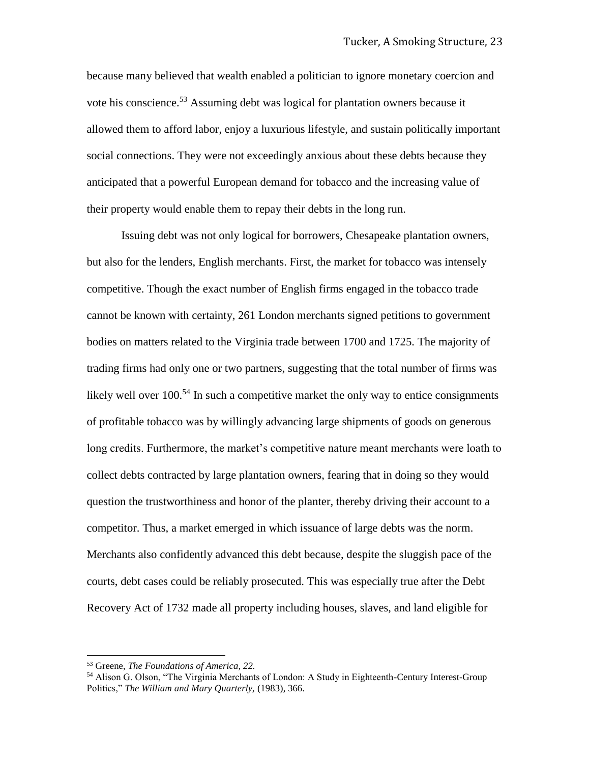because many believed that wealth enabled a politician to ignore monetary coercion and vote his conscience.[53] Assuming debt was logical for plantation owners because it allowed them to afford labor, enjoy a luxurious lifestyle, and sustain politically important social connections. They were not exceedingly anxious about these debts because they anticipated that a powerful European demand for tobacco and the increasing value of their property would enable them to repay their debts in the long run.

Issuing debt was not only logical for borrowers, Chesapeake plantation owners, but also for the lenders, English merchants. First, the market for tobacco was intensely competitive. Though the exact number of English firms engaged in the tobacco trade cannot be known with certainty, 261 London merchants signed petitions to government bodies on matters related to the Virginia trade between 1700 and 1725. The majority of trading firms had only one or two partners, suggesting that the total number of firms was likely well over 100.[54] In such a competitive market the only way to entice consignments of profitable tobacco was by willingly advancing large shipments of goods on generous long credits. Furthermore, the market's competitive nature meant merchants were loath to collect debts contracted by large plantation owners, fearing that in doing so they would question the trustworthiness and honor of the planter, thereby driving their account to a competitor. Thus, a market emerged in which issuance of large debts was the norm. Merchants also confidently advanced this debt because, despite the sluggish pace of the courts, debt cases could be reliably prosecuted. This was especially true after the Debt Recovery Act of 1732 made all property including houses, slaves, and land eligible for

---

[53] Greene, *The Foundations of America, 22.*

[54] Alison G. Olson, "The Virginia Merchants of London: A Study in Eighteenth-Century Interest-Group Politics," *The William and Mary Quarterly,* (1983), 366.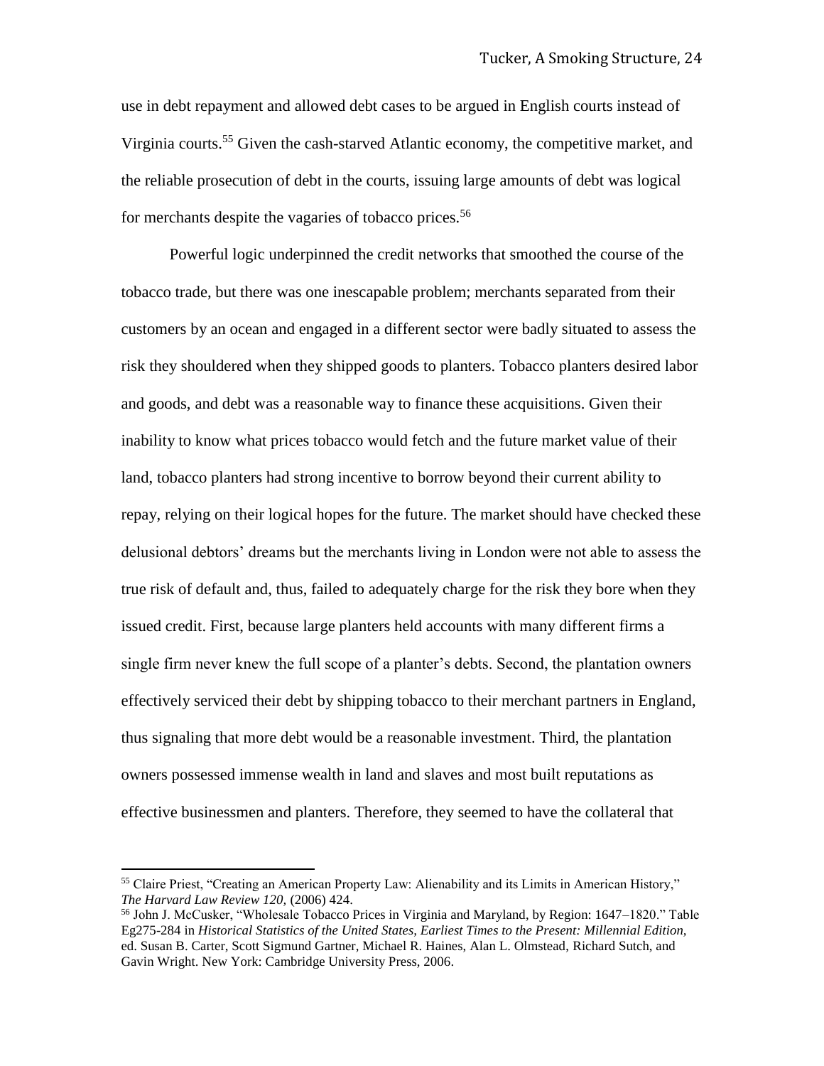use in debt repayment and allowed debt cases to be argued in English courts instead of Virginia courts.[55] Given the cash-starved Atlantic economy, the competitive market, and the reliable prosecution of debt in the courts, issuing large amounts of debt was logical for merchants despite the vagaries of tobacco prices.[56]

Powerful logic underpinned the credit networks that smoothed the course of the tobacco trade, but there was one inescapable problem; merchants separated from their customers by an ocean and engaged in a different sector were badly situated to assess the risk they shouldered when they shipped goods to planters. Tobacco planters desired labor and goods, and debt was a reasonable way to finance these acquisitions. Given their inability to know what prices tobacco would fetch and the future market value of their land, tobacco planters had strong incentive to borrow beyond their current ability to repay, relying on their logical hopes for the future. The market should have checked these delusional debtors' dreams but the merchants living in London were not able to assess the true risk of default and, thus, failed to adequately charge for the risk they bore when they issued credit. First, because large planters held accounts with many different firms a single firm never knew the full scope of a planter's debts. Second, the plantation owners effectively serviced their debt by shipping tobacco to their merchant partners in England, thus signaling that more debt would be a reasonable investment. Third, the plantation owners possessed immense wealth in land and slaves and most built reputations as effective businessmen and planters. Therefore, they seemed to have the collateral that

---

[55] Claire Priest, "Creating an American Property Law: Alienability and its Limits in American History," *The Harvard Law Review 120,* (2006) 424.

[56] John J. McCusker, "Wholesale Tobacco Prices in Virginia and Maryland, by Region: 1647–1820." Table Eg275-284 in *Historical Statistics of the United States, Earliest Times to the Present: Millennial Edition*, ed. Susan B. Carter, Scott Sigmund Gartner, Michael R. Haines, Alan L. Olmstead, Richard Sutch, and Gavin Wright. New York: Cambridge University Press, 2006.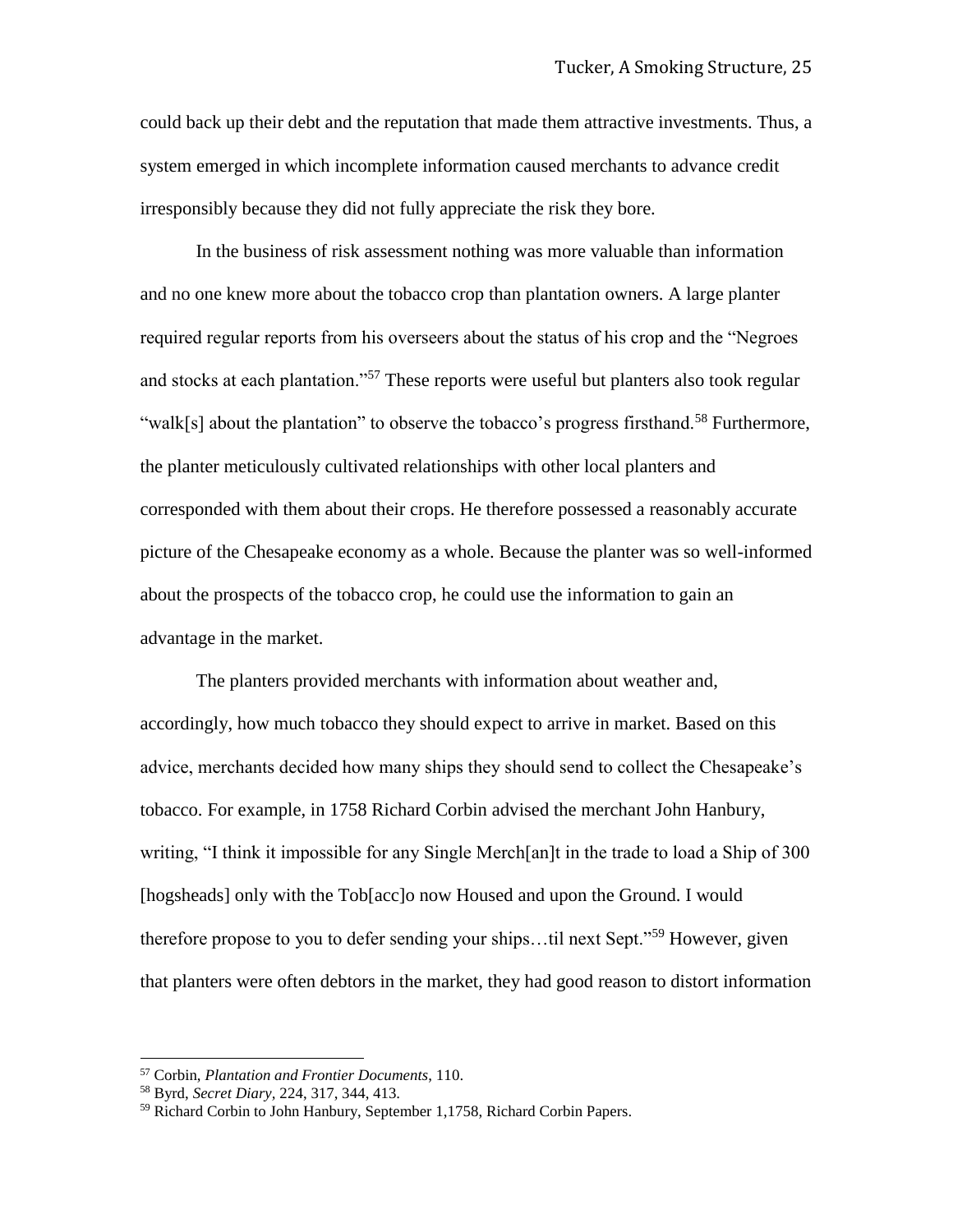could back up their debt and the reputation that made them attractive investments. Thus, a system emerged in which incomplete information caused merchants to advance credit irresponsibly because they did not fully appreciate the risk they bore.

In the business of risk assessment nothing was more valuable than information and no one knew more about the tobacco crop than plantation owners. A large planter required regular reports from his overseers about the status of his crop and the "Negroes and stocks at each plantation."[57] These reports were useful but planters also took regular "walk[s] about the plantation" to observe the tobacco's progress firsthand.[58] Furthermore, the planter meticulously cultivated relationships with other local planters and corresponded with them about their crops. He therefore possessed a reasonably accurate picture of the Chesapeake economy as a whole. Because the planter was so well-informed about the prospects of the tobacco crop, he could use the information to gain an advantage in the market.

The planters provided merchants with information about weather and, accordingly, how much tobacco they should expect to arrive in market. Based on this advice, merchants decided how many ships they should send to collect the Chesapeake's tobacco. For example, in 1758 Richard Corbin advised the merchant John Hanbury, writing, "I think it impossible for any Single Merch[an]t in the trade to load a Ship of 300 [hogsheads] only with the Tob[acc]o now Housed and upon the Ground. I would therefore propose to you to defer sending your ships…til next Sept."[59] However, given that planters were often debtors in the market, they had good reason to distort information

---

[57] Corbin, *Plantation and Frontier Documents*, 110.

[58] Byrd, *Secret Diary*, 224, 317, 344, 413.

[59] Richard Corbin to John Hanbury, September 1,1758, Richard Corbin Papers.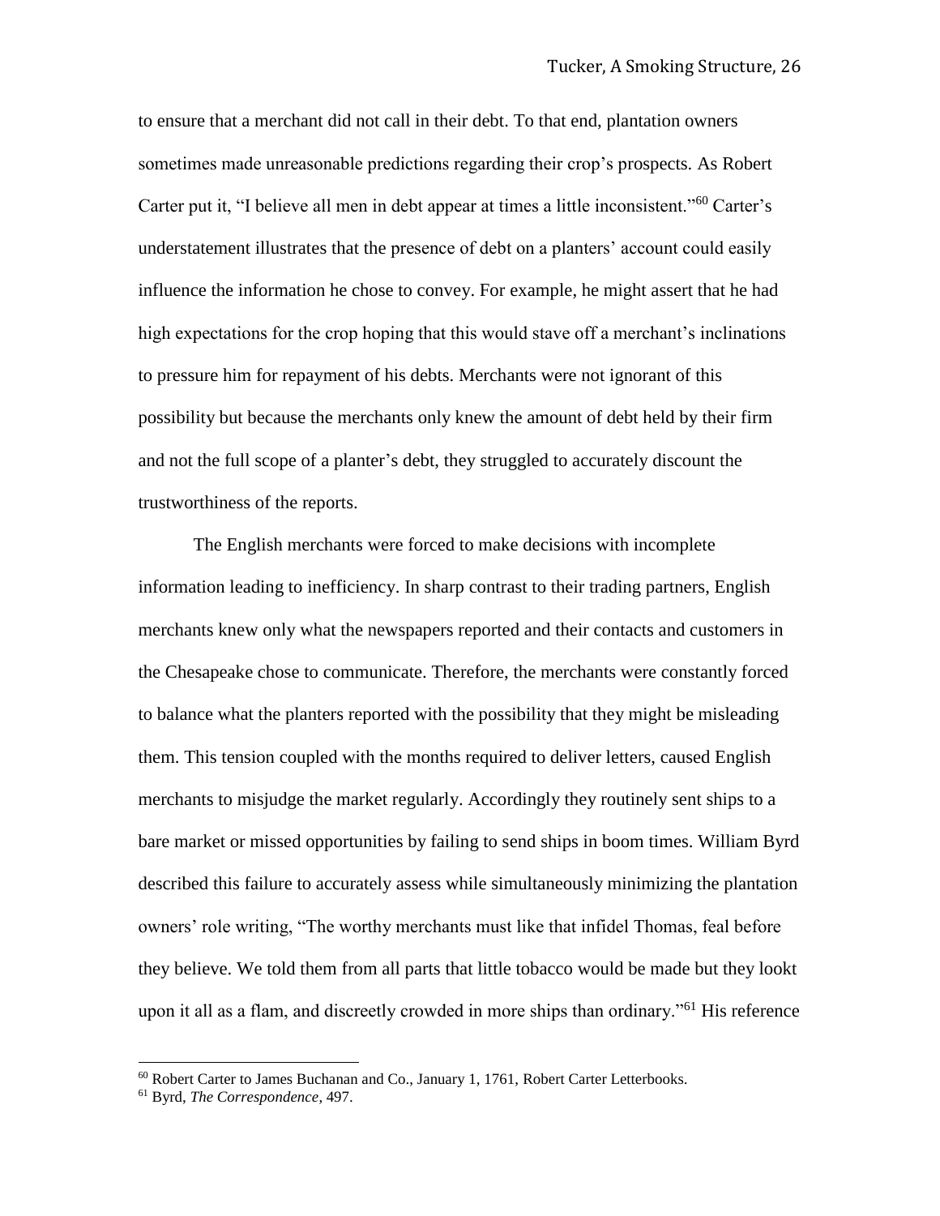to ensure that a merchant did not call in their debt. To that end, plantation owners sometimes made unreasonable predictions regarding their crop's prospects. As Robert Carter put it, "I believe all men in debt appear at times a little inconsistent."[60] Carter's understatement illustrates that the presence of debt on a planters' account could easily influence the information he chose to convey. For example, he might assert that he had high expectations for the crop hoping that this would stave off a merchant's inclinations to pressure him for repayment of his debts. Merchants were not ignorant of this possibility but because the merchants only knew the amount of debt held by their firm and not the full scope of a planter's debt, they struggled to accurately discount the trustworthiness of the reports.

The English merchants were forced to make decisions with incomplete information leading to inefficiency. In sharp contrast to their trading partners, English merchants knew only what the newspapers reported and their contacts and customers in the Chesapeake chose to communicate. Therefore, the merchants were constantly forced to balance what the planters reported with the possibility that they might be misleading them. This tension coupled with the months required to deliver letters, caused English merchants to misjudge the market regularly. Accordingly they routinely sent ships to a bare market or missed opportunities by failing to send ships in boom times. William Byrd described this failure to accurately assess while simultaneously minimizing the plantation owners' role writing, "The worthy merchants must like that infidel Thomas, feal before they believe. We told them from all parts that little tobacco would be made but they lookt upon it all as a flam, and discreetly crowded in more ships than ordinary."[61] His reference

[60] Robert Carter to James Buchanan and Co., January 1, 1761, Robert Carter Letterbooks.

[61] Byrd, *The Correspondence*, 497.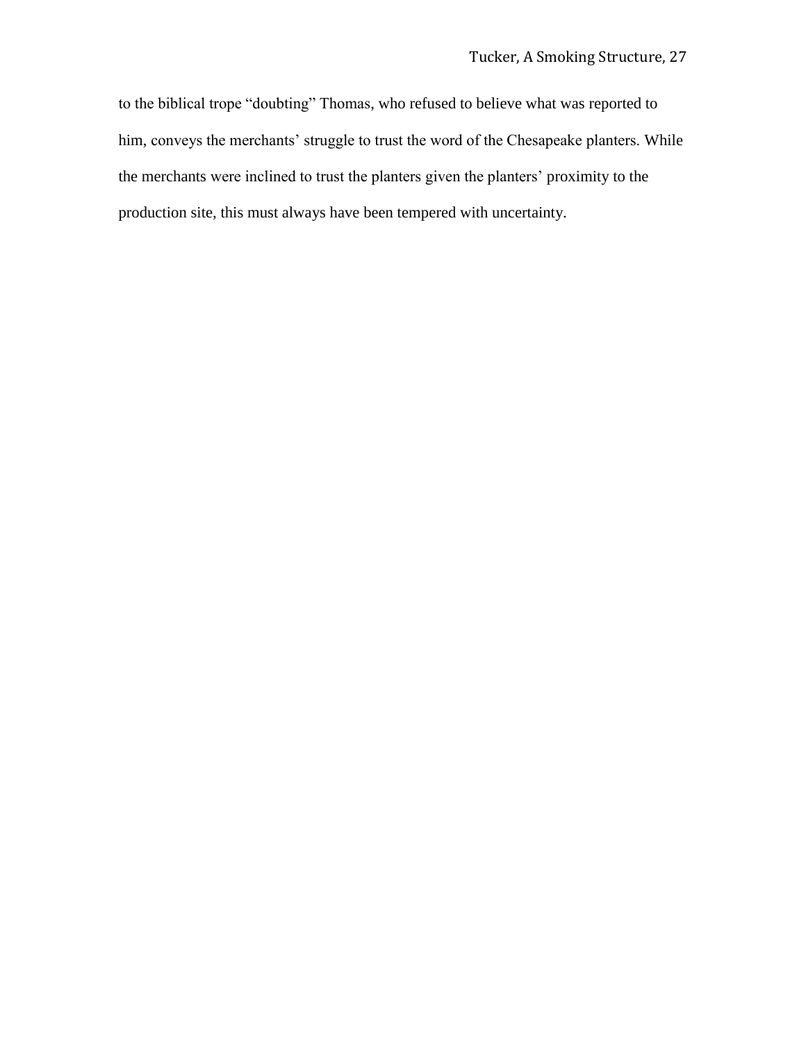to the biblical trope "doubting" Thomas, who refused to believe what was reported to him, conveys the merchants' struggle to trust the word of the Chesapeake planters. While the merchants were inclined to trust the planters given the planters' proximity to the production site, this must always have been tempered with uncertainty.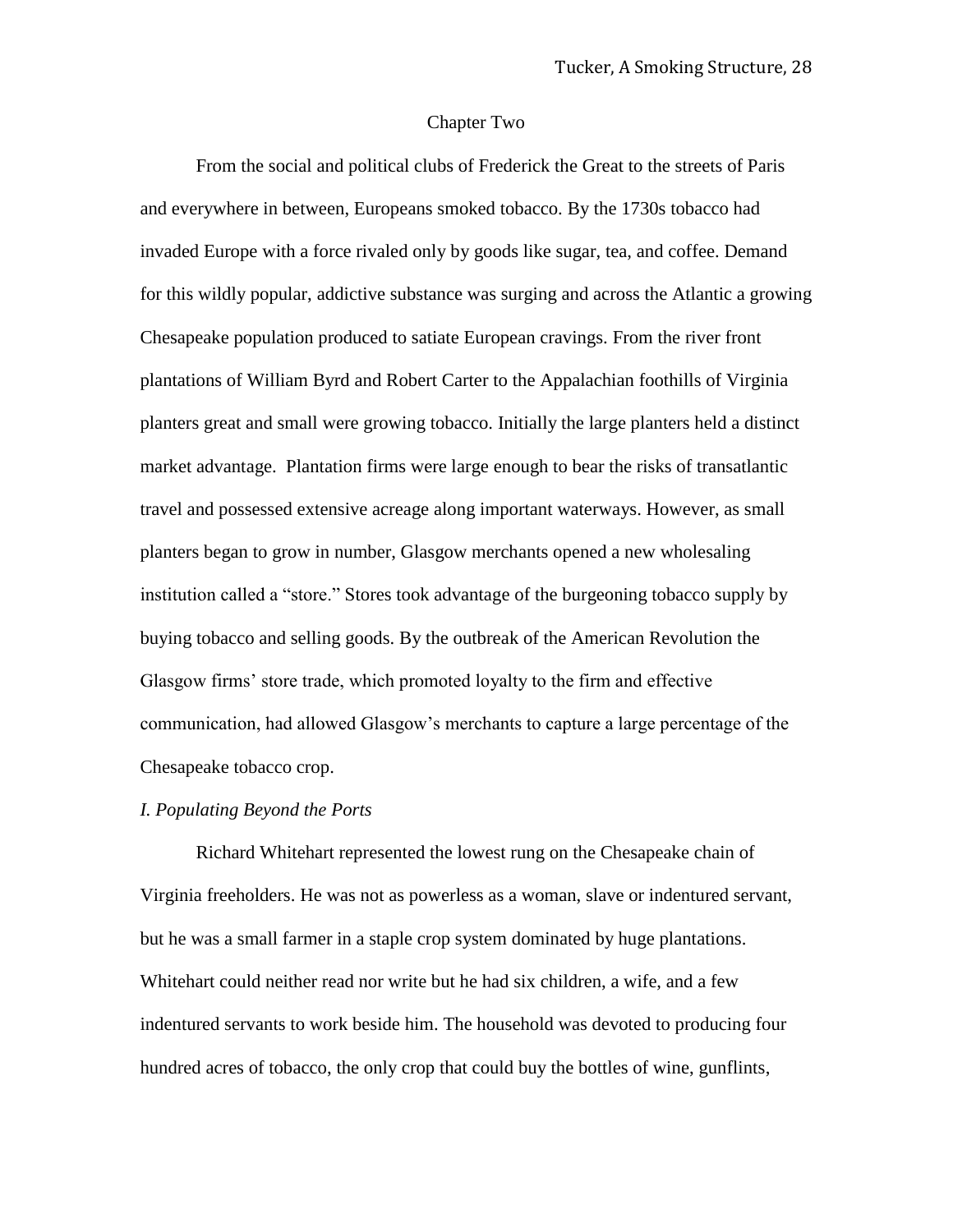## Chapter Two

From the social and political clubs of Frederick the Great to the streets of Paris and everywhere in between, Europeans smoked tobacco. By the 1730s tobacco had invaded Europe with a force rivaled only by goods like sugar, tea, and coffee. Demand for this wildly popular, addictive substance was surging and across the Atlantic a growing Chesapeake population produced to satiate European cravings. From the river front plantations of William Byrd and Robert Carter to the Appalachian foothills of Virginia planters great and small were growing tobacco. Initially the large planters held a distinct market advantage. Plantation firms were large enough to bear the risks of transatlantic travel and possessed extensive acreage along important waterways. However, as small planters began to grow in number, Glasgow merchants opened a new wholesaling institution called a "store." Stores took advantage of the burgeoning tobacco supply by buying tobacco and selling goods. By the outbreak of the American Revolution the Glasgow firms' store trade, which promoted loyalty to the firm and effective communication, had allowed Glasgow's merchants to capture a large percentage of the Chesapeake tobacco crop.

### *I. Populating Beyond the Ports*

Richard Whitehart represented the lowest rung on the Chesapeake chain of Virginia freeholders. He was not as powerless as a woman, slave or indentured servant, but he was a small farmer in a staple crop system dominated by huge plantations. Whitehart could neither read nor write but he had six children, a wife, and a few indentured servants to work beside him. The household was devoted to producing four hundred acres of tobacco, the only crop that could buy the bottles of wine, gunflints,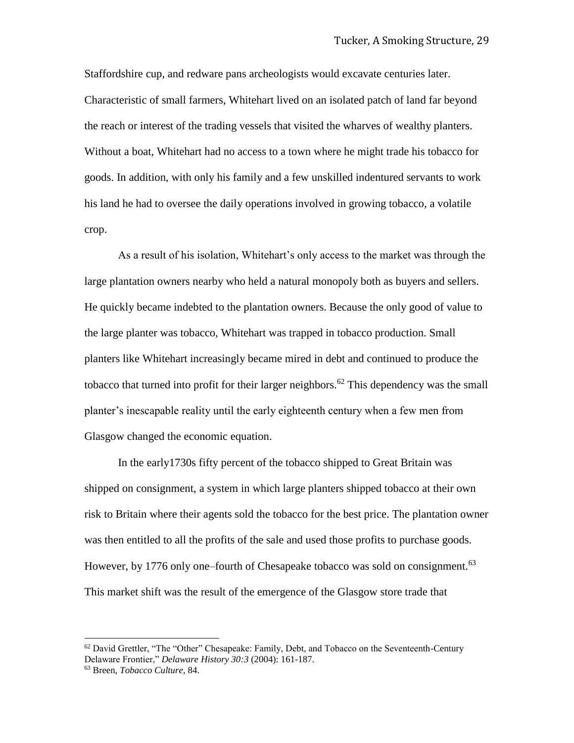Staffordshire cup, and redware pans archeologists would excavate centuries later. Characteristic of small farmers, Whitehart lived on an isolated patch of land far beyond the reach or interest of the trading vessels that visited the wharves of wealthy planters. Without a boat, Whitehart had no access to a town where he might trade his tobacco for goods. In addition, with only his family and a few unskilled indentured servants to work his land he had to oversee the daily operations involved in growing tobacco, a volatile crop.

As a result of his isolation, Whitehart's only access to the market was through the large plantation owners nearby who held a natural monopoly both as buyers and sellers. He quickly became indebted to the plantation owners. Because the only good of value to the large planter was tobacco, Whitehart was trapped in tobacco production. Small planters like Whitehart increasingly became mired in debt and continued to produce the tobacco that turned into profit for their larger neighbors.[62] This dependency was the small planter's inescapable reality until the early eighteenth century when a few men from Glasgow changed the economic equation.

In the early1730s fifty percent of the tobacco shipped to Great Britain was shipped on consignment, a system in which large planters shipped tobacco at their own risk to Britain where their agents sold the tobacco for the best price. The plantation owner was then entitled to all the profits of the sale and used those profits to purchase goods. However, by 1776 only one–fourth of Chesapeake tobacco was sold on consignment.[63] This market shift was the result of the emergence of the Glasgow store trade that

---

[62] David Grettler, "The "Other" Chesapeake: Family, Debt, and Tobacco on the Seventeenth-Century Delaware Frontier," *Delaware History 30:3* (2004): 161-187.

[63] Breen, *Tobacco Culture*, 84.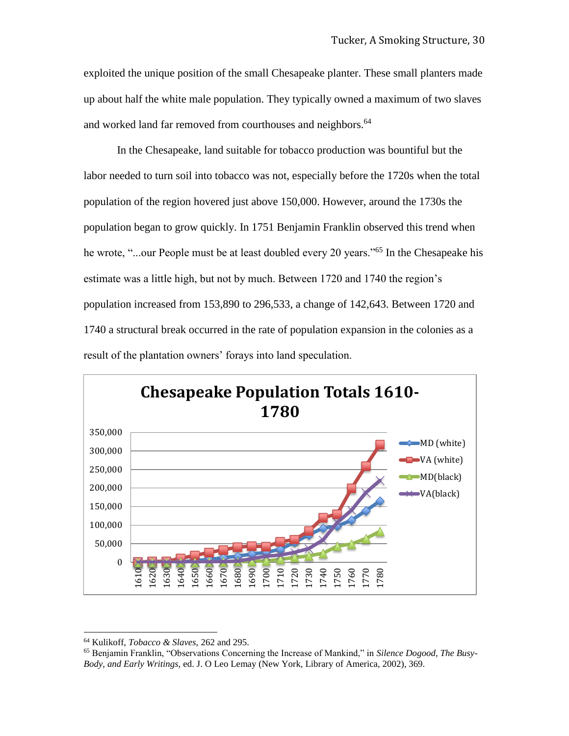exploited the unique position of the small Chesapeake planter. These small planters made up about half the white male population. They typically owned a maximum of two slaves and worked land far removed from courthouses and neighbors.[64]

In the Chesapeake, land suitable for tobacco production was bountiful but the labor needed to turn soil into tobacco was not, especially before the 1720s when the total population of the region hovered just above 150,000. However, around the 1730s the population began to grow quickly. In 1751 Benjamin Franklin observed this trend when he wrote, "...our People must be at least doubled every 20 years."[65] In the Chesapeake his estimate was a little high, but not by much. Between 1720 and 1740 the region's population increased from 153,890 to 296,533, a change of 142,643. Between 1720 and 1740 a structural break occurred in the rate of population expansion in the colonies as a result of the plantation owners' forays into land speculation.

**Chesapeake Population Totals 1610-1780**

[Line chart: MD (white), VA (white), MD(black), VA(black); y-axis 0 to 350,000; x-axis 1610 to 1780]

---

[64] Kulikoff, *Tobacco & Slaves,* 262 and 295.

[65] Benjamin Franklin, "Observations Concerning the Increase of Mankind," in *Silence Dogood, The Busy-Body, and Early Writings,* ed. J. O Leo Lemay (New York, Library of America, 2002), 369.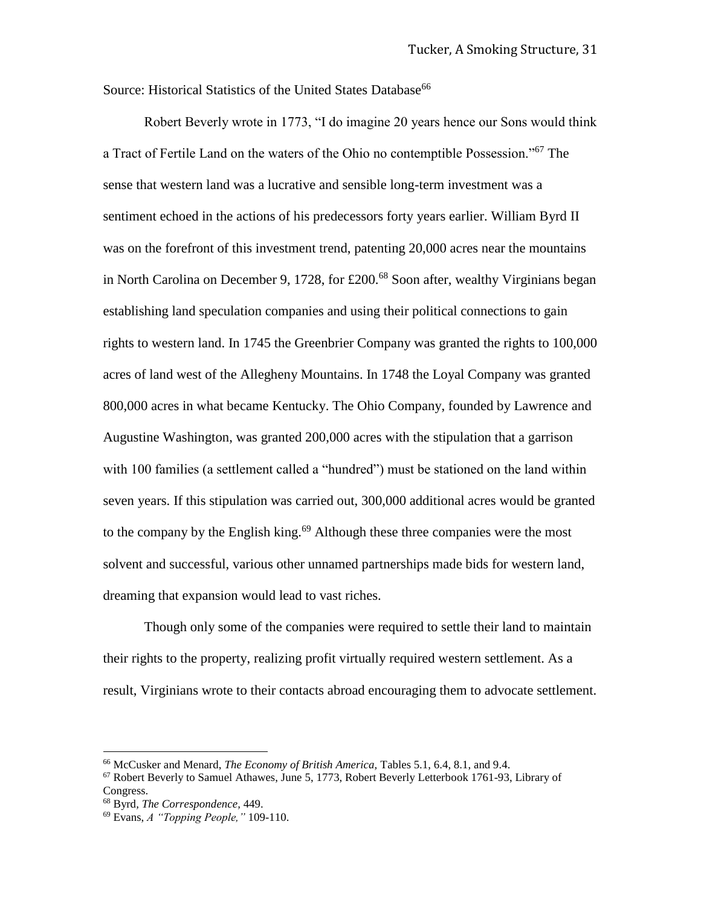Source: Historical Statistics of the United States Database[66]

Robert Beverly wrote in 1773, "I do imagine 20 years hence our Sons would think a Tract of Fertile Land on the waters of the Ohio no contemptible Possession."[67] The sense that western land was a lucrative and sensible long-term investment was a sentiment echoed in the actions of his predecessors forty years earlier. William Byrd II was on the forefront of this investment trend, patenting 20,000 acres near the mountains in North Carolina on December 9, 1728, for £200.[68] Soon after, wealthy Virginians began establishing land speculation companies and using their political connections to gain rights to western land. In 1745 the Greenbrier Company was granted the rights to 100,000 acres of land west of the Allegheny Mountains. In 1748 the Loyal Company was granted 800,000 acres in what became Kentucky. The Ohio Company, founded by Lawrence and Augustine Washington, was granted 200,000 acres with the stipulation that a garrison with 100 families (a settlement called a "hundred") must be stationed on the land within seven years. If this stipulation was carried out, 300,000 additional acres would be granted to the company by the English king.[69] Although these three companies were the most solvent and successful, various other unnamed partnerships made bids for western land, dreaming that expansion would lead to vast riches.

Though only some of the companies were required to settle their land to maintain their rights to the property, realizing profit virtually required western settlement. As a result, Virginians wrote to their contacts abroad encouraging them to advocate settlement.

---

[66] McCusker and Menard, *The Economy of British America,* Tables 5.1, 6.4, 8.1, and 9.4.

[67] Robert Beverly to Samuel Athawes, June 5, 1773, Robert Beverly Letterbook 1761-93, Library of Congress.

[68] Byrd, *The Correspondence,* 449.

[69] Evans, *A "Topping People,"* 109-110.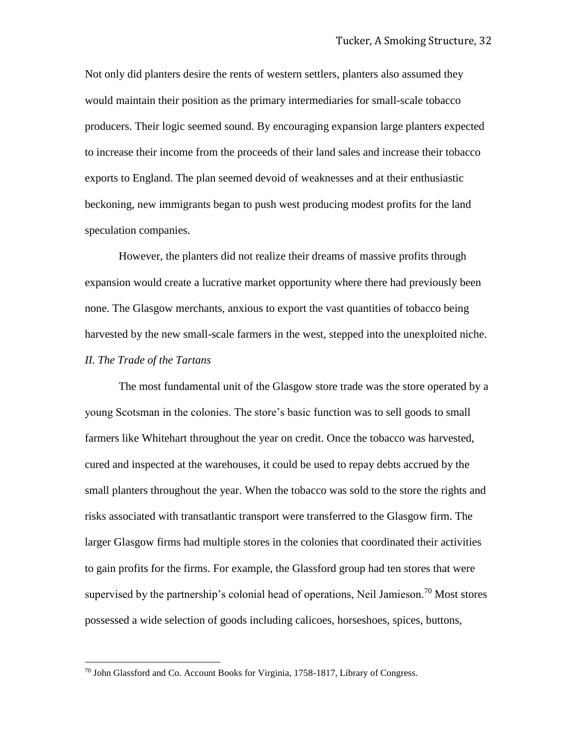Not only did planters desire the rents of western settlers, planters also assumed they would maintain their position as the primary intermediaries for small-scale tobacco producers. Their logic seemed sound. By encouraging expansion large planters expected to increase their income from the proceeds of their land sales and increase their tobacco exports to England. The plan seemed devoid of weaknesses and at their enthusiastic beckoning, new immigrants began to push west producing modest profits for the land speculation companies.

However, the planters did not realize their dreams of massive profits through expansion would create a lucrative market opportunity where there had previously been none. The Glasgow merchants, anxious to export the vast quantities of tobacco being harvested by the new small-scale farmers in the west, stepped into the unexploited niche.

### *II. The Trade of the Tartans*

The most fundamental unit of the Glasgow store trade was the store operated by a young Scotsman in the colonies. The store's basic function was to sell goods to small farmers like Whitehart throughout the year on credit. Once the tobacco was harvested, cured and inspected at the warehouses, it could be used to repay debts accrued by the small planters throughout the year. When the tobacco was sold to the store the rights and risks associated with transatlantic transport were transferred to the Glasgow firm. The larger Glasgow firms had multiple stores in the colonies that coordinated their activities to gain profits for the firms. For example, the Glassford group had ten stores that were supervised by the partnership's colonial head of operations, Neil Jamieson.[70] Most stores possessed a wide selection of goods including calicoes, horseshoes, spices, buttons,

---

[70] John Glassford and Co. Account Books for Virginia, 1758-1817, Library of Congress.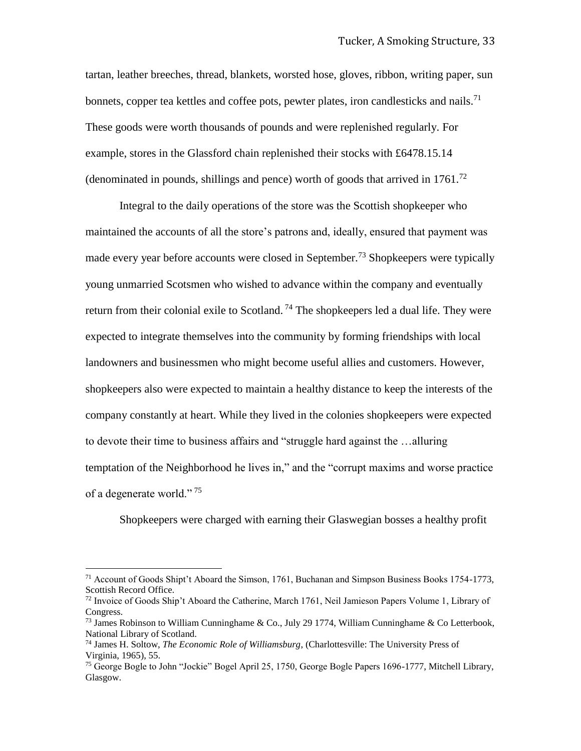tartan, leather breeches, thread, blankets, worsted hose, gloves, ribbon, writing paper, sun bonnets, copper tea kettles and coffee pots, pewter plates, iron candlesticks and nails.[71] These goods were worth thousands of pounds and were replenished regularly. For example, stores in the Glassford chain replenished their stocks with £6478.15.14 (denominated in pounds, shillings and pence) worth of goods that arrived in 1761.[72]

Integral to the daily operations of the store was the Scottish shopkeeper who maintained the accounts of all the store's patrons and, ideally, ensured that payment was made every year before accounts were closed in September.[73] Shopkeepers were typically young unmarried Scotsmen who wished to advance within the company and eventually return from their colonial exile to Scotland.[74] The shopkeepers led a dual life. They were expected to integrate themselves into the community by forming friendships with local landowners and businessmen who might become useful allies and customers. However, shopkeepers also were expected to maintain a healthy distance to keep the interests of the company constantly at heart. While they lived in the colonies shopkeepers were expected to devote their time to business affairs and "struggle hard against the …alluring temptation of the Neighborhood he lives in," and the "corrupt maxims and worse practice of a degenerate world."[75]

Shopkeepers were charged with earning their Glaswegian bosses a healthy profit

---

[71] Account of Goods Shipt't Aboard the Simson, 1761, Buchanan and Simpson Business Books 1754-1773, Scottish Record Office.

[72] Invoice of Goods Ship't Aboard the Catherine, March 1761, Neil Jamieson Papers Volume 1, Library of Congress.

[73] James Robinson to William Cunninghame & Co., July 29 1774, William Cunninghame & Co Letterbook, National Library of Scotland.

[74] James H. Soltow, *The Economic Role of Williamsburg*, (Charlottesville: The University Press of Virginia, 1965), 55.

[75] George Bogle to John "Jockie" Bogel April 25, 1750, George Bogle Papers 1696-1777, Mitchell Library, Glasgow.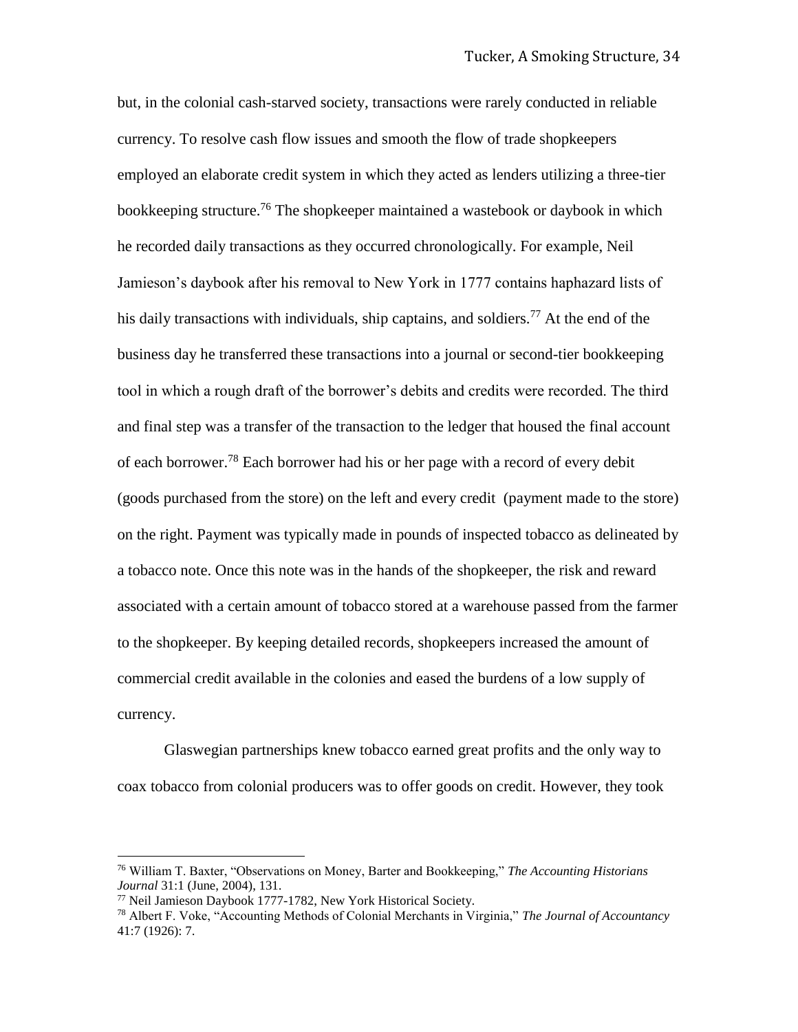but, in the colonial cash-starved society, transactions were rarely conducted in reliable currency. To resolve cash flow issues and smooth the flow of trade shopkeepers employed an elaborate credit system in which they acted as lenders utilizing a three-tier bookkeeping structure.[76] The shopkeeper maintained a wastebook or daybook in which he recorded daily transactions as they occurred chronologically. For example, Neil Jamieson's daybook after his removal to New York in 1777 contains haphazard lists of his daily transactions with individuals, ship captains, and soldiers.[77] At the end of the business day he transferred these transactions into a journal or second-tier bookkeeping tool in which a rough draft of the borrower's debits and credits were recorded. The third and final step was a transfer of the transaction to the ledger that housed the final account of each borrower.[78] Each borrower had his or her page with a record of every debit (goods purchased from the store) on the left and every credit (payment made to the store) on the right. Payment was typically made in pounds of inspected tobacco as delineated by a tobacco note. Once this note was in the hands of the shopkeeper, the risk and reward associated with a certain amount of tobacco stored at a warehouse passed from the farmer to the shopkeeper. By keeping detailed records, shopkeepers increased the amount of commercial credit available in the colonies and eased the burdens of a low supply of currency.

Glaswegian partnerships knew tobacco earned great profits and the only way to coax tobacco from colonial producers was to offer goods on credit. However, they took

---

[76] William T. Baxter, "Observations on Money, Barter and Bookkeeping," *The Accounting Historians Journal* 31:1 (June, 2004), 131.

[77] Neil Jamieson Daybook 1777-1782, New York Historical Society.

[78] Albert F. Voke, "Accounting Methods of Colonial Merchants in Virginia," *The Journal of Accountancy* 41:7 (1926): 7.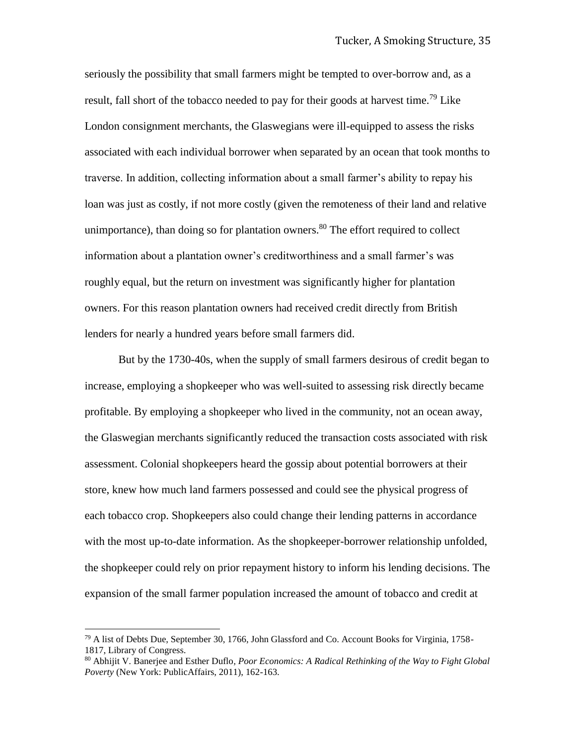seriously the possibility that small farmers might be tempted to over-borrow and, as a result, fall short of the tobacco needed to pay for their goods at harvest time.[79] Like London consignment merchants, the Glaswegians were ill-equipped to assess the risks associated with each individual borrower when separated by an ocean that took months to traverse. In addition, collecting information about a small farmer's ability to repay his loan was just as costly, if not more costly (given the remoteness of their land and relative unimportance), than doing so for plantation owners.[80] The effort required to collect information about a plantation owner's creditworthiness and a small farmer's was roughly equal, but the return on investment was significantly higher for plantation owners. For this reason plantation owners had received credit directly from British lenders for nearly a hundred years before small farmers did.

But by the 1730-40s, when the supply of small farmers desirous of credit began to increase, employing a shopkeeper who was well-suited to assessing risk directly became profitable. By employing a shopkeeper who lived in the community, not an ocean away, the Glaswegian merchants significantly reduced the transaction costs associated with risk assessment. Colonial shopkeepers heard the gossip about potential borrowers at their store, knew how much land farmers possessed and could see the physical progress of each tobacco crop. Shopkeepers also could change their lending patterns in accordance with the most up-to-date information. As the shopkeeper-borrower relationship unfolded, the shopkeeper could rely on prior repayment history to inform his lending decisions. The expansion of the small farmer population increased the amount of tobacco and credit at

---

[79] A list of Debts Due, September 30, 1766, John Glassford and Co. Account Books for Virginia, 1758-1817, Library of Congress.

[80] Abhijit V. Banerjee and Esther Duflo, *Poor Economics: A Radical Rethinking of the Way to Fight Global Poverty* (New York: PublicAffairs, 2011), 162-163.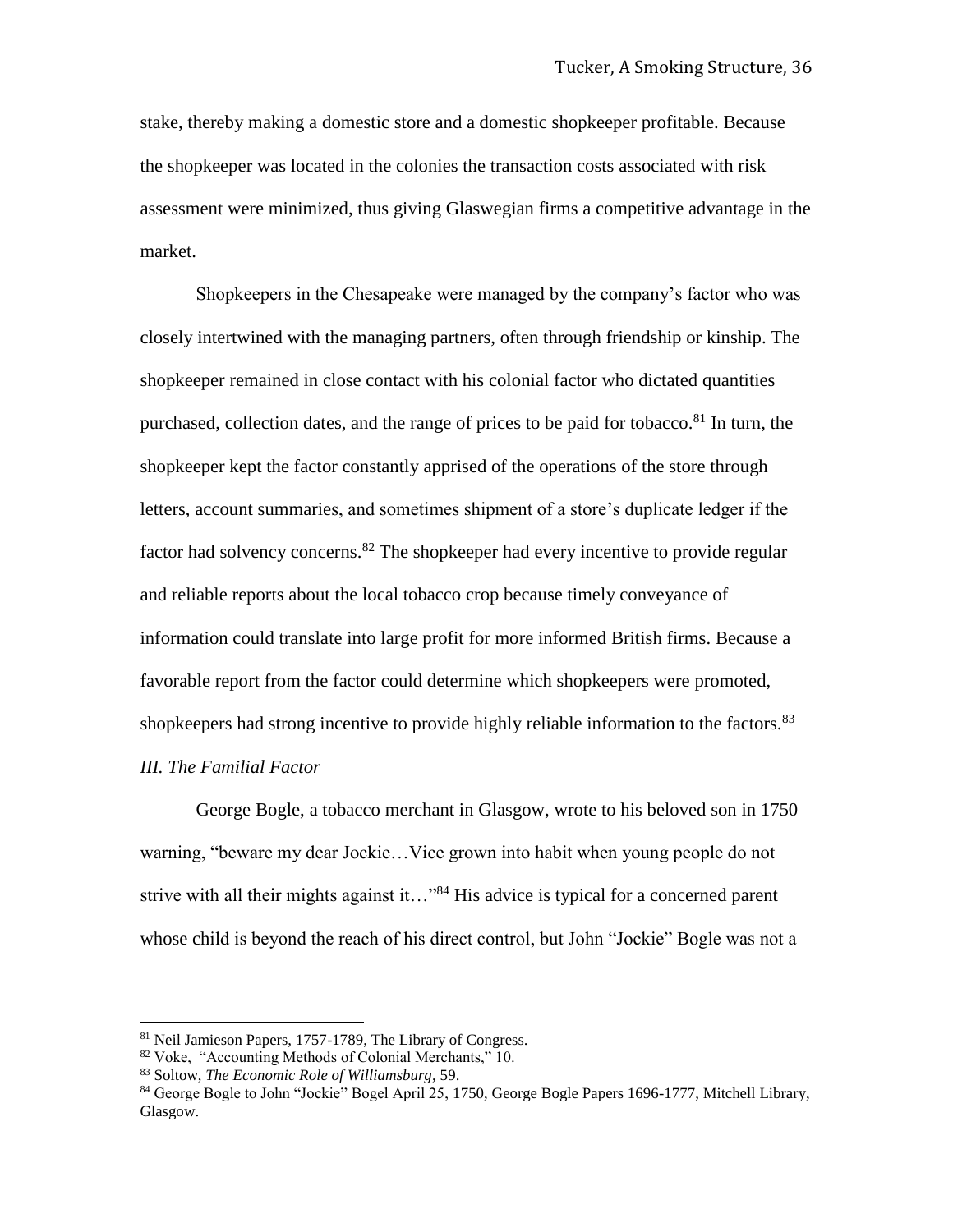stake, thereby making a domestic store and a domestic shopkeeper profitable. Because the shopkeeper was located in the colonies the transaction costs associated with risk assessment were minimized, thus giving Glaswegian firms a competitive advantage in the market.

Shopkeepers in the Chesapeake were managed by the company's factor who was closely intertwined with the managing partners, often through friendship or kinship. The shopkeeper remained in close contact with his colonial factor who dictated quantities purchased, collection dates, and the range of prices to be paid for tobacco.[81] In turn, the shopkeeper kept the factor constantly apprised of the operations of the store through letters, account summaries, and sometimes shipment of a store's duplicate ledger if the factor had solvency concerns.[82] The shopkeeper had every incentive to provide regular and reliable reports about the local tobacco crop because timely conveyance of information could translate into large profit for more informed British firms. Because a favorable report from the factor could determine which shopkeepers were promoted, shopkeepers had strong incentive to provide highly reliable information to the factors.[83]

### *III. The Familial Factor*

George Bogle, a tobacco merchant in Glasgow, wrote to his beloved son in 1750 warning, "beware my dear Jockie…Vice grown into habit when young people do not strive with all their mights against it…"[84] His advice is typical for a concerned parent whose child is beyond the reach of his direct control, but John "Jockie" Bogle was not a

---

[81] Neil Jamieson Papers, 1757-1789, The Library of Congress.

[82] Voke, "Accounting Methods of Colonial Merchants," 10.

[83] Soltow, *The Economic Role of Williamsburg*, 59.

[84] George Bogle to John "Jockie" Bogel April 25, 1750, George Bogle Papers 1696-1777, Mitchell Library, Glasgow.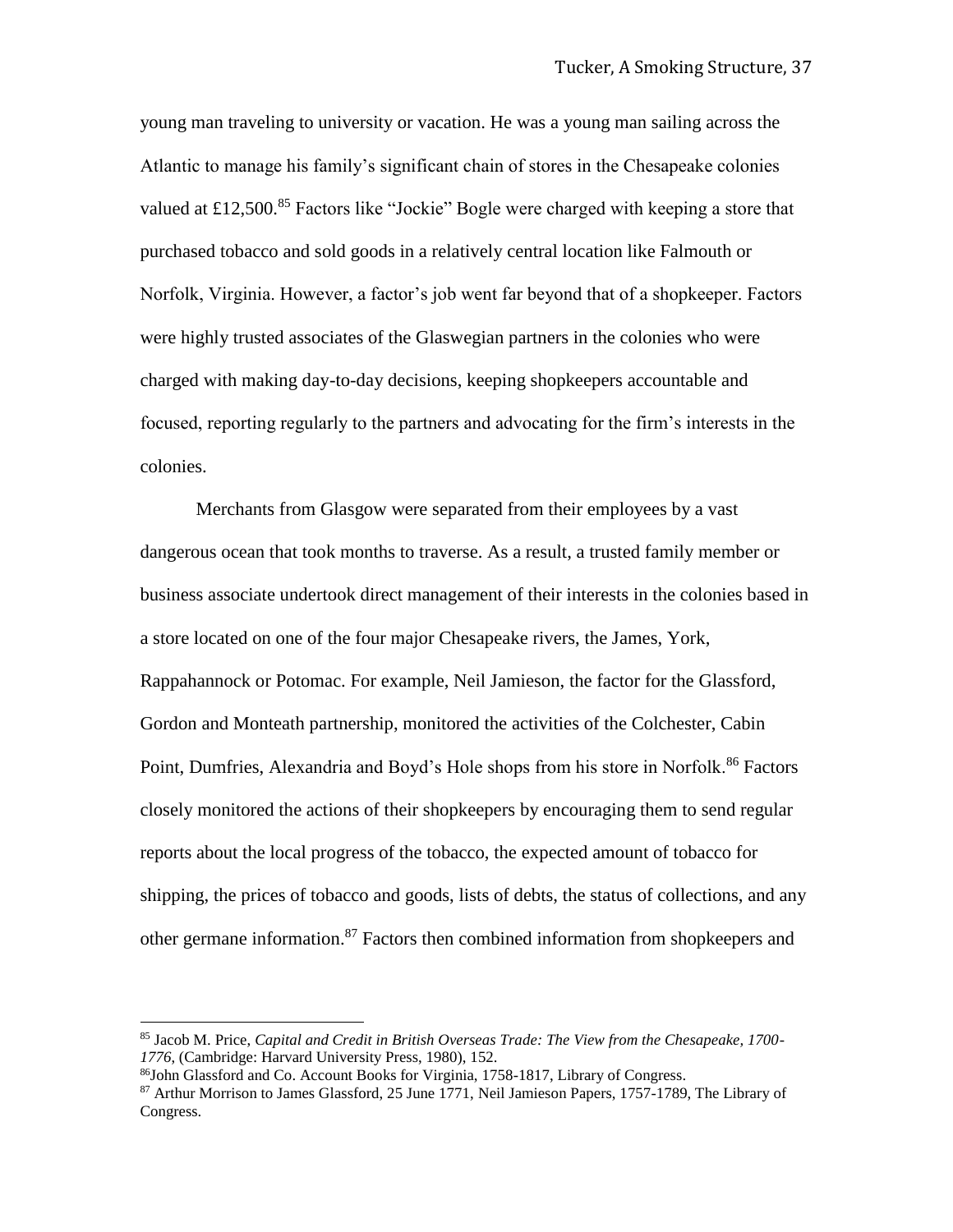young man traveling to university or vacation. He was a young man sailing across the Atlantic to manage his family's significant chain of stores in the Chesapeake colonies valued at £12,500.[85] Factors like "Jockie" Bogle were charged with keeping a store that purchased tobacco and sold goods in a relatively central location like Falmouth or Norfolk, Virginia. However, a factor's job went far beyond that of a shopkeeper. Factors were highly trusted associates of the Glaswegian partners in the colonies who were charged with making day-to-day decisions, keeping shopkeepers accountable and focused, reporting regularly to the partners and advocating for the firm's interests in the colonies.

Merchants from Glasgow were separated from their employees by a vast dangerous ocean that took months to traverse. As a result, a trusted family member or business associate undertook direct management of their interests in the colonies based in a store located on one of the four major Chesapeake rivers, the James, York, Rappahannock or Potomac. For example, Neil Jamieson, the factor for the Glassford, Gordon and Monteath partnership, monitored the activities of the Colchester, Cabin Point, Dumfries, Alexandria and Boyd's Hole shops from his store in Norfolk.[86] Factors closely monitored the actions of their shopkeepers by encouraging them to send regular reports about the local progress of the tobacco, the expected amount of tobacco for shipping, the prices of tobacco and goods, lists of debts, the status of collections, and any other germane information.[87] Factors then combined information from shopkeepers and

---

[85] Jacob M. Price, *Capital and Credit in British Overseas Trade: The View from the Chesapeake, 1700-1776*, (Cambridge: Harvard University Press, 1980), 152.

[86] John Glassford and Co. Account Books for Virginia, 1758-1817, Library of Congress.

[87] Arthur Morrison to James Glassford, 25 June 1771, Neil Jamieson Papers, 1757-1789, The Library of Congress.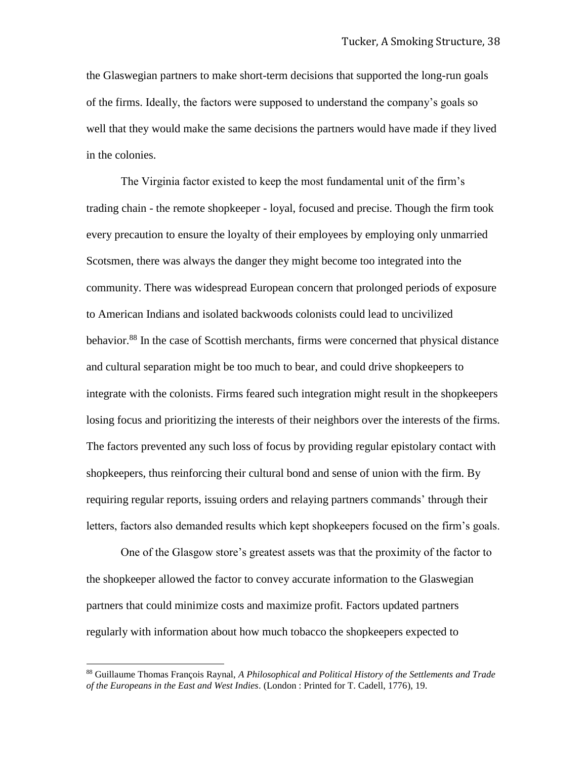the Glaswegian partners to make short-term decisions that supported the long-run goals of the firms. Ideally, the factors were supposed to understand the company's goals so well that they would make the same decisions the partners would have made if they lived in the colonies.

The Virginia factor existed to keep the most fundamental unit of the firm's trading chain - the remote shopkeeper - loyal, focused and precise. Though the firm took every precaution to ensure the loyalty of their employees by employing only unmarried Scotsmen, there was always the danger they might become too integrated into the community. There was widespread European concern that prolonged periods of exposure to American Indians and isolated backwoods colonists could lead to uncivilized behavior.[88] In the case of Scottish merchants, firms were concerned that physical distance and cultural separation might be too much to bear, and could drive shopkeepers to integrate with the colonists. Firms feared such integration might result in the shopkeepers losing focus and prioritizing the interests of their neighbors over the interests of the firms. The factors prevented any such loss of focus by providing regular epistolary contact with shopkeepers, thus reinforcing their cultural bond and sense of union with the firm. By requiring regular reports, issuing orders and relaying partners commands' through their letters, factors also demanded results which kept shopkeepers focused on the firm's goals.

One of the Glasgow store's greatest assets was that the proximity of the factor to the shopkeeper allowed the factor to convey accurate information to the Glaswegian partners that could minimize costs and maximize profit. Factors updated partners regularly with information about how much tobacco the shopkeepers expected to

---

[88] Guillaume Thomas François Raynal, *A Philosophical and Political History of the Settlements and Trade of the Europeans in the East and West Indies*. (London : Printed for T. Cadell, 1776), 19.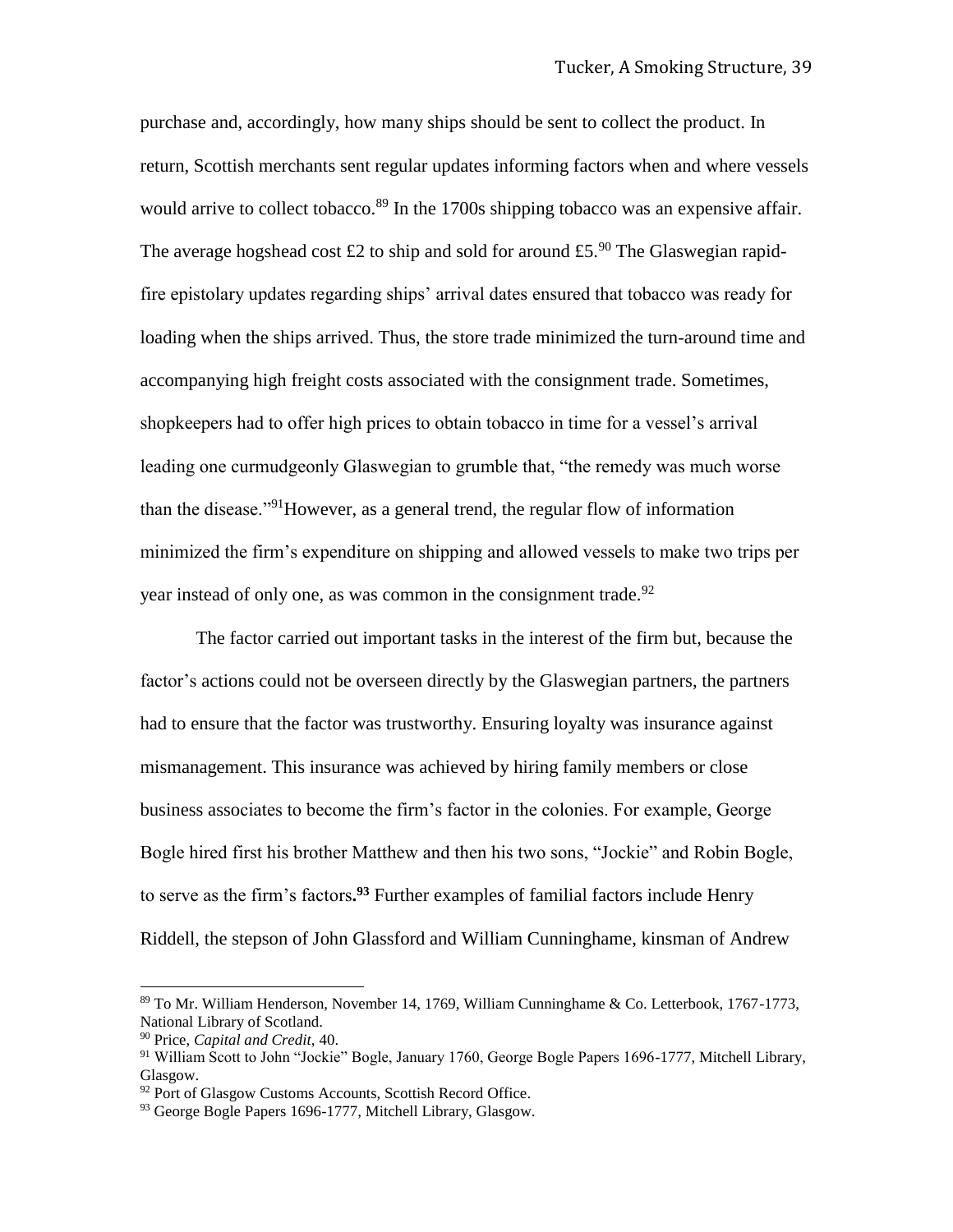purchase and, accordingly, how many ships should be sent to collect the product. In return, Scottish merchants sent regular updates informing factors when and where vessels would arrive to collect tobacco.[89] In the 1700s shipping tobacco was an expensive affair. The average hogshead cost £2 to ship and sold for around £5.[90] The Glaswegian rapid-fire epistolary updates regarding ships' arrival dates ensured that tobacco was ready for loading when the ships arrived. Thus, the store trade minimized the turn-around time and accompanying high freight costs associated with the consignment trade. Sometimes, shopkeepers had to offer high prices to obtain tobacco in time for a vessel's arrival leading one curmudgeonly Glaswegian to grumble that, "the remedy was much worse than the disease."[91]However, as a general trend, the regular flow of information minimized the firm's expenditure on shipping and allowed vessels to make two trips per year instead of only one, as was common in the consignment trade.[92]

The factor carried out important tasks in the interest of the firm but, because the factor's actions could not be overseen directly by the Glaswegian partners, the partners had to ensure that the factor was trustworthy. Ensuring loyalty was insurance against mismanagement. This insurance was achieved by hiring family members or close business associates to become the firm's factor in the colonies. For example, George Bogle hired first his brother Matthew and then his two sons, "Jockie" and Robin Bogle, to serve as the firm's factors**.**[93] Further examples of familial factors include Henry Riddell, the stepson of John Glassford and William Cunninghame, kinsman of Andrew

---

[89] To Mr. William Henderson, November 14, 1769, William Cunninghame & Co. Letterbook, 1767-1773, National Library of Scotland.

[90] Price, *Capital and Credit*, 40.

[91] William Scott to John "Jockie" Bogle, January 1760, George Bogle Papers 1696-1777, Mitchell Library, Glasgow.

[92] Port of Glasgow Customs Accounts, Scottish Record Office.

[93] George Bogle Papers 1696-1777, Mitchell Library, Glasgow.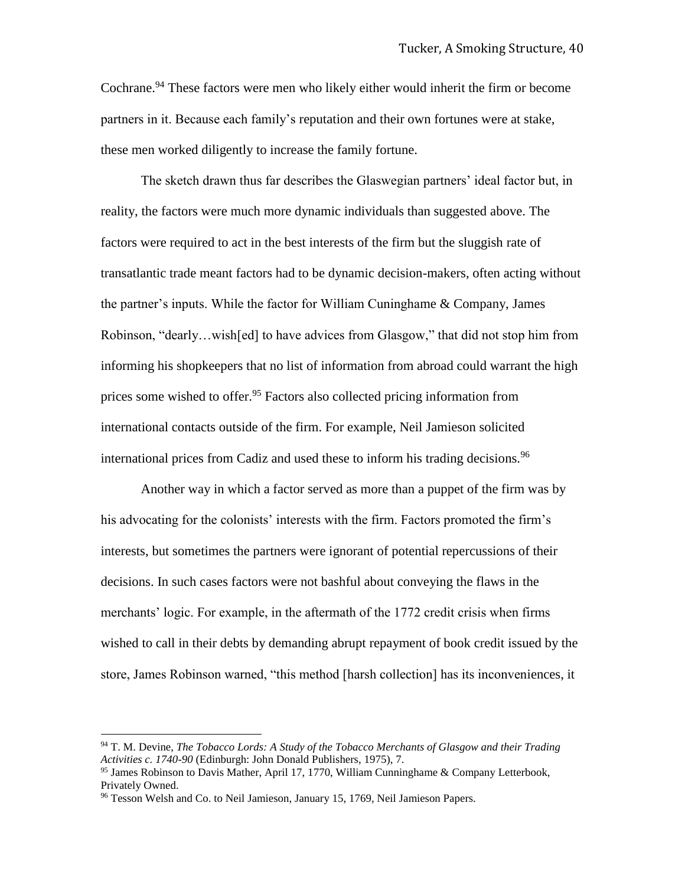Cochrane.[94] These factors were men who likely either would inherit the firm or become partners in it. Because each family's reputation and their own fortunes were at stake, these men worked diligently to increase the family fortune.

The sketch drawn thus far describes the Glaswegian partners' ideal factor but, in reality, the factors were much more dynamic individuals than suggested above. The factors were required to act in the best interests of the firm but the sluggish rate of transatlantic trade meant factors had to be dynamic decision-makers, often acting without the partner's inputs. While the factor for William Cuninghame & Company, James Robinson, "dearly…wish[ed] to have advices from Glasgow," that did not stop him from informing his shopkeepers that no list of information from abroad could warrant the high prices some wished to offer.[95] Factors also collected pricing information from international contacts outside of the firm. For example, Neil Jamieson solicited international prices from Cadiz and used these to inform his trading decisions.[96]

Another way in which a factor served as more than a puppet of the firm was by his advocating for the colonists' interests with the firm. Factors promoted the firm's interests, but sometimes the partners were ignorant of potential repercussions of their decisions. In such cases factors were not bashful about conveying the flaws in the merchants' logic. For example, in the aftermath of the 1772 credit crisis when firms wished to call in their debts by demanding abrupt repayment of book credit issued by the store, James Robinson warned, "this method [harsh collection] has its inconveniences, it

---

[94] T. M. Devine, *The Tobacco Lords: A Study of the Tobacco Merchants of Glasgow and their Trading Activities c. 1740-90* (Edinburgh: John Donald Publishers, 1975), 7.

[95] James Robinson to Davis Mather, April 17, 1770, William Cunninghame & Company Letterbook, Privately Owned.

[96] Tesson Welsh and Co. to Neil Jamieson, January 15, 1769, Neil Jamieson Papers.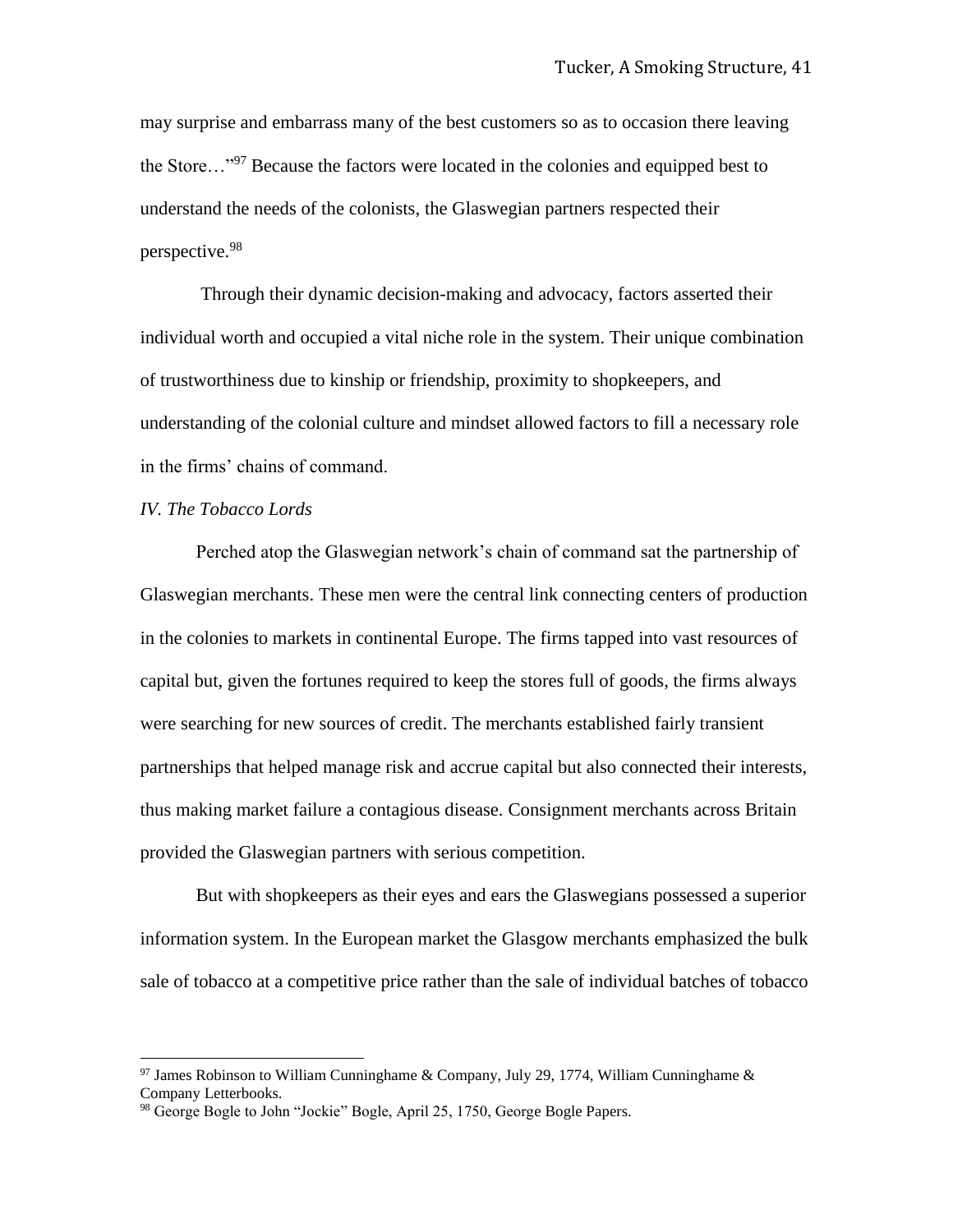may surprise and embarrass many of the best customers so as to occasion there leaving the Store…"[97] Because the factors were located in the colonies and equipped best to understand the needs of the colonists, the Glaswegian partners respected their perspective.[98]

Through their dynamic decision-making and advocacy, factors asserted their individual worth and occupied a vital niche role in the system. Their unique combination of trustworthiness due to kinship or friendship, proximity to shopkeepers, and understanding of the colonial culture and mindset allowed factors to fill a necessary role in the firms' chains of command.

### *IV. The Tobacco Lords*

Perched atop the Glaswegian network's chain of command sat the partnership of Glaswegian merchants. These men were the central link connecting centers of production in the colonies to markets in continental Europe. The firms tapped into vast resources of capital but, given the fortunes required to keep the stores full of goods, the firms always were searching for new sources of credit. The merchants established fairly transient partnerships that helped manage risk and accrue capital but also connected their interests, thus making market failure a contagious disease. Consignment merchants across Britain provided the Glaswegian partners with serious competition.

But with shopkeepers as their eyes and ears the Glaswegians possessed a superior information system. In the European market the Glasgow merchants emphasized the bulk sale of tobacco at a competitive price rather than the sale of individual batches of tobacco

---

[97] James Robinson to William Cunninghame & Company, July 29, 1774, William Cunninghame & Company Letterbooks.

[98] George Bogle to John "Jockie" Bogle, April 25, 1750, George Bogle Papers.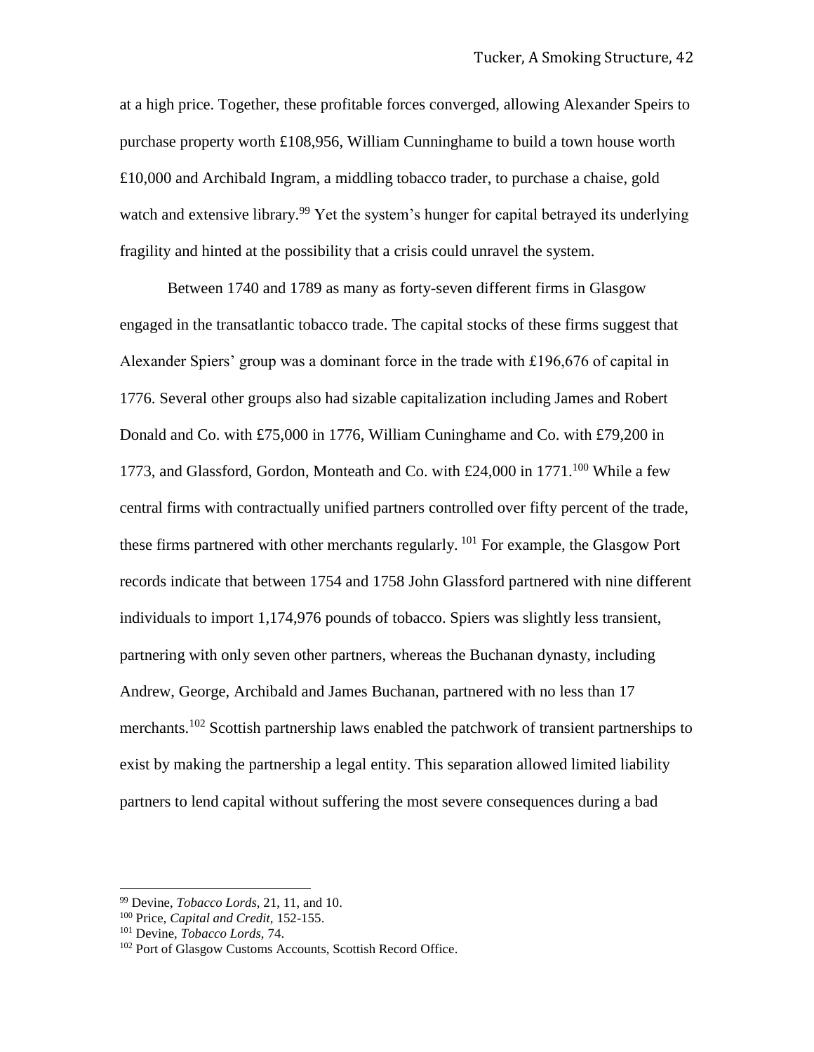at a high price. Together, these profitable forces converged, allowing Alexander Speirs to purchase property worth £108,956, William Cunninghame to build a town house worth £10,000 and Archibald Ingram, a middling tobacco trader, to purchase a chaise, gold watch and extensive library.[99] Yet the system's hunger for capital betrayed its underlying fragility and hinted at the possibility that a crisis could unravel the system.

Between 1740 and 1789 as many as forty-seven different firms in Glasgow engaged in the transatlantic tobacco trade. The capital stocks of these firms suggest that Alexander Spiers' group was a dominant force in the trade with £196,676 of capital in 1776. Several other groups also had sizable capitalization including James and Robert Donald and Co. with £75,000 in 1776, William Cuninghame and Co. with £79,200 in 1773, and Glassford, Gordon, Monteath and Co. with £24,000 in 1771.[100] While a few central firms with contractually unified partners controlled over fifty percent of the trade, these firms partnered with other merchants regularly.[101] For example, the Glasgow Port records indicate that between 1754 and 1758 John Glassford partnered with nine different individuals to import 1,174,976 pounds of tobacco. Spiers was slightly less transient, partnering with only seven other partners, whereas the Buchanan dynasty, including Andrew, George, Archibald and James Buchanan, partnered with no less than 17 merchants.[102] Scottish partnership laws enabled the patchwork of transient partnerships to exist by making the partnership a legal entity. This separation allowed limited liability partners to lend capital without suffering the most severe consequences during a bad

---

[99] Devine, *Tobacco Lords,* 21, 11, and 10.

[100] Price, *Capital and Credit,* 152-155.

[101] Devine, *Tobacco Lords,* 74.

[102] Port of Glasgow Customs Accounts, Scottish Record Office.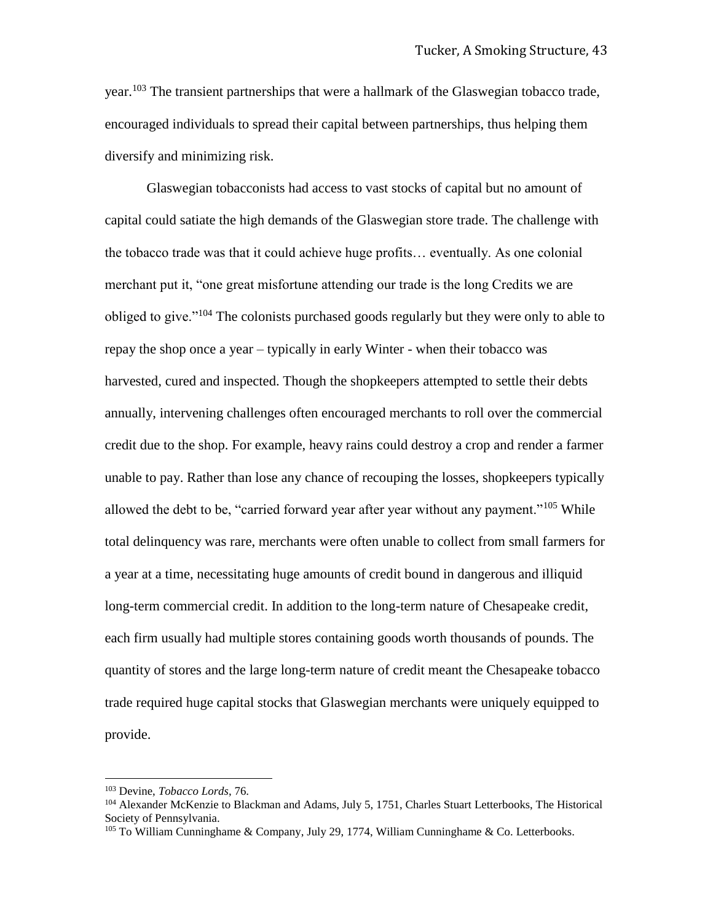year.[103] The transient partnerships that were a hallmark of the Glaswegian tobacco trade, encouraged individuals to spread their capital between partnerships, thus helping them diversify and minimizing risk.

Glaswegian tobacconists had access to vast stocks of capital but no amount of capital could satiate the high demands of the Glaswegian store trade. The challenge with the tobacco trade was that it could achieve huge profits… eventually. As one colonial merchant put it, "one great misfortune attending our trade is the long Credits we are obliged to give."[104] The colonists purchased goods regularly but they were only to able to repay the shop once a year – typically in early Winter - when their tobacco was harvested, cured and inspected. Though the shopkeepers attempted to settle their debts annually, intervening challenges often encouraged merchants to roll over the commercial credit due to the shop. For example, heavy rains could destroy a crop and render a farmer unable to pay. Rather than lose any chance of recouping the losses, shopkeepers typically allowed the debt to be, "carried forward year after year without any payment."[105] While total delinquency was rare, merchants were often unable to collect from small farmers for a year at a time, necessitating huge amounts of credit bound in dangerous and illiquid long-term commercial credit. In addition to the long-term nature of Chesapeake credit, each firm usually had multiple stores containing goods worth thousands of pounds. The quantity of stores and the large long-term nature of credit meant the Chesapeake tobacco trade required huge capital stocks that Glaswegian merchants were uniquely equipped to provide.

---

[103] Devine, *Tobacco Lords*, 76.

[104] Alexander McKenzie to Blackman and Adams, July 5, 1751, Charles Stuart Letterbooks, The Historical Society of Pennsylvania.

[105] To William Cunninghame & Company, July 29, 1774, William Cunninghame & Co. Letterbooks.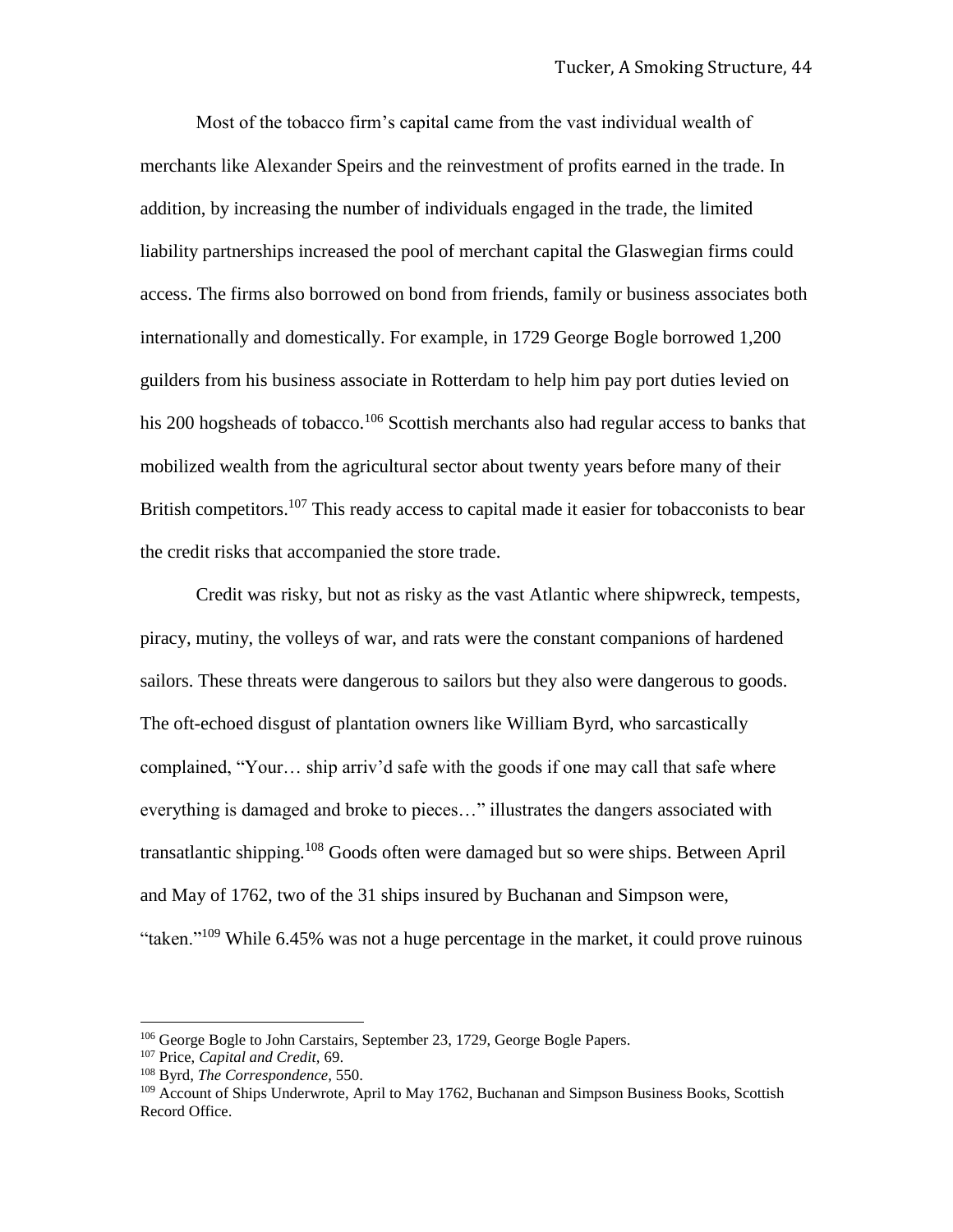Most of the tobacco firm's capital came from the vast individual wealth of merchants like Alexander Speirs and the reinvestment of profits earned in the trade. In addition, by increasing the number of individuals engaged in the trade, the limited liability partnerships increased the pool of merchant capital the Glaswegian firms could access. The firms also borrowed on bond from friends, family or business associates both internationally and domestically. For example, in 1729 George Bogle borrowed 1,200 guilders from his business associate in Rotterdam to help him pay port duties levied on his 200 hogsheads of tobacco.[106] Scottish merchants also had regular access to banks that mobilized wealth from the agricultural sector about twenty years before many of their British competitors.[107] This ready access to capital made it easier for tobacconists to bear the credit risks that accompanied the store trade.

Credit was risky, but not as risky as the vast Atlantic where shipwreck, tempests, piracy, mutiny, the volleys of war, and rats were the constant companions of hardened sailors. These threats were dangerous to sailors but they also were dangerous to goods. The oft-echoed disgust of plantation owners like William Byrd, who sarcastically complained, "Your… ship arriv'd safe with the goods if one may call that safe where everything is damaged and broke to pieces…" illustrates the dangers associated with transatlantic shipping.[108] Goods often were damaged but so were ships. Between April and May of 1762, two of the 31 ships insured by Buchanan and Simpson were, "taken."[109] While 6.45% was not a huge percentage in the market, it could prove ruinous

---

[106] George Bogle to John Carstairs, September 23, 1729, George Bogle Papers.

[107] Price, *Capital and Credit,* 69.

[108] Byrd, *The Correspondence,* 550.

[109] Account of Ships Underwrote, April to May 1762, Buchanan and Simpson Business Books, Scottish Record Office.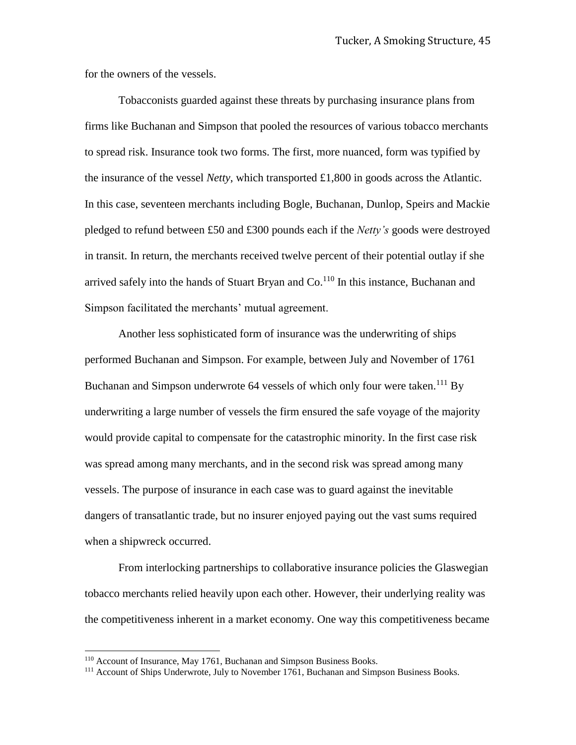for the owners of the vessels.

Tobacconists guarded against these threats by purchasing insurance plans from firms like Buchanan and Simpson that pooled the resources of various tobacco merchants to spread risk. Insurance took two forms. The first, more nuanced, form was typified by the insurance of the vessel *Netty*, which transported £1,800 in goods across the Atlantic. In this case, seventeen merchants including Bogle, Buchanan, Dunlop, Speirs and Mackie pledged to refund between £50 and £300 pounds each if the *Netty's* goods were destroyed in transit. In return, the merchants received twelve percent of their potential outlay if she arrived safely into the hands of Stuart Bryan and Co.[110] In this instance, Buchanan and Simpson facilitated the merchants' mutual agreement.

Another less sophisticated form of insurance was the underwriting of ships performed Buchanan and Simpson. For example, between July and November of 1761 Buchanan and Simpson underwrote 64 vessels of which only four were taken.[111] By underwriting a large number of vessels the firm ensured the safe voyage of the majority would provide capital to compensate for the catastrophic minority. In the first case risk was spread among many merchants, and in the second risk was spread among many vessels. The purpose of insurance in each case was to guard against the inevitable dangers of transatlantic trade, but no insurer enjoyed paying out the vast sums required when a shipwreck occurred.

From interlocking partnerships to collaborative insurance policies the Glaswegian tobacco merchants relied heavily upon each other. However, their underlying reality was the competitiveness inherent in a market economy. One way this competitiveness became

---

[110] Account of Insurance, May 1761, Buchanan and Simpson Business Books.

[111] Account of Ships Underwrote, July to November 1761, Buchanan and Simpson Business Books.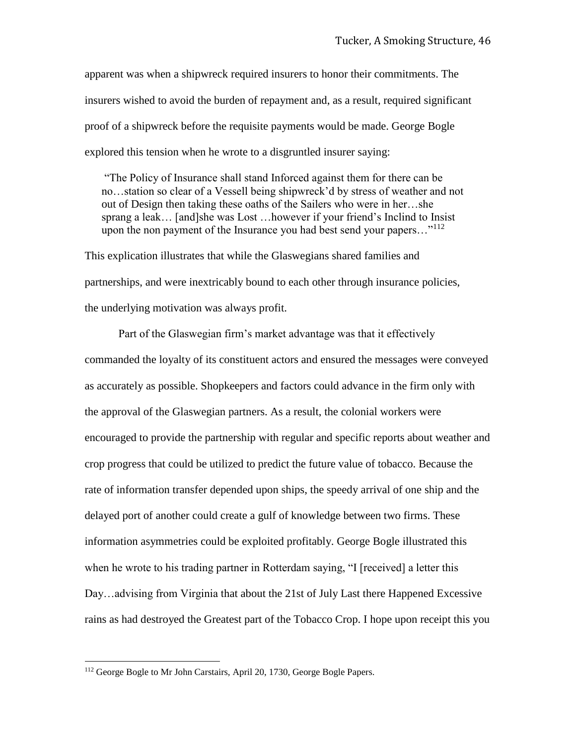apparent was when a shipwreck required insurers to honor their commitments. The insurers wished to avoid the burden of repayment and, as a result, required significant proof of a shipwreck before the requisite payments would be made. George Bogle explored this tension when he wrote to a disgruntled insurer saying:

> "The Policy of Insurance shall stand Inforced against them for there can be no…station so clear of a Vessell being shipwreck'd by stress of weather and not out of Design then taking these oaths of the Sailers who were in her…she sprang a leak… [and]she was Lost …however if your friend's Inclind to Insist upon the non payment of the Insurance you had best send your papers…"[112]

This explication illustrates that while the Glaswegians shared families and partnerships, and were inextricably bound to each other through insurance policies, the underlying motivation was always profit.

Part of the Glaswegian firm's market advantage was that it effectively commanded the loyalty of its constituent actors and ensured the messages were conveyed as accurately as possible. Shopkeepers and factors could advance in the firm only with the approval of the Glaswegian partners. As a result, the colonial workers were encouraged to provide the partnership with regular and specific reports about weather and crop progress that could be utilized to predict the future value of tobacco. Because the rate of information transfer depended upon ships, the speedy arrival of one ship and the delayed port of another could create a gulf of knowledge between two firms. These information asymmetries could be exploited profitably. George Bogle illustrated this when he wrote to his trading partner in Rotterdam saying, "I [received] a letter this Day…advising from Virginia that about the 21st of July Last there Happened Excessive rains as had destroyed the Greatest part of the Tobacco Crop. I hope upon receipt this you

---

[112] George Bogle to Mr John Carstairs, April 20, 1730, George Bogle Papers.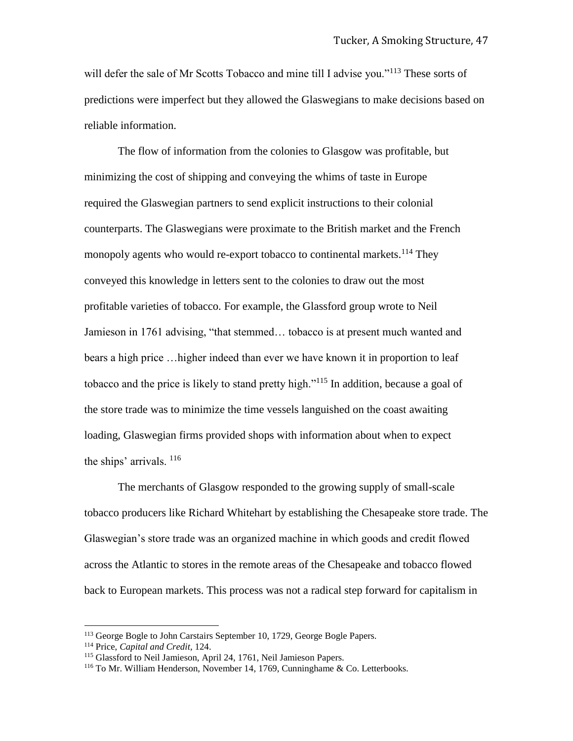will defer the sale of Mr Scotts Tobacco and mine till I advise you."[113] These sorts of predictions were imperfect but they allowed the Glaswegians to make decisions based on reliable information.

The flow of information from the colonies to Glasgow was profitable, but minimizing the cost of shipping and conveying the whims of taste in Europe required the Glaswegian partners to send explicit instructions to their colonial counterparts. The Glaswegians were proximate to the British market and the French monopoly agents who would re-export tobacco to continental markets.[114] They conveyed this knowledge in letters sent to the colonies to draw out the most profitable varieties of tobacco. For example, the Glassford group wrote to Neil Jamieson in 1761 advising, "that stemmed… tobacco is at present much wanted and bears a high price …higher indeed than ever we have known it in proportion to leaf tobacco and the price is likely to stand pretty high."[115] In addition, because a goal of the store trade was to minimize the time vessels languished on the coast awaiting loading, Glaswegian firms provided shops with information about when to expect the ships' arrivals. [116]

The merchants of Glasgow responded to the growing supply of small-scale tobacco producers like Richard Whitehart by establishing the Chesapeake store trade. The Glaswegian's store trade was an organized machine in which goods and credit flowed across the Atlantic to stores in the remote areas of the Chesapeake and tobacco flowed back to European markets. This process was not a radical step forward for capitalism in

---

[113] George Bogle to John Carstairs September 10, 1729, George Bogle Papers.

[114] Price, *Capital and Credit,* 124.

[115] Glassford to Neil Jamieson, April 24, 1761, Neil Jamieson Papers.

[116] To Mr. William Henderson, November 14, 1769, Cunninghame & Co. Letterbooks.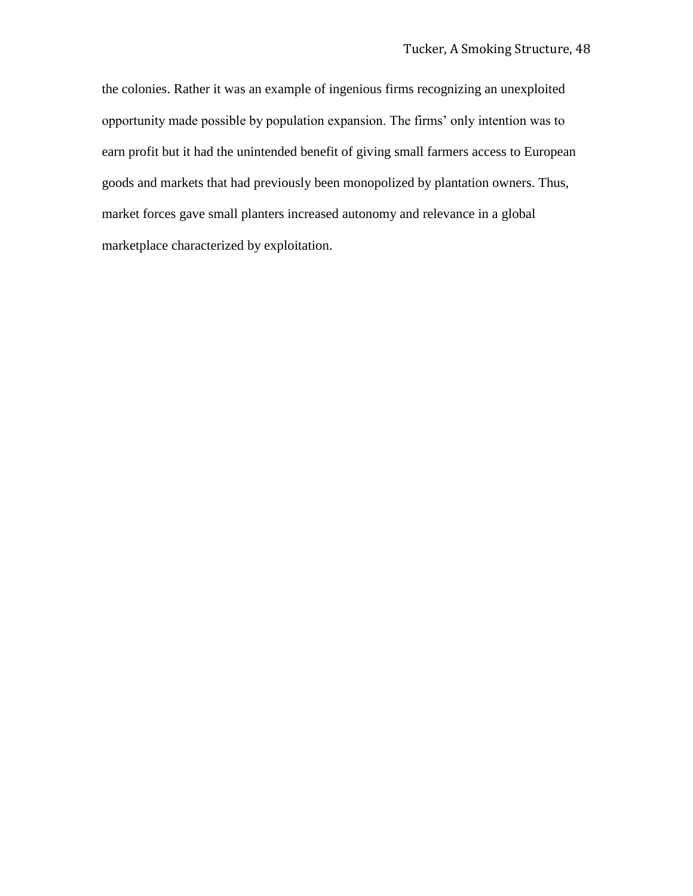the colonies. Rather it was an example of ingenious firms recognizing an unexploited opportunity made possible by population expansion. The firms' only intention was to earn profit but it had the unintended benefit of giving small farmers access to European goods and markets that had previously been monopolized by plantation owners. Thus, market forces gave small planters increased autonomy and relevance in a global marketplace characterized by exploitation.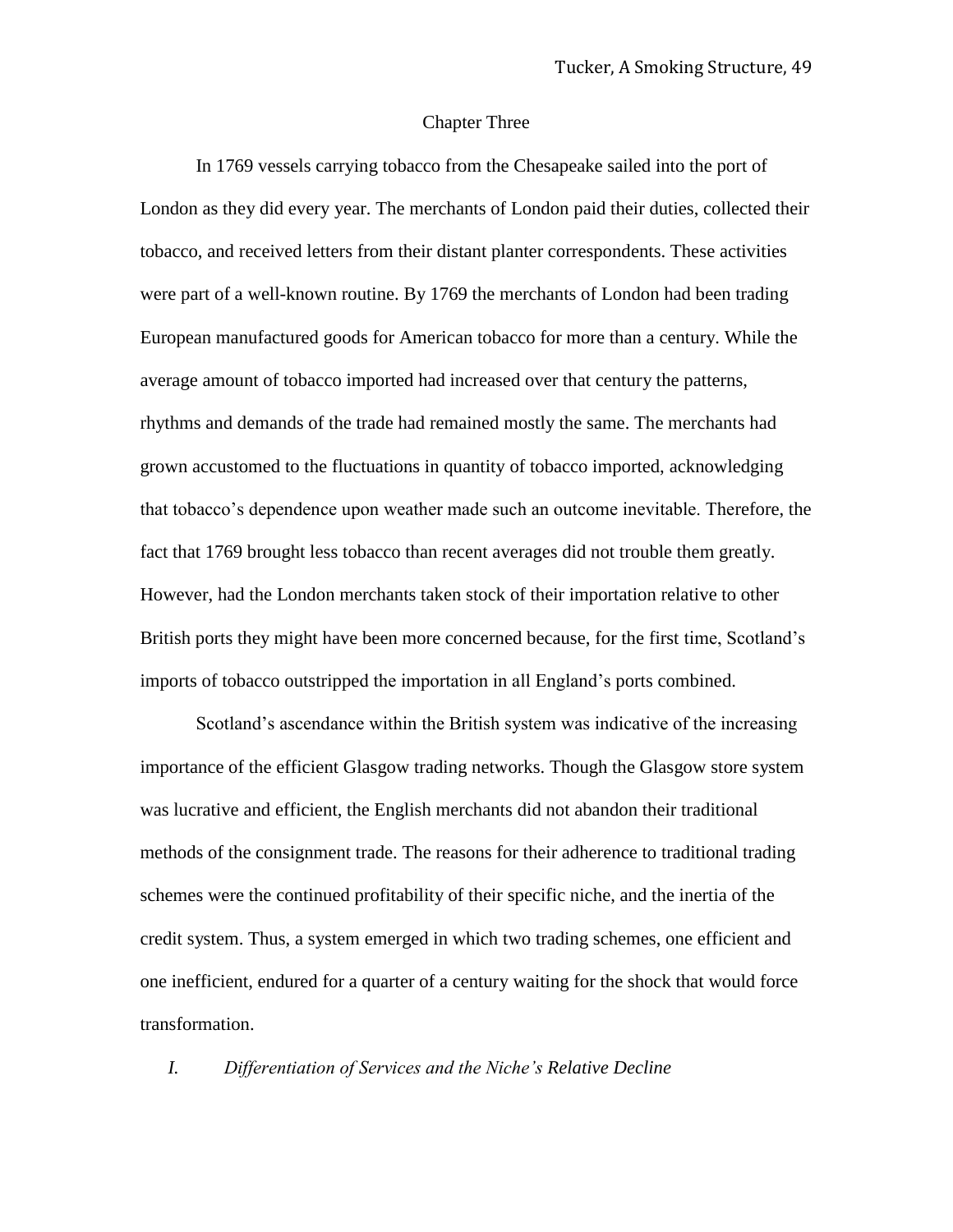## Chapter Three

In 1769 vessels carrying tobacco from the Chesapeake sailed into the port of London as they did every year. The merchants of London paid their duties, collected their tobacco, and received letters from their distant planter correspondents. These activities were part of a well-known routine. By 1769 the merchants of London had been trading European manufactured goods for American tobacco for more than a century. While the average amount of tobacco imported had increased over that century the patterns, rhythms and demands of the trade had remained mostly the same. The merchants had grown accustomed to the fluctuations in quantity of tobacco imported, acknowledging that tobacco's dependence upon weather made such an outcome inevitable. Therefore, the fact that 1769 brought less tobacco than recent averages did not trouble them greatly. However, had the London merchants taken stock of their importation relative to other British ports they might have been more concerned because, for the first time, Scotland's imports of tobacco outstripped the importation in all England's ports combined.

Scotland's ascendance within the British system was indicative of the increasing importance of the efficient Glasgow trading networks. Though the Glasgow store system was lucrative and efficient, the English merchants did not abandon their traditional methods of the consignment trade. The reasons for their adherence to traditional trading schemes were the continued profitability of their specific niche, and the inertia of the credit system. Thus, a system emerged in which two trading schemes, one efficient and one inefficient, endured for a quarter of a century waiting for the shock that would force transformation.

### *I. Differentiation of Services and the Niche's Relative Decline*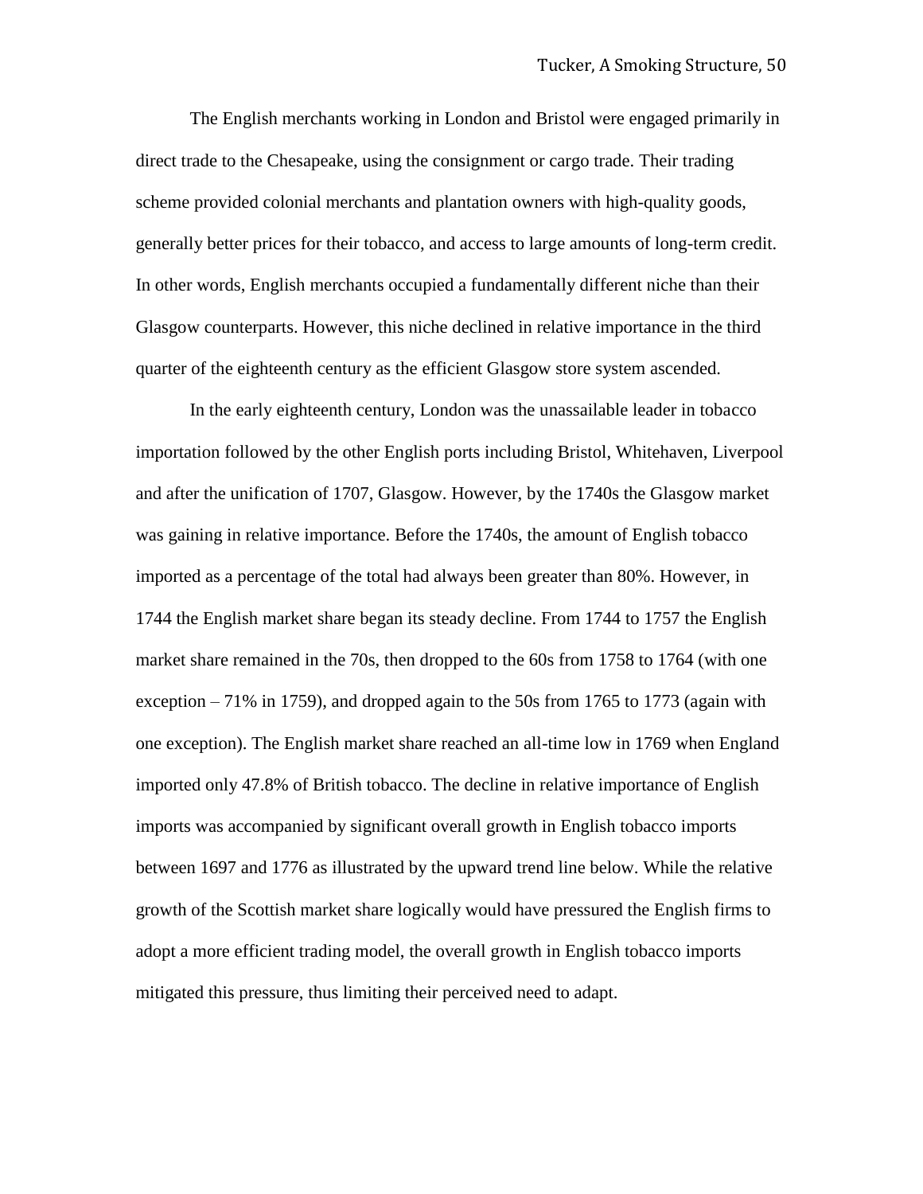The English merchants working in London and Bristol were engaged primarily in direct trade to the Chesapeake, using the consignment or cargo trade. Their trading scheme provided colonial merchants and plantation owners with high-quality goods, generally better prices for their tobacco, and access to large amounts of long-term credit. In other words, English merchants occupied a fundamentally different niche than their Glasgow counterparts. However, this niche declined in relative importance in the third quarter of the eighteenth century as the efficient Glasgow store system ascended.

In the early eighteenth century, London was the unassailable leader in tobacco importation followed by the other English ports including Bristol, Whitehaven, Liverpool and after the unification of 1707, Glasgow. However, by the 1740s the Glasgow market was gaining in relative importance. Before the 1740s, the amount of English tobacco imported as a percentage of the total had always been greater than 80%. However, in 1744 the English market share began its steady decline. From 1744 to 1757 the English market share remained in the 70s, then dropped to the 60s from 1758 to 1764 (with one exception – 71% in 1759), and dropped again to the 50s from 1765 to 1773 (again with one exception). The English market share reached an all-time low in 1769 when England imported only 47.8% of British tobacco. The decline in relative importance of English imports was accompanied by significant overall growth in English tobacco imports between 1697 and 1776 as illustrated by the upward trend line below. While the relative growth of the Scottish market share logically would have pressured the English firms to adopt a more efficient trading model, the overall growth in English tobacco imports mitigated this pressure, thus limiting their perceived need to adapt.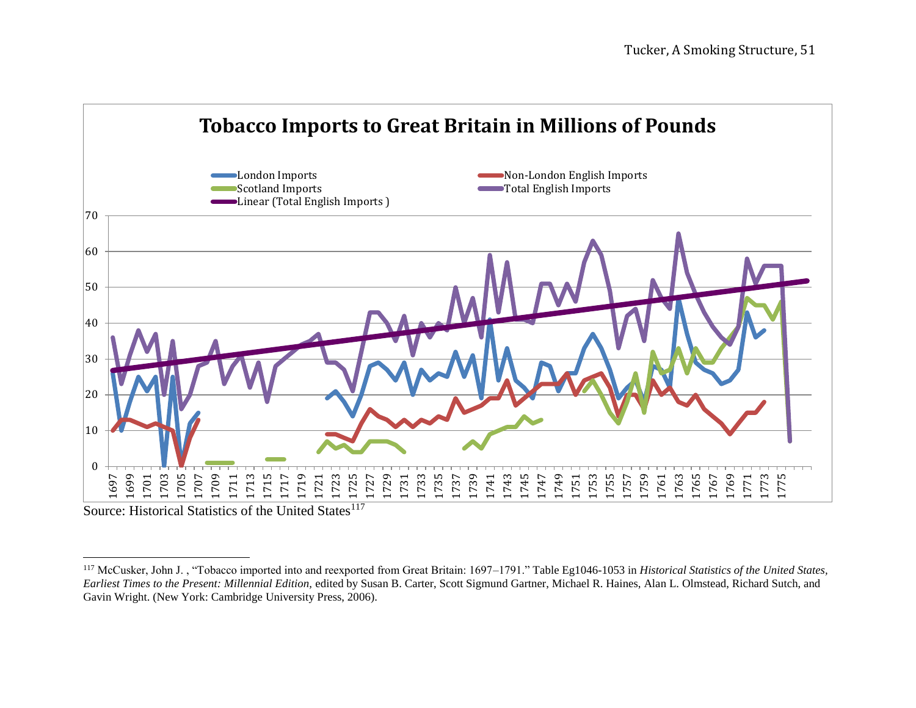**Tobacco Imports to Great Britain in Millions of Pounds**

Source: Historical Statistics of the United States[117]

---

[117] McCusker, John J. , "Tobacco imported into and reexported from Great Britain: 1697–1791." Table Eg1046-1053 in *Historical Statistics of the United States, Earliest Times to the Present: Millennial Edition*, edited by Susan B. Carter, Scott Sigmund Gartner, Michael R. Haines, Alan L. Olmstead, Richard Sutch, and Gavin Wright. (New York: Cambridge University Press, 2006).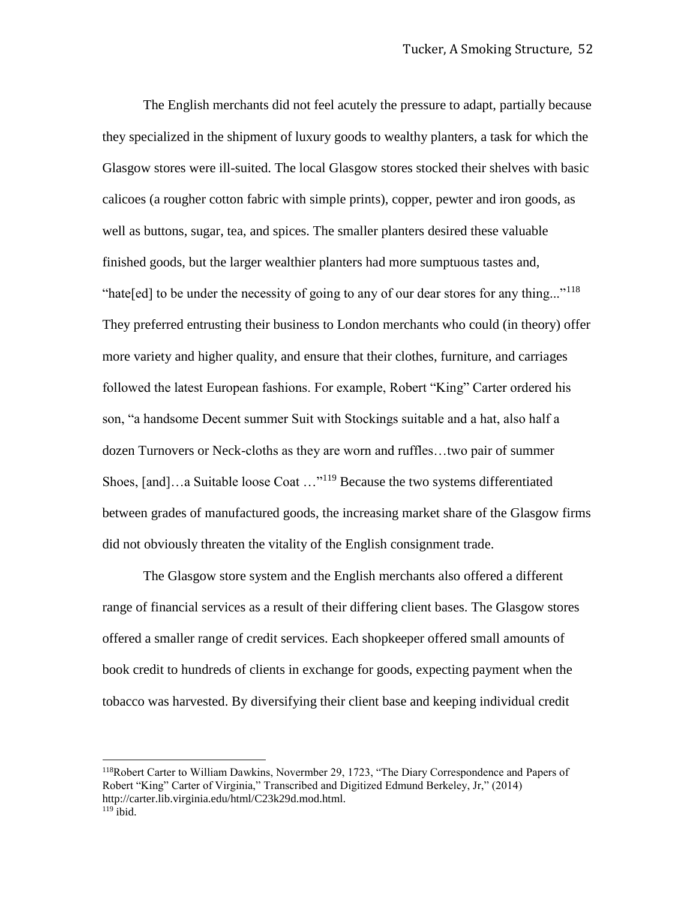The English merchants did not feel acutely the pressure to adapt, partially because they specialized in the shipment of luxury goods to wealthy planters, a task for which the Glasgow stores were ill-suited. The local Glasgow stores stocked their shelves with basic calicoes (a rougher cotton fabric with simple prints), copper, pewter and iron goods, as well as buttons, sugar, tea, and spices. The smaller planters desired these valuable finished goods, but the larger wealthier planters had more sumptuous tastes and, "hate[ed] to be under the necessity of going to any of our dear stores for any thing..."[118] They preferred entrusting their business to London merchants who could (in theory) offer more variety and higher quality, and ensure that their clothes, furniture, and carriages followed the latest European fashions. For example, Robert "King" Carter ordered his son, "a handsome Decent summer Suit with Stockings suitable and a hat, also half a dozen Turnovers or Neck-cloths as they are worn and ruffles…two pair of summer Shoes, [and]…a Suitable loose Coat …"[119] Because the two systems differentiated between grades of manufactured goods, the increasing market share of the Glasgow firms did not obviously threaten the vitality of the English consignment trade.

The Glasgow store system and the English merchants also offered a different range of financial services as a result of their differing client bases. The Glasgow stores offered a smaller range of credit services. Each shopkeeper offered small amounts of book credit to hundreds of clients in exchange for goods, expecting payment when the tobacco was harvested. By diversifying their client base and keeping individual credit

---

[118]Robert Carter to William Dawkins, Novermber 29, 1723, "The Diary Correspondence and Papers of Robert "King" Carter of Virginia," Transcribed and Digitized Edmund Berkeley, Jr," (2014) http://carter.lib.virginia.edu/html/C23k29d.mod.html.

[119] ibid.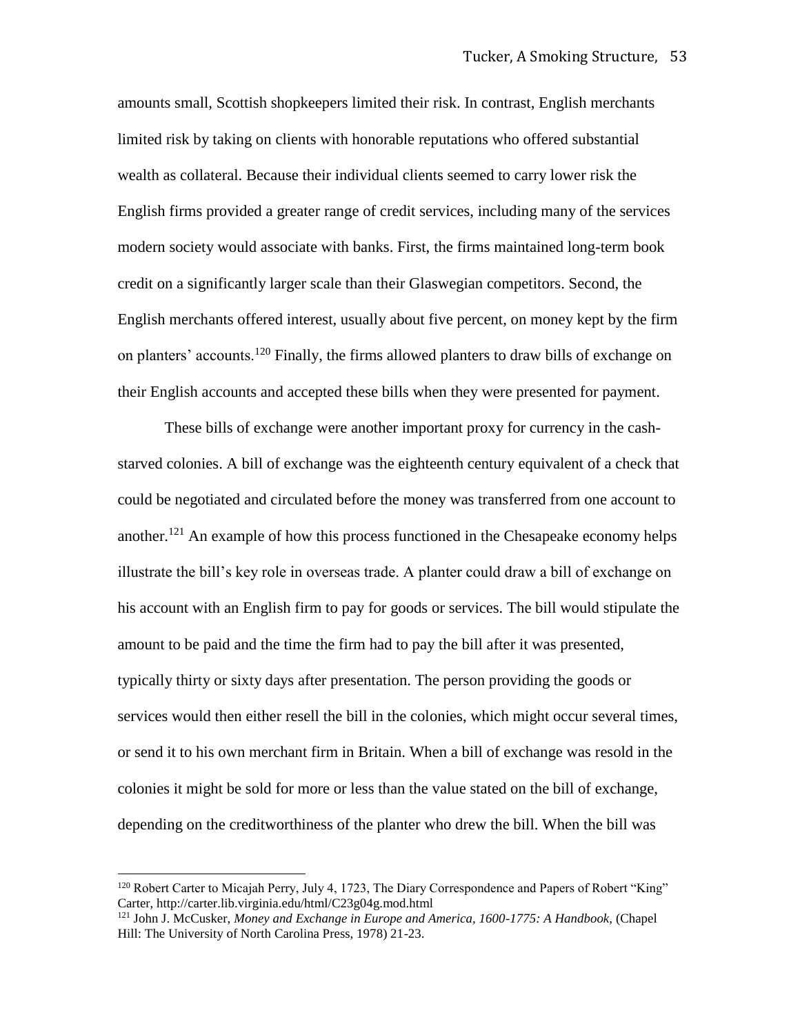amounts small, Scottish shopkeepers limited their risk. In contrast, English merchants limited risk by taking on clients with honorable reputations who offered substantial wealth as collateral. Because their individual clients seemed to carry lower risk the English firms provided a greater range of credit services, including many of the services modern society would associate with banks. First, the firms maintained long-term book credit on a significantly larger scale than their Glaswegian competitors. Second, the English merchants offered interest, usually about five percent, on money kept by the firm on planters' accounts.[120] Finally, the firms allowed planters to draw bills of exchange on their English accounts and accepted these bills when they were presented for payment.

These bills of exchange were another important proxy for currency in the cash-starved colonies. A bill of exchange was the eighteenth century equivalent of a check that could be negotiated and circulated before the money was transferred from one account to another.[121] An example of how this process functioned in the Chesapeake economy helps illustrate the bill's key role in overseas trade. A planter could draw a bill of exchange on his account with an English firm to pay for goods or services. The bill would stipulate the amount to be paid and the time the firm had to pay the bill after it was presented, typically thirty or sixty days after presentation. The person providing the goods or services would then either resell the bill in the colonies, which might occur several times, or send it to his own merchant firm in Britain. When a bill of exchange was resold in the colonies it might be sold for more or less than the value stated on the bill of exchange, depending on the creditworthiness of the planter who drew the bill. When the bill was

---

[120] Robert Carter to Micajah Perry, July 4, 1723, The Diary Correspondence and Papers of Robert "King" Carter, http://carter.lib.virginia.edu/html/C23g04g.mod.html

[121] John J. McCusker, *Money and Exchange in Europe and America, 1600-1775: A Handbook,* (Chapel Hill: The University of North Carolina Press, 1978) 21-23.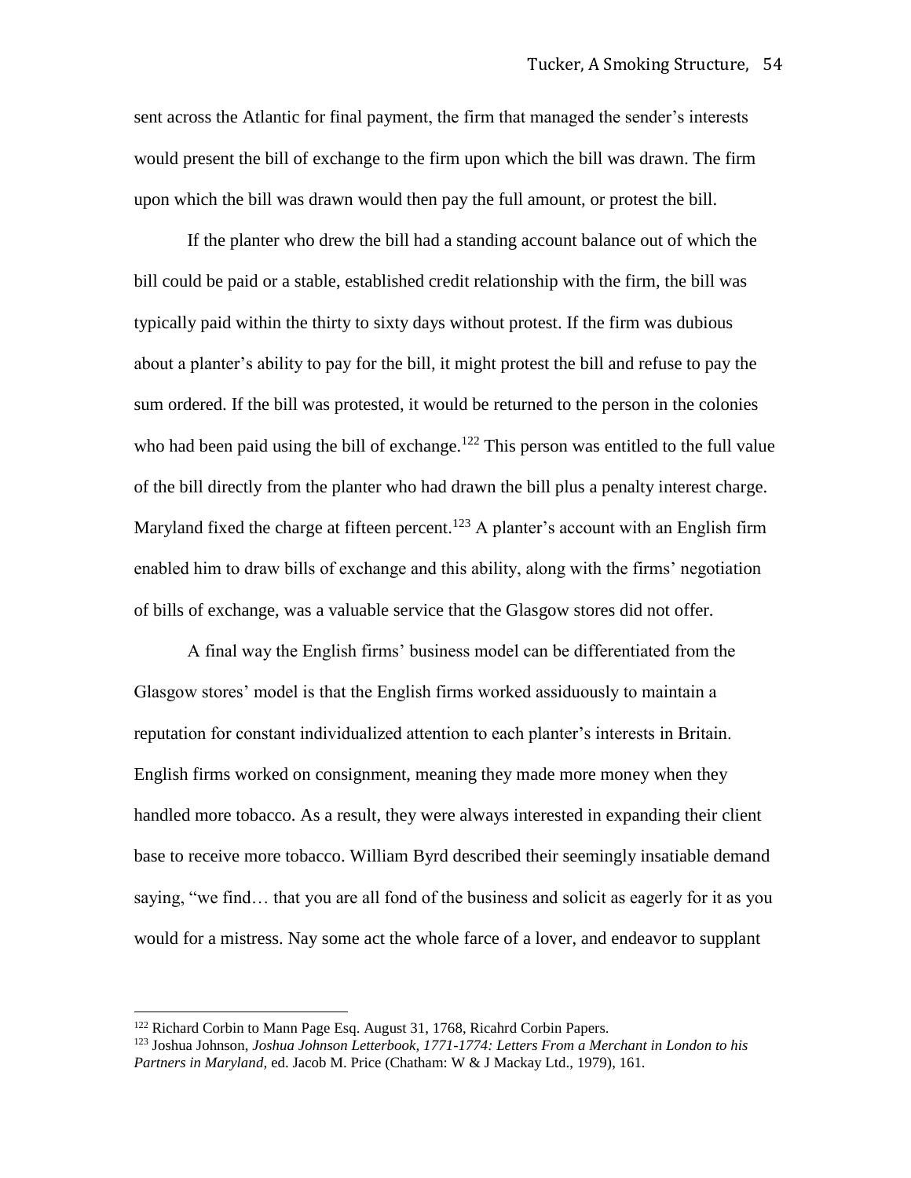sent across the Atlantic for final payment, the firm that managed the sender's interests would present the bill of exchange to the firm upon which the bill was drawn. The firm upon which the bill was drawn would then pay the full amount, or protest the bill.

If the planter who drew the bill had a standing account balance out of which the bill could be paid or a stable, established credit relationship with the firm, the bill was typically paid within the thirty to sixty days without protest. If the firm was dubious about a planter's ability to pay for the bill, it might protest the bill and refuse to pay the sum ordered. If the bill was protested, it would be returned to the person in the colonies who had been paid using the bill of exchange.[122] This person was entitled to the full value of the bill directly from the planter who had drawn the bill plus a penalty interest charge. Maryland fixed the charge at fifteen percent.[123] A planter's account with an English firm enabled him to draw bills of exchange and this ability, along with the firms' negotiation of bills of exchange, was a valuable service that the Glasgow stores did not offer.

A final way the English firms' business model can be differentiated from the Glasgow stores' model is that the English firms worked assiduously to maintain a reputation for constant individualized attention to each planter's interests in Britain. English firms worked on consignment, meaning they made more money when they handled more tobacco. As a result, they were always interested in expanding their client base to receive more tobacco. William Byrd described their seemingly insatiable demand saying, "we find… that you are all fond of the business and solicit as eagerly for it as you would for a mistress. Nay some act the whole farce of a lover, and endeavor to supplant

---

[122] Richard Corbin to Mann Page Esq. August 31, 1768, Ricahrd Corbin Papers.

[123] Joshua Johnson, *Joshua Johnson Letterbook, 1771-1774: Letters From a Merchant in London to his Partners in Maryland,* ed. Jacob M. Price (Chatham: W & J Mackay Ltd., 1979), 161.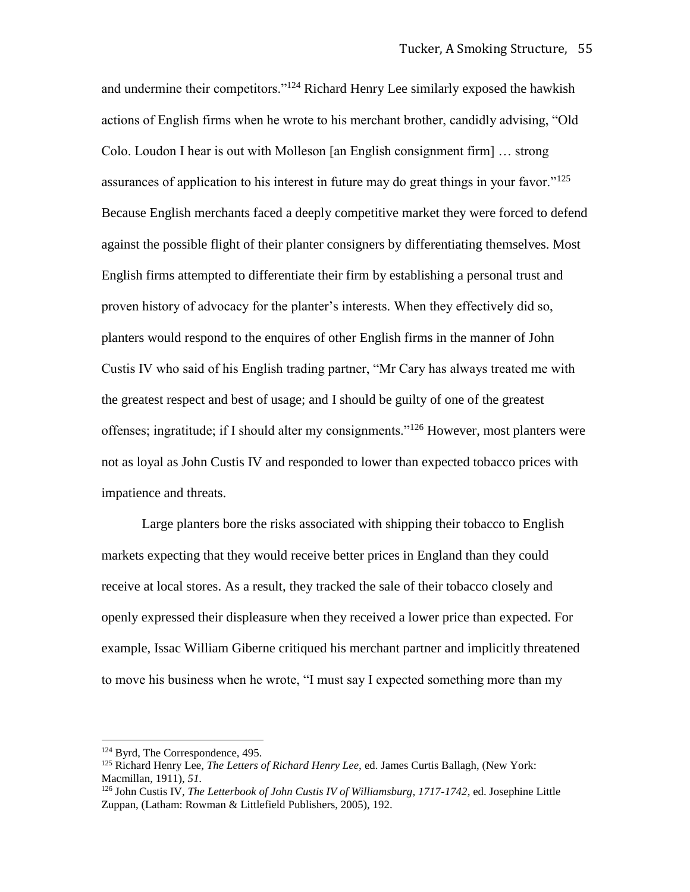and undermine their competitors."[124] Richard Henry Lee similarly exposed the hawkish actions of English firms when he wrote to his merchant brother, candidly advising, "Old Colo. Loudon I hear is out with Molleson [an English consignment firm] … strong assurances of application to his interest in future may do great things in your favor."[125] Because English merchants faced a deeply competitive market they were forced to defend against the possible flight of their planter consigners by differentiating themselves. Most English firms attempted to differentiate their firm by establishing a personal trust and proven history of advocacy for the planter's interests. When they effectively did so, planters would respond to the enquires of other English firms in the manner of John Custis IV who said of his English trading partner, "Mr Cary has always treated me with the greatest respect and best of usage; and I should be guilty of one of the greatest offenses; ingratitude; if I should alter my consignments."[126] However, most planters were not as loyal as John Custis IV and responded to lower than expected tobacco prices with impatience and threats.

Large planters bore the risks associated with shipping their tobacco to English markets expecting that they would receive better prices in England than they could receive at local stores. As a result, they tracked the sale of their tobacco closely and openly expressed their displeasure when they received a lower price than expected. For example, Issac William Giberne critiqued his merchant partner and implicitly threatened to move his business when he wrote, "I must say I expected something more than my

---

[124] Byrd, The Correspondence, 495.

[125] Richard Henry Lee, *The Letters of Richard Henry Lee,* ed. James Curtis Ballagh, (New York: Macmillan, 1911), *51.*

[126] John Custis IV, *The Letterbook of John Custis IV of Williamsburg, 1717-1742,* ed. Josephine Little Zuppan, (Latham: Rowman & Littlefield Publishers, 2005), 192.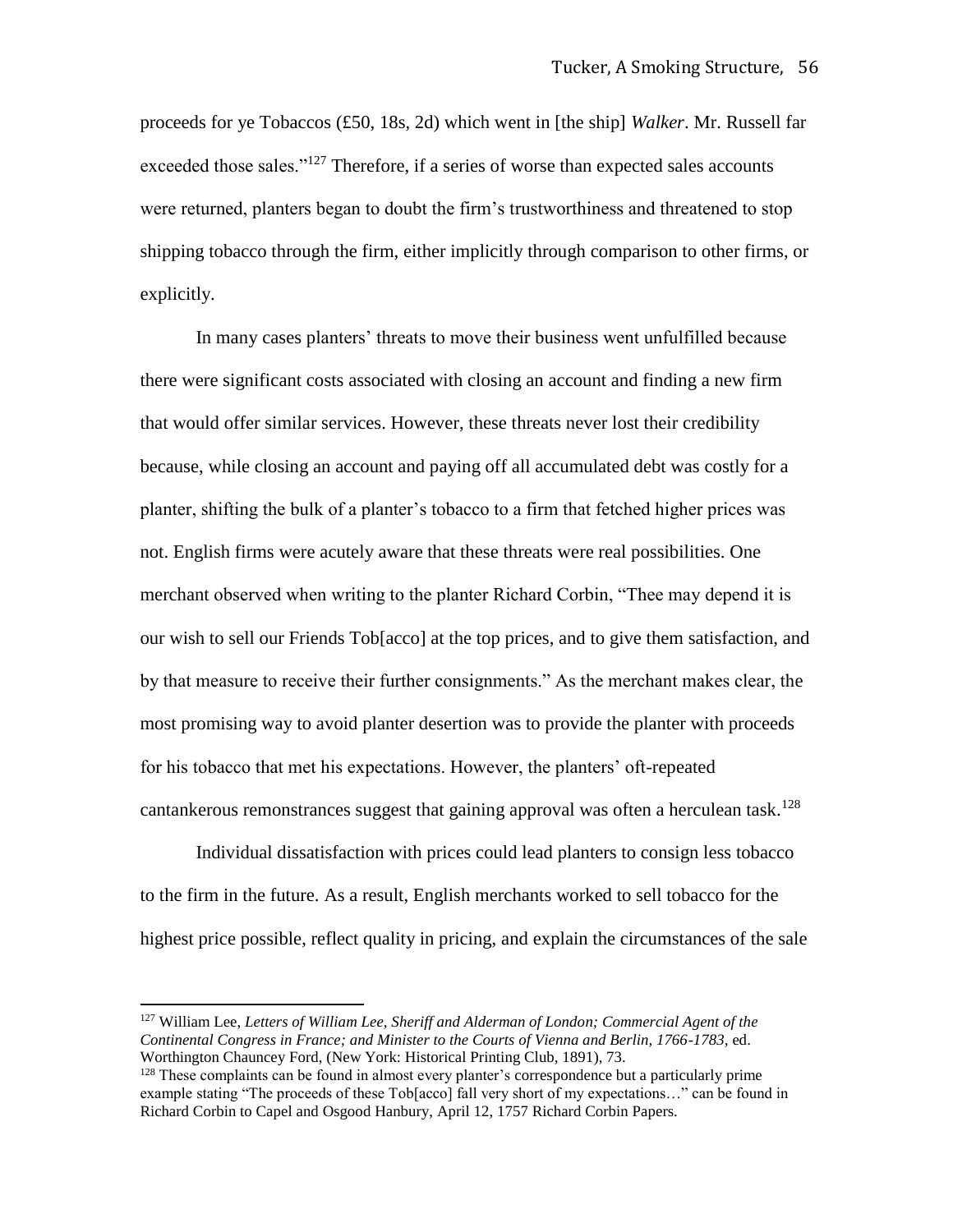proceeds for ye Tobaccos (£50, 18s, 2d) which went in [the ship] *Walker*. Mr. Russell far exceeded those sales."[127] Therefore, if a series of worse than expected sales accounts were returned, planters began to doubt the firm's trustworthiness and threatened to stop shipping tobacco through the firm, either implicitly through comparison to other firms, or explicitly.

In many cases planters' threats to move their business went unfulfilled because there were significant costs associated with closing an account and finding a new firm that would offer similar services. However, these threats never lost their credibility because, while closing an account and paying off all accumulated debt was costly for a planter, shifting the bulk of a planter's tobacco to a firm that fetched higher prices was not. English firms were acutely aware that these threats were real possibilities. One merchant observed when writing to the planter Richard Corbin, "Thee may depend it is our wish to sell our Friends Tob[acco] at the top prices, and to give them satisfaction, and by that measure to receive their further consignments." As the merchant makes clear, the most promising way to avoid planter desertion was to provide the planter with proceeds for his tobacco that met his expectations. However, the planters' oft-repeated cantankerous remonstrances suggest that gaining approval was often a herculean task.[128]

Individual dissatisfaction with prices could lead planters to consign less tobacco to the firm in the future. As a result, English merchants worked to sell tobacco for the highest price possible, reflect quality in pricing, and explain the circumstances of the sale

---

[127] William Lee, *Letters of William Lee, Sheriff and Alderman of London; Commercial Agent of the Continental Congress in France; and Minister to the Courts of Vienna and Berlin, 1766-1783,* ed. Worthington Chauncey Ford, (New York: Historical Printing Club, 1891), 73.

[128] These complaints can be found in almost every planter's correspondence but a particularly prime example stating "The proceeds of these Tob[acco] fall very short of my expectations…" can be found in Richard Corbin to Capel and Osgood Hanbury, April 12, 1757 Richard Corbin Papers.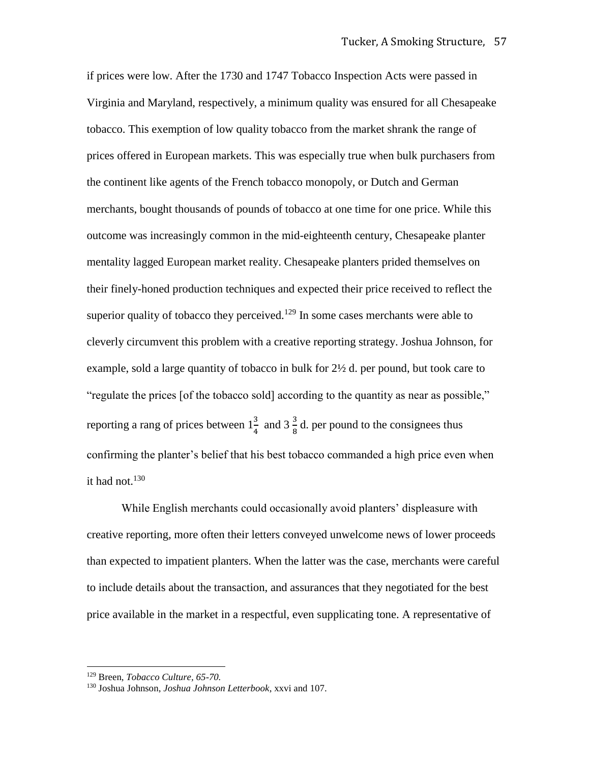if prices were low. After the 1730 and 1747 Tobacco Inspection Acts were passed in Virginia and Maryland, respectively, a minimum quality was ensured for all Chesapeake tobacco. This exemption of low quality tobacco from the market shrank the range of prices offered in European markets. This was especially true when bulk purchasers from the continent like agents of the French tobacco monopoly, or Dutch and German merchants, bought thousands of pounds of tobacco at one time for one price. While this outcome was increasingly common in the mid-eighteenth century, Chesapeake planter mentality lagged European market reality. Chesapeake planters prided themselves on their finely-honed production techniques and expected their price received to reflect the superior quality of tobacco they perceived.[129] In some cases merchants were able to cleverly circumvent this problem with a creative reporting strategy. Joshua Johnson, for example, sold a large quantity of tobacco in bulk for 2½ d. per pound, but took care to "regulate the prices [of the tobacco sold] according to the quantity as near as possible," reporting a rang of prices between $1\frac{3}{4}$ and $3\,\frac{3}{8}$ d. per pound to the consignees thus confirming the planter's belief that his best tobacco commanded a high price even when it had not.[130]

While English merchants could occasionally avoid planters' displeasure with creative reporting, more often their letters conveyed unwelcome news of lower proceeds than expected to impatient planters. When the latter was the case, merchants were careful to include details about the transaction, and assurances that they negotiated for the best price available in the market in a respectful, even supplicating tone. A representative of

---

[129] Breen, *Tobacco Culture, 65-70.*

[130] Joshua Johnson, *Joshua Johnson Letterbook*, xxvi and 107.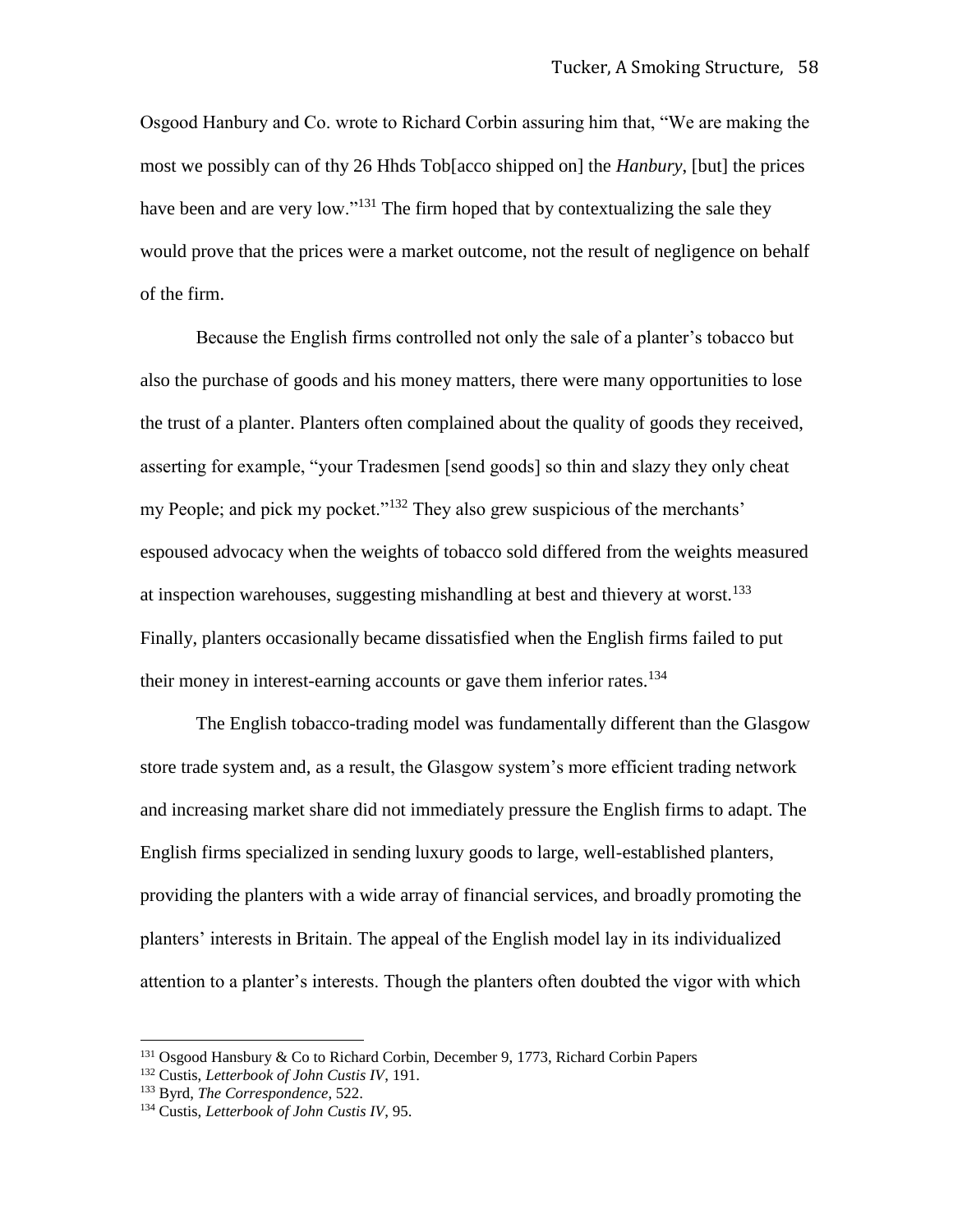Osgood Hanbury and Co. wrote to Richard Corbin assuring him that, "We are making the most we possibly can of thy 26 Hhds Tob[acco shipped on] the *Hanbury*, [but] the prices have been and are very low."[131] The firm hoped that by contextualizing the sale they would prove that the prices were a market outcome, not the result of negligence on behalf of the firm.

Because the English firms controlled not only the sale of a planter's tobacco but also the purchase of goods and his money matters, there were many opportunities to lose the trust of a planter. Planters often complained about the quality of goods they received, asserting for example, "your Tradesmen [send goods] so thin and slazy they only cheat my People; and pick my pocket."[132] They also grew suspicious of the merchants' espoused advocacy when the weights of tobacco sold differed from the weights measured at inspection warehouses, suggesting mishandling at best and thievery at worst.[133] Finally, planters occasionally became dissatisfied when the English firms failed to put their money in interest-earning accounts or gave them inferior rates.[134]

The English tobacco-trading model was fundamentally different than the Glasgow store trade system and, as a result, the Glasgow system's more efficient trading network and increasing market share did not immediately pressure the English firms to adapt. The English firms specialized in sending luxury goods to large, well-established planters, providing the planters with a wide array of financial services, and broadly promoting the planters' interests in Britain. The appeal of the English model lay in its individualized attention to a planter's interests. Though the planters often doubted the vigor with which

---

[131] Osgood Hansbury & Co to Richard Corbin, December 9, 1773, Richard Corbin Papers

[132] Custis, *Letterbook of John Custis IV*, 191.

[133] Byrd, *The Correspondence*, 522.

[134] Custis, *Letterbook of John Custis IV*, 95.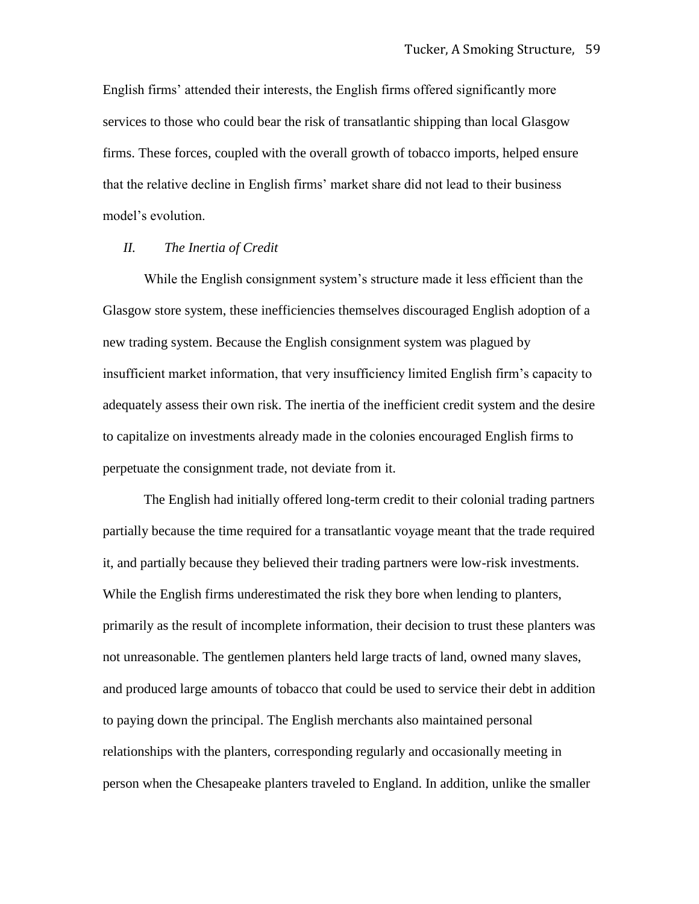English firms' attended their interests, the English firms offered significantly more services to those who could bear the risk of transatlantic shipping than local Glasgow firms. These forces, coupled with the overall growth of tobacco imports, helped ensure that the relative decline in English firms' market share did not lead to their business model's evolution.

## *II. The Inertia of Credit*

While the English consignment system's structure made it less efficient than the Glasgow store system, these inefficiencies themselves discouraged English adoption of a new trading system. Because the English consignment system was plagued by insufficient market information, that very insufficiency limited English firm's capacity to adequately assess their own risk. The inertia of the inefficient credit system and the desire to capitalize on investments already made in the colonies encouraged English firms to perpetuate the consignment trade, not deviate from it.

The English had initially offered long-term credit to their colonial trading partners partially because the time required for a transatlantic voyage meant that the trade required it, and partially because they believed their trading partners were low-risk investments. While the English firms underestimated the risk they bore when lending to planters, primarily as the result of incomplete information, their decision to trust these planters was not unreasonable. The gentlemen planters held large tracts of land, owned many slaves, and produced large amounts of tobacco that could be used to service their debt in addition to paying down the principal. The English merchants also maintained personal relationships with the planters, corresponding regularly and occasionally meeting in person when the Chesapeake planters traveled to England. In addition, unlike the smaller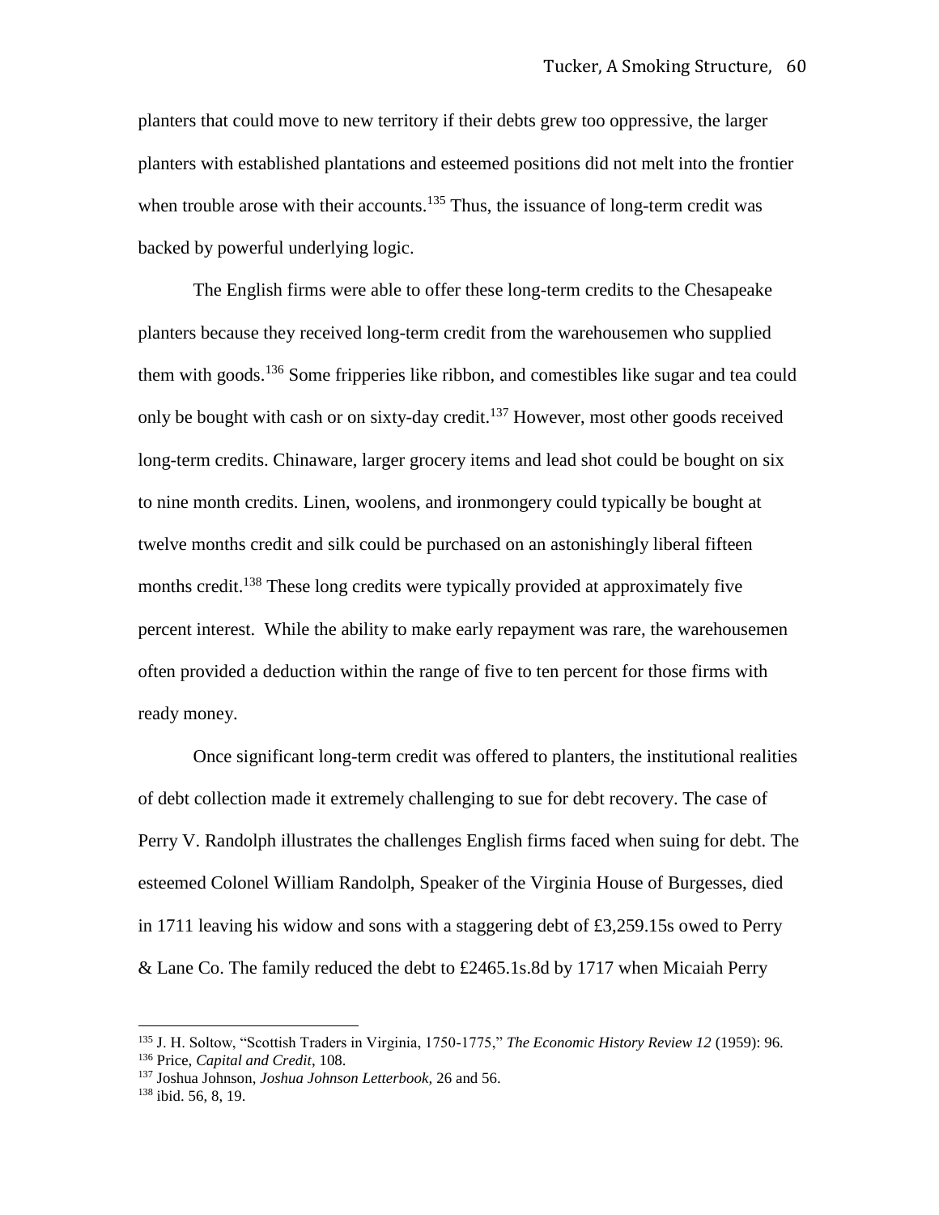planters that could move to new territory if their debts grew too oppressive, the larger planters with established plantations and esteemed positions did not melt into the frontier when trouble arose with their accounts.[135] Thus, the issuance of long-term credit was backed by powerful underlying logic.

The English firms were able to offer these long-term credits to the Chesapeake planters because they received long-term credit from the warehousemen who supplied them with goods.[136] Some fripperies like ribbon, and comestibles like sugar and tea could only be bought with cash or on sixty-day credit.[137] However, most other goods received long-term credits. Chinaware, larger grocery items and lead shot could be bought on six to nine month credits. Linen, woolens, and ironmongery could typically be bought at twelve months credit and silk could be purchased on an astonishingly liberal fifteen months credit.[138] These long credits were typically provided at approximately five percent interest. While the ability to make early repayment was rare, the warehousemen often provided a deduction within the range of five to ten percent for those firms with ready money.

Once significant long-term credit was offered to planters, the institutional realities of debt collection made it extremely challenging to sue for debt recovery. The case of Perry V. Randolph illustrates the challenges English firms faced when suing for debt. The esteemed Colonel William Randolph, Speaker of the Virginia House of Burgesses, died in 1711 leaving his widow and sons with a staggering debt of £3,259.15s owed to Perry & Lane Co. The family reduced the debt to £2465.1s.8d by 1717 when Micaiah Perry

---

[135] J. H. Soltow, "Scottish Traders in Virginia, 1750-1775," *The Economic History Review 12* (1959): 96.

[136] Price, *Capital and Credit*, 108.

[137] Joshua Johnson, *Joshua Johnson Letterbook*, 26 and 56.

[138] ibid. 56, 8, 19.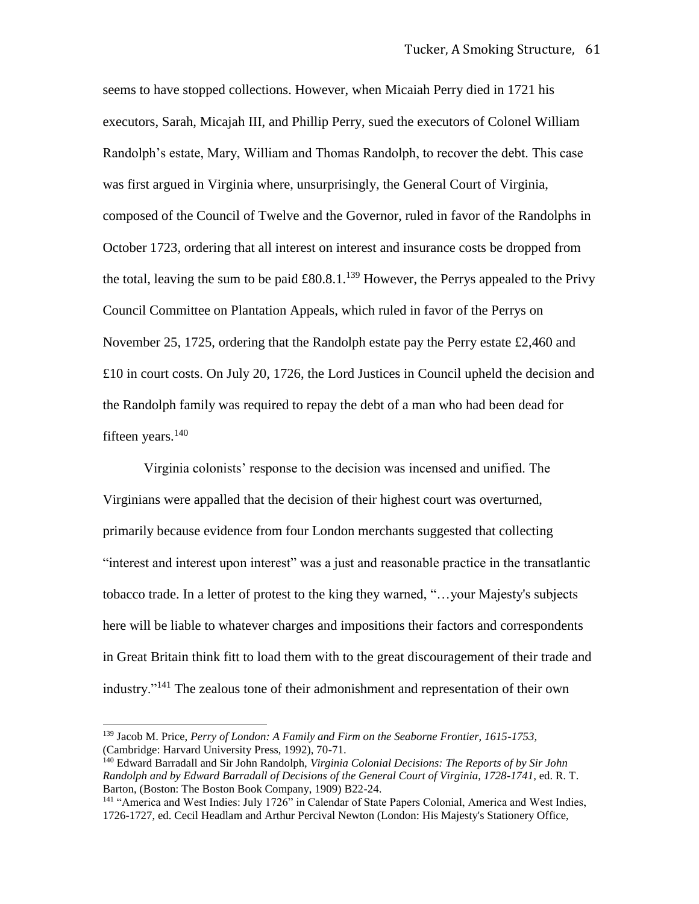seems to have stopped collections. However, when Micaiah Perry died in 1721 his executors, Sarah, Micajah III, and Phillip Perry, sued the executors of Colonel William Randolph's estate, Mary, William and Thomas Randolph, to recover the debt. This case was first argued in Virginia where, unsurprisingly, the General Court of Virginia, composed of the Council of Twelve and the Governor, ruled in favor of the Randolphs in October 1723, ordering that all interest on interest and insurance costs be dropped from the total, leaving the sum to be paid £80.8.1.[139] However, the Perrys appealed to the Privy Council Committee on Plantation Appeals, which ruled in favor of the Perrys on November 25, 1725, ordering that the Randolph estate pay the Perry estate £2,460 and £10 in court costs. On July 20, 1726, the Lord Justices in Council upheld the decision and the Randolph family was required to repay the debt of a man who had been dead for fifteen years.[140]

Virginia colonists' response to the decision was incensed and unified. The Virginians were appalled that the decision of their highest court was overturned, primarily because evidence from four London merchants suggested that collecting "interest and interest upon interest" was a just and reasonable practice in the transatlantic tobacco trade. In a letter of protest to the king they warned, "…your Majesty's subjects here will be liable to whatever charges and impositions their factors and correspondents in Great Britain think fitt to load them with to the great discouragement of their trade and industry."[141] The zealous tone of their admonishment and representation of their own

---

[139] Jacob M. Price, *Perry of London: A Family and Firm on the Seaborne Frontier, 1615-1753,* (Cambridge: Harvard University Press, 1992), 70-71.

[140] Edward Barradall and Sir John Randolph, *Virginia Colonial Decisions: The Reports of by Sir John Randolph and by Edward Barradall of Decisions of the General Court of Virginia, 1728-1741,* ed. R. T. Barton, (Boston: The Boston Book Company, 1909) B22-24.

[141] "America and West Indies: July 1726" in Calendar of State Papers Colonial, America and West Indies, 1726-1727, ed. Cecil Headlam and Arthur Percival Newton (London: His Majesty's Stationery Office,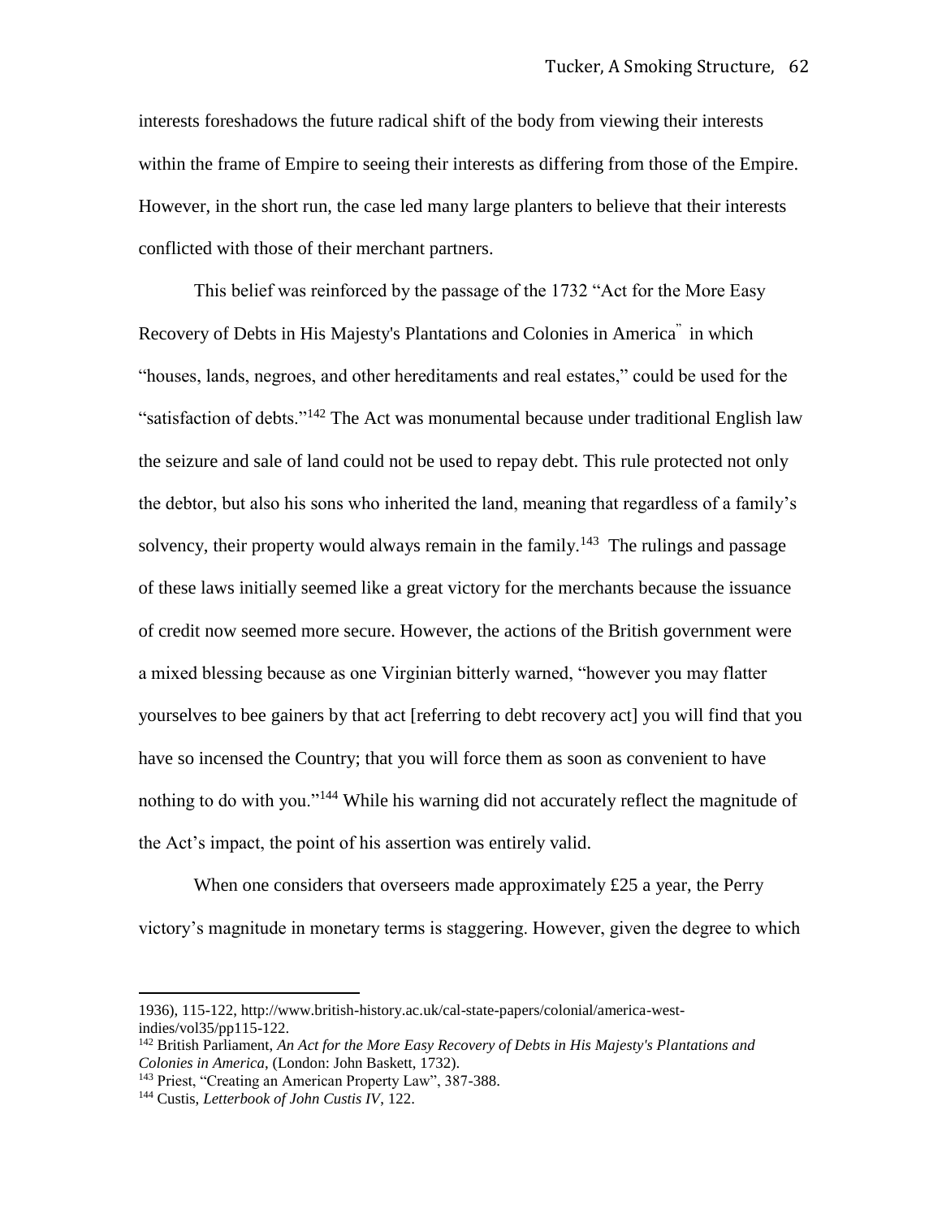interests foreshadows the future radical shift of the body from viewing their interests within the frame of Empire to seeing their interests as differing from those of the Empire. However, in the short run, the case led many large planters to believe that their interests conflicted with those of their merchant partners.

This belief was reinforced by the passage of the 1732 "Act for the More Easy Recovery of Debts in His Majesty's Plantations and Colonies in America" in which "houses, lands, negroes, and other hereditaments and real estates," could be used for the "satisfaction of debts."[142] The Act was monumental because under traditional English law the seizure and sale of land could not be used to repay debt. This rule protected not only the debtor, but also his sons who inherited the land, meaning that regardless of a family's solvency, their property would always remain in the family.[143] The rulings and passage of these laws initially seemed like a great victory for the merchants because the issuance of credit now seemed more secure. However, the actions of the British government were a mixed blessing because as one Virginian bitterly warned, "however you may flatter yourselves to bee gainers by that act [referring to debt recovery act] you will find that you have so incensed the Country; that you will force them as soon as convenient to have nothing to do with you."[144] While his warning did not accurately reflect the magnitude of the Act's impact, the point of his assertion was entirely valid.

When one considers that overseers made approximately £25 a year, the Perry victory's magnitude in monetary terms is staggering. However, given the degree to which

---

1936), 115-122, http://www.british-history.ac.uk/cal-state-papers/colonial/america-west-indies/vol35/pp115-122.

[142] British Parliament, *An Act for the More Easy Recovery of Debts in His Majesty's Plantations and Colonies in America*, (London: John Baskett, 1732).

[143] Priest, "Creating an American Property Law", 387-388.

[144] Custis, *Letterbook of John Custis IV*, 122.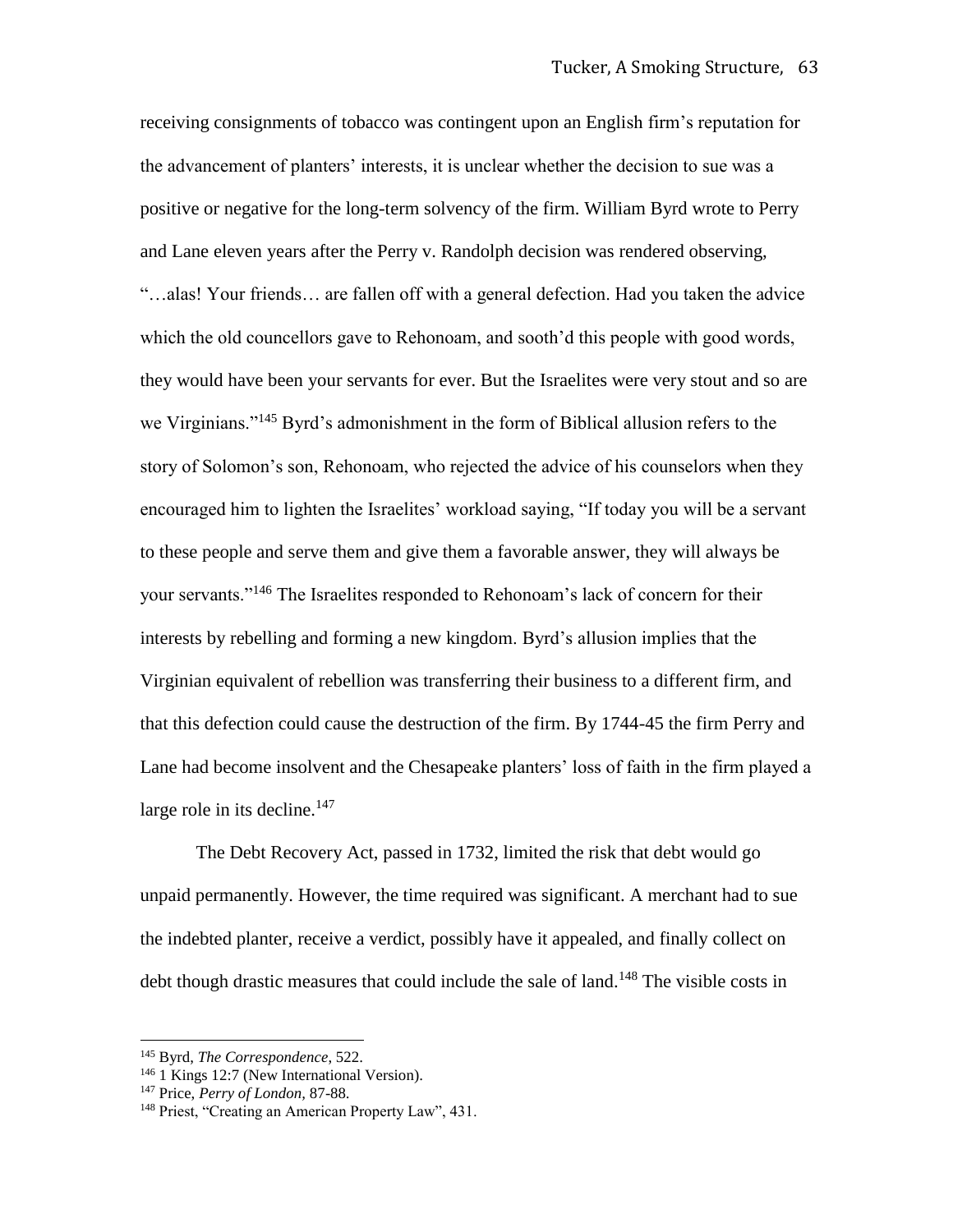receiving consignments of tobacco was contingent upon an English firm's reputation for the advancement of planters' interests, it is unclear whether the decision to sue was a positive or negative for the long-term solvency of the firm. William Byrd wrote to Perry and Lane eleven years after the Perry v. Randolph decision was rendered observing, "…alas! Your friends… are fallen off with a general defection. Had you taken the advice which the old councellors gave to Rehonoam, and sooth'd this people with good words, they would have been your servants for ever. But the Israelites were very stout and so are we Virginians."[145] Byrd's admonishment in the form of Biblical allusion refers to the story of Solomon's son, Rehonoam, who rejected the advice of his counselors when they encouraged him to lighten the Israelites' workload saying, "If today you will be a servant to these people and serve them and give them a favorable answer, they will always be your servants."[146] The Israelites responded to Rehonoam's lack of concern for their interests by rebelling and forming a new kingdom. Byrd's allusion implies that the Virginian equivalent of rebellion was transferring their business to a different firm, and that this defection could cause the destruction of the firm. By 1744-45 the firm Perry and Lane had become insolvent and the Chesapeake planters' loss of faith in the firm played a large role in its decline.[147]

The Debt Recovery Act, passed in 1732, limited the risk that debt would go unpaid permanently. However, the time required was significant. A merchant had to sue the indebted planter, receive a verdict, possibly have it appealed, and finally collect on debt though drastic measures that could include the sale of land.[148] The visible costs in

---

[145] Byrd, *The Correspondence,* 522.

[146] 1 Kings 12:7 (New International Version).

[147] Price, *Perry of London,* 87-88.

[148] Priest, "Creating an American Property Law", 431.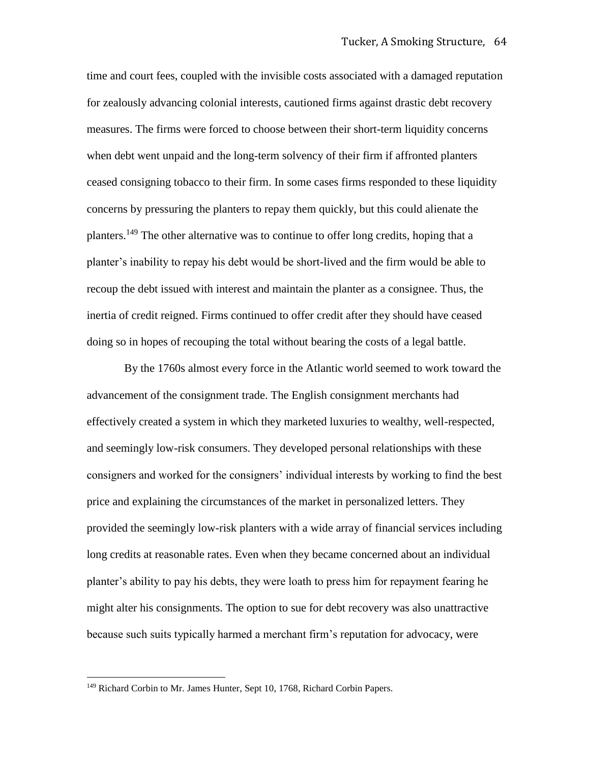time and court fees, coupled with the invisible costs associated with a damaged reputation for zealously advancing colonial interests, cautioned firms against drastic debt recovery measures. The firms were forced to choose between their short-term liquidity concerns when debt went unpaid and the long-term solvency of their firm if affronted planters ceased consigning tobacco to their firm. In some cases firms responded to these liquidity concerns by pressuring the planters to repay them quickly, but this could alienate the planters.[149] The other alternative was to continue to offer long credits, hoping that a planter's inability to repay his debt would be short-lived and the firm would be able to recoup the debt issued with interest and maintain the planter as a consignee. Thus, the inertia of credit reigned. Firms continued to offer credit after they should have ceased doing so in hopes of recouping the total without bearing the costs of a legal battle.

By the 1760s almost every force in the Atlantic world seemed to work toward the advancement of the consignment trade. The English consignment merchants had effectively created a system in which they marketed luxuries to wealthy, well-respected, and seemingly low-risk consumers. They developed personal relationships with these consigners and worked for the consigners' individual interests by working to find the best price and explaining the circumstances of the market in personalized letters. They provided the seemingly low-risk planters with a wide array of financial services including long credits at reasonable rates. Even when they became concerned about an individual planter's ability to pay his debts, they were loath to press him for repayment fearing he might alter his consignments. The option to sue for debt recovery was also unattractive because such suits typically harmed a merchant firm's reputation for advocacy, were

[149] Richard Corbin to Mr. James Hunter, Sept 10, 1768, Richard Corbin Papers.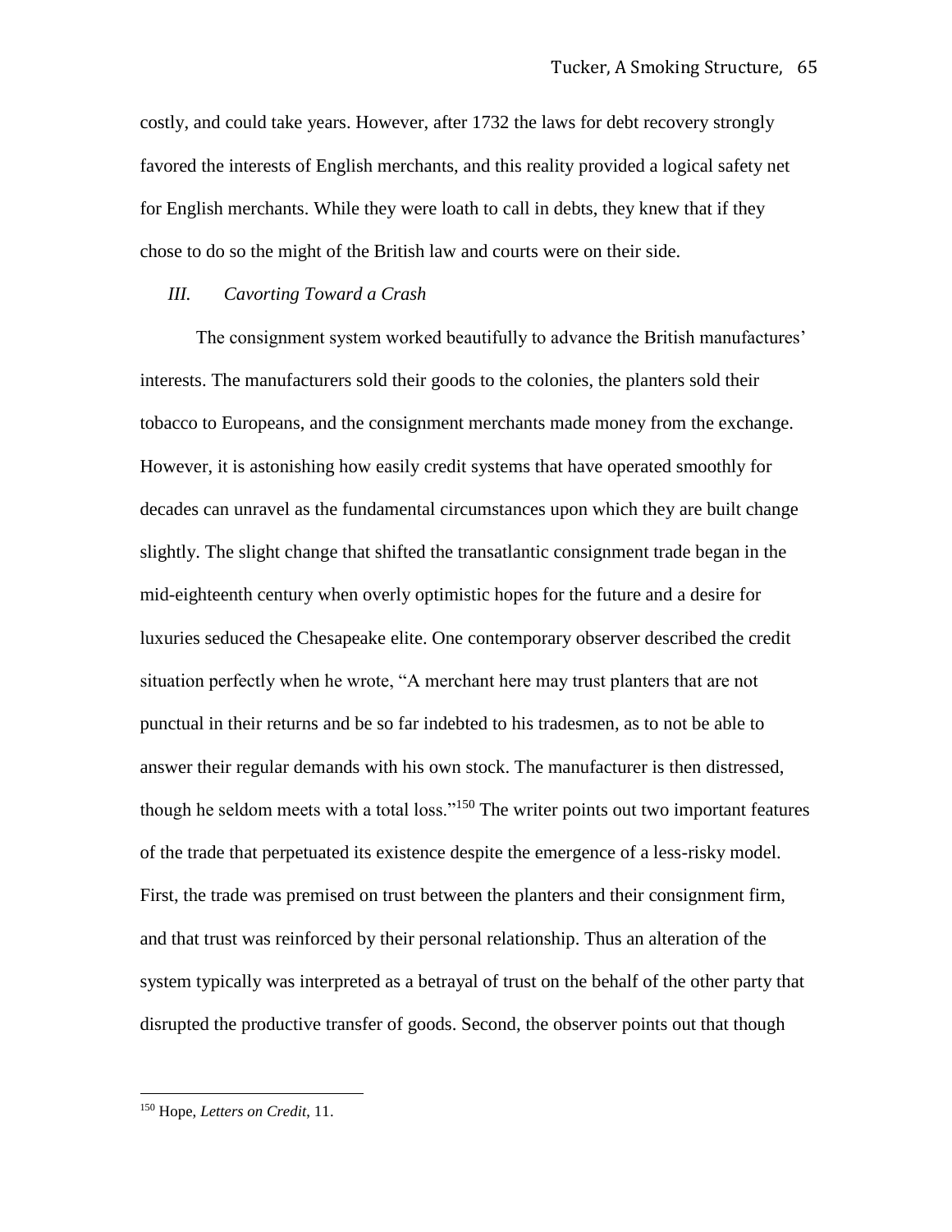costly, and could take years. However, after 1732 the laws for debt recovery strongly favored the interests of English merchants, and this reality provided a logical safety net for English merchants. While they were loath to call in debts, they knew that if they chose to do so the might of the British law and courts were on their side.

### *III. Cavorting Toward a Crash*

The consignment system worked beautifully to advance the British manufactures' interests. The manufacturers sold their goods to the colonies, the planters sold their tobacco to Europeans, and the consignment merchants made money from the exchange. However, it is astonishing how easily credit systems that have operated smoothly for decades can unravel as the fundamental circumstances upon which they are built change slightly. The slight change that shifted the transatlantic consignment trade began in the mid-eighteenth century when overly optimistic hopes for the future and a desire for luxuries seduced the Chesapeake elite. One contemporary observer described the credit situation perfectly when he wrote, "A merchant here may trust planters that are not punctual in their returns and be so far indebted to his tradesmen, as to not be able to answer their regular demands with his own stock. The manufacturer is then distressed, though he seldom meets with a total loss."[150] The writer points out two important features of the trade that perpetuated its existence despite the emergence of a less-risky model. First, the trade was premised on trust between the planters and their consignment firm, and that trust was reinforced by their personal relationship. Thus an alteration of the system typically was interpreted as a betrayal of trust on the behalf of the other party that disrupted the productive transfer of goods. Second, the observer points out that though

---

[150] Hope, *Letters on Credit*, 11.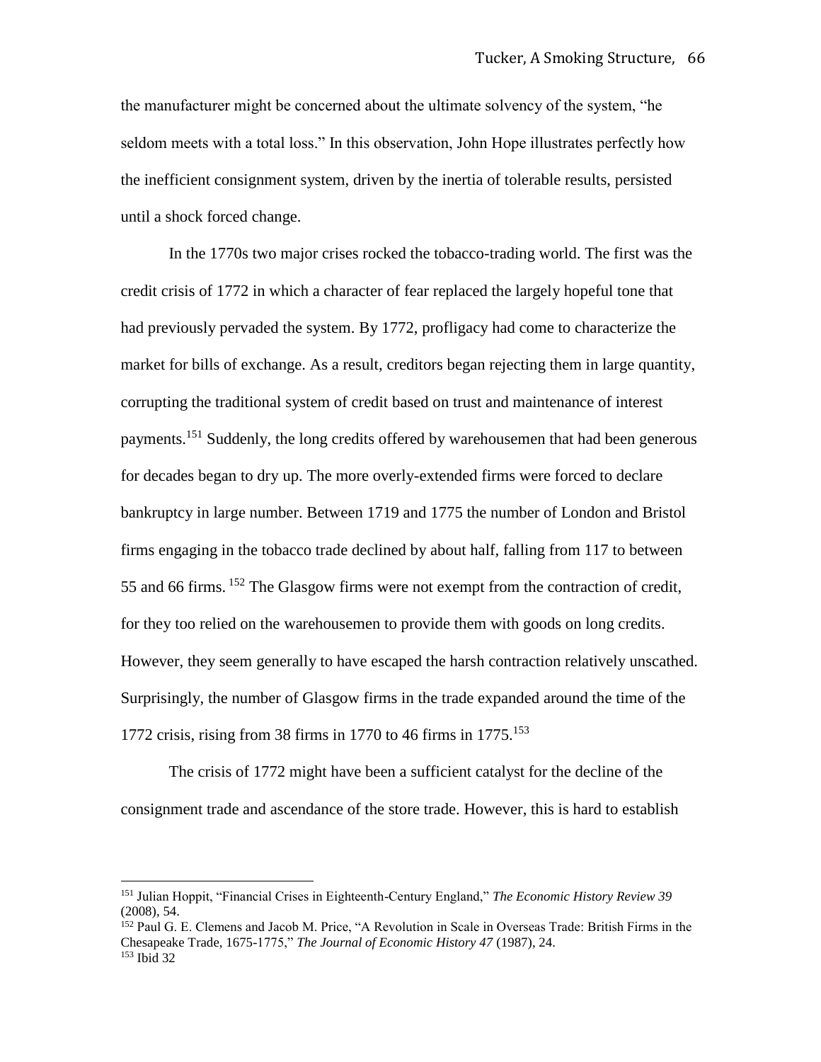the manufacturer might be concerned about the ultimate solvency of the system, "he seldom meets with a total loss." In this observation, John Hope illustrates perfectly how the inefficient consignment system, driven by the inertia of tolerable results, persisted until a shock forced change.

In the 1770s two major crises rocked the tobacco-trading world. The first was the credit crisis of 1772 in which a character of fear replaced the largely hopeful tone that had previously pervaded the system. By 1772, profligacy had come to characterize the market for bills of exchange. As a result, creditors began rejecting them in large quantity, corrupting the traditional system of credit based on trust and maintenance of interest payments.[151] Suddenly, the long credits offered by warehousemen that had been generous for decades began to dry up. The more overly-extended firms were forced to declare bankruptcy in large number. Between 1719 and 1775 the number of London and Bristol firms engaging in the tobacco trade declined by about half, falling from 117 to between 55 and 66 firms. [152] The Glasgow firms were not exempt from the contraction of credit, for they too relied on the warehousemen to provide them with goods on long credits. However, they seem generally to have escaped the harsh contraction relatively unscathed. Surprisingly, the number of Glasgow firms in the trade expanded around the time of the 1772 crisis, rising from 38 firms in 1770 to 46 firms in 1775.[153]

The crisis of 1772 might have been a sufficient catalyst for the decline of the consignment trade and ascendance of the store trade. However, this is hard to establish

---

[151] Julian Hoppit, "Financial Crises in Eighteenth-Century England," *The Economic History Review 39* (2008), 54.

[152] Paul G. E. Clemens and Jacob M. Price, "A Revolution in Scale in Overseas Trade: British Firms in the Chesapeake Trade, 1675-1775," *The Journal of Economic History 47* (1987), 24.

[153] Ibid 32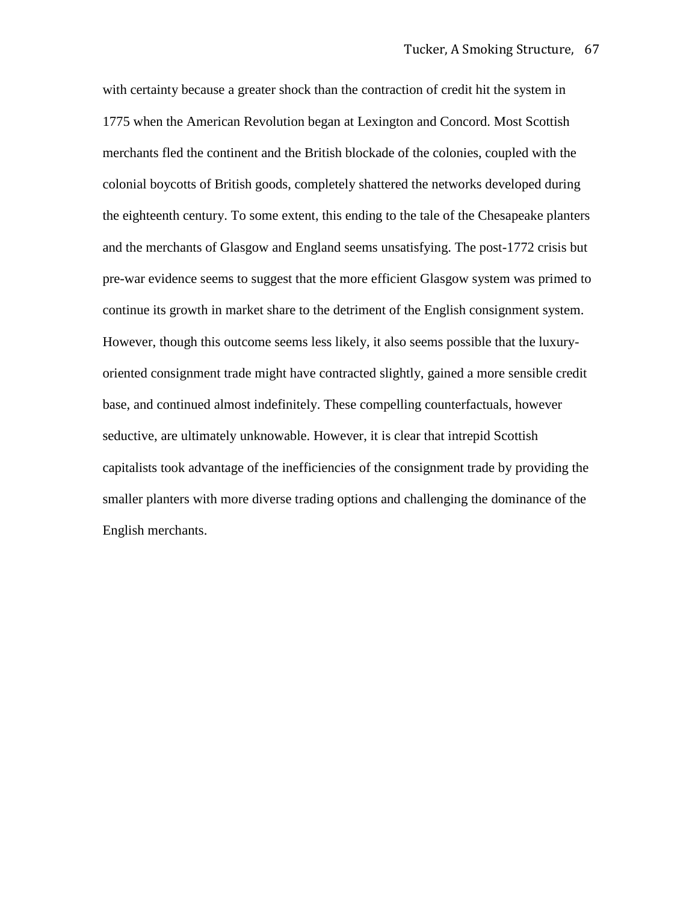with certainty because a greater shock than the contraction of credit hit the system in 1775 when the American Revolution began at Lexington and Concord. Most Scottish merchants fled the continent and the British blockade of the colonies, coupled with the colonial boycotts of British goods, completely shattered the networks developed during the eighteenth century. To some extent, this ending to the tale of the Chesapeake planters and the merchants of Glasgow and England seems unsatisfying. The post-1772 crisis but pre-war evidence seems to suggest that the more efficient Glasgow system was primed to continue its growth in market share to the detriment of the English consignment system. However, though this outcome seems less likely, it also seems possible that the luxury-oriented consignment trade might have contracted slightly, gained a more sensible credit base, and continued almost indefinitely. These compelling counterfactuals, however seductive, are ultimately unknowable. However, it is clear that intrepid Scottish capitalists took advantage of the inefficiencies of the consignment trade by providing the smaller planters with more diverse trading options and challenging the dominance of the English merchants.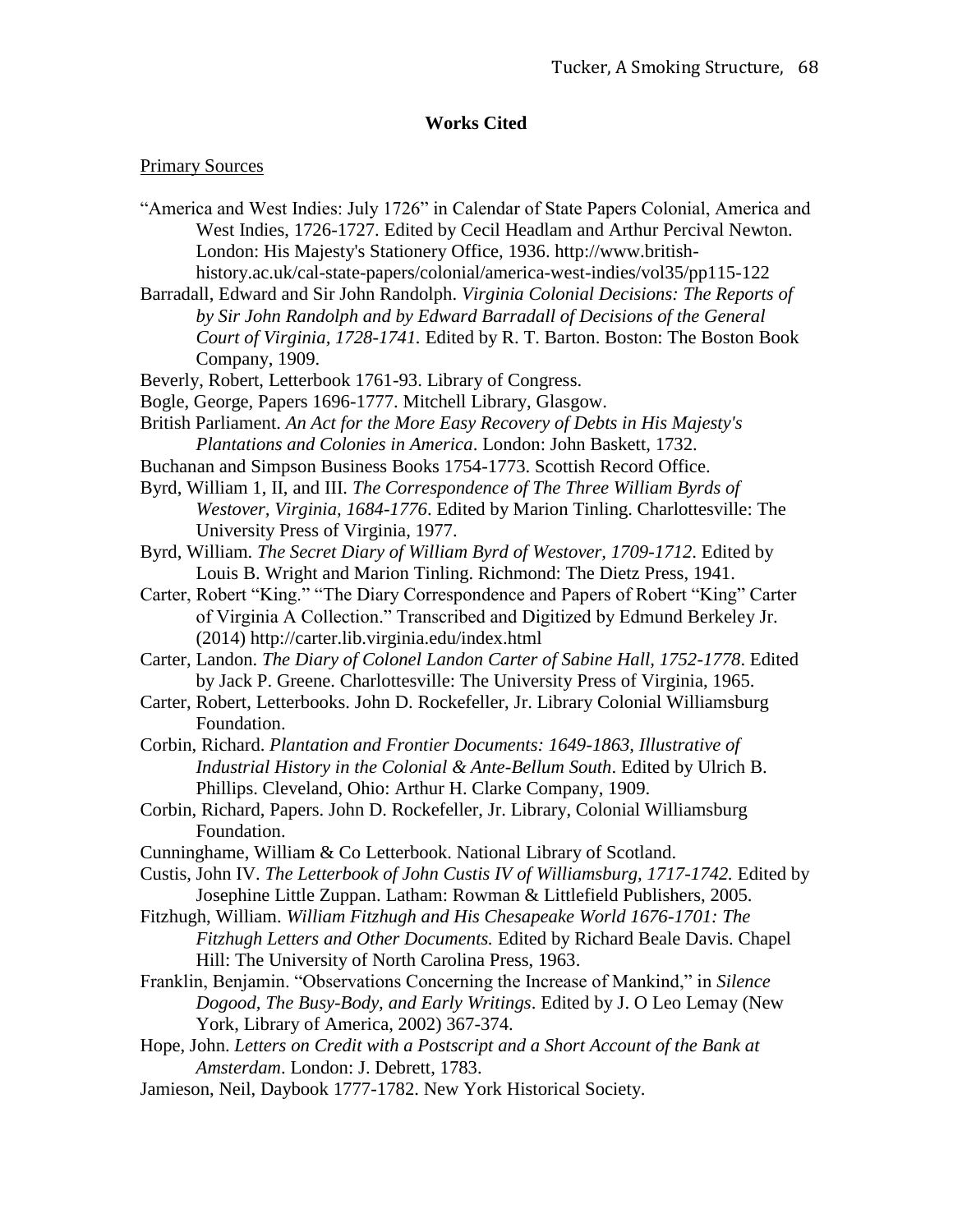# **Works Cited**

Primary Sources

"America and West Indies: July 1726" in Calendar of State Papers Colonial, America and West Indies, 1726-1727. Edited by Cecil Headlam and Arthur Percival Newton. London: His Majesty's Stationery Office, 1936. http://www.british-history.ac.uk/cal-state-papers/colonial/america-west-indies/vol35/pp115-122

Barradall, Edward and Sir John Randolph. *Virginia Colonial Decisions: The Reports of by Sir John Randolph and by Edward Barradall of Decisions of the General Court of Virginia, 1728-1741.* Edited by R. T. Barton. Boston: The Boston Book Company, 1909.

Beverly, Robert, Letterbook 1761-93. Library of Congress.

Bogle, George, Papers 1696-1777. Mitchell Library, Glasgow.

British Parliament. *An Act for the More Easy Recovery of Debts in His Majesty's Plantations and Colonies in America*. London: John Baskett, 1732.

Buchanan and Simpson Business Books 1754-1773. Scottish Record Office.

Byrd, William 1, II, and III. *The Correspondence of The Three William Byrds of Westover, Virginia, 1684-1776*. Edited by Marion Tinling. Charlottesville: The University Press of Virginia, 1977.

Byrd, William. *The Secret Diary of William Byrd of Westover, 1709-1712*. Edited by Louis B. Wright and Marion Tinling. Richmond: The Dietz Press, 1941.

Carter, Robert "King." "The Diary Correspondence and Papers of Robert "King" Carter of Virginia A Collection." Transcribed and Digitized by Edmund Berkeley Jr. (2014) http://carter.lib.virginia.edu/index.html

Carter, Landon. *The Diary of Colonel Landon Carter of Sabine Hall, 1752-1778*. Edited by Jack P. Greene. Charlottesville: The University Press of Virginia, 1965.

Carter, Robert, Letterbooks. John D. Rockefeller, Jr. Library Colonial Williamsburg Foundation.

Corbin, Richard. *Plantation and Frontier Documents: 1649-1863, Illustrative of Industrial History in the Colonial & Ante-Bellum South*. Edited by Ulrich B. Phillips. Cleveland, Ohio: Arthur H. Clarke Company, 1909.

Corbin, Richard, Papers. John D. Rockefeller, Jr. Library, Colonial Williamsburg Foundation.

Cunninghame, William & Co Letterbook. National Library of Scotland.

Custis, John IV. *The Letterbook of John Custis IV of Williamsburg, 1717-1742.* Edited by Josephine Little Zuppan. Latham: Rowman & Littlefield Publishers, 2005.

Fitzhugh, William. *William Fitzhugh and His Chesapeake World 1676-1701: The Fitzhugh Letters and Other Documents.* Edited by Richard Beale Davis. Chapel Hill: The University of North Carolina Press, 1963.

Franklin, Benjamin. "Observations Concerning the Increase of Mankind," in *Silence Dogood, The Busy-Body, and Early Writings*. Edited by J. O Leo Lemay (New York, Library of America, 2002) 367-374.

Hope, John. *Letters on Credit with a Postscript and a Short Account of the Bank at Amsterdam*. London: J. Debrett, 1783.

Jamieson, Neil, Daybook 1777-1782. New York Historical Society.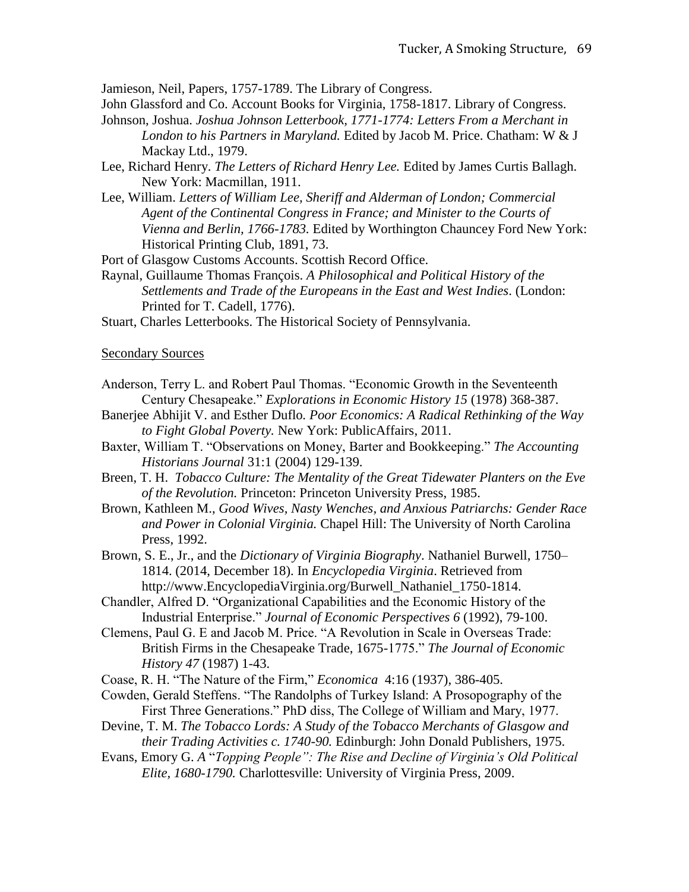Jamieson, Neil, Papers, 1757-1789. The Library of Congress.

John Glassford and Co. Account Books for Virginia, 1758-1817. Library of Congress.

Johnson, Joshua. *Joshua Johnson Letterbook, 1771-1774: Letters From a Merchant in London to his Partners in Maryland.* Edited by Jacob M. Price. Chatham: W & J Mackay Ltd., 1979.

Lee, Richard Henry. *The Letters of Richard Henry Lee.* Edited by James Curtis Ballagh. New York: Macmillan, 1911.

Lee, William. *Letters of William Lee, Sheriff and Alderman of London; Commercial Agent of the Continental Congress in France; and Minister to the Courts of Vienna and Berlin, 1766-1783.* Edited by Worthington Chauncey Ford New York: Historical Printing Club, 1891, 73.

Port of Glasgow Customs Accounts. Scottish Record Office.

Raynal, Guillaume Thomas François. *A Philosophical and Political History of the Settlements and Trade of the Europeans in the East and West Indies*. (London: Printed for T. Cadell, 1776).

Stuart, Charles Letterbooks. The Historical Society of Pennsylvania.

<u>Secondary Sources</u>

Anderson, Terry L. and Robert Paul Thomas. "Economic Growth in the Seventeenth Century Chesapeake." *Explorations in Economic History 15* (1978) 368-387.

Banerjee Abhijit V. and Esther Duflo. *Poor Economics: A Radical Rethinking of the Way to Fight Global Poverty.* New York: PublicAffairs, 2011.

Baxter, William T. "Observations on Money, Barter and Bookkeeping." *The Accounting Historians Journal* 31:1 (2004) 129-139.

Breen, T. H. *Tobacco Culture: The Mentality of the Great Tidewater Planters on the Eve of the Revolution.* Princeton: Princeton University Press, 1985.

Brown, Kathleen M., *Good Wives, Nasty Wenches, and Anxious Patriarchs: Gender Race and Power in Colonial Virginia.* Chapel Hill: The University of North Carolina Press, 1992.

Brown, S. E., Jr., and the *Dictionary of Virginia Biography*. Nathaniel Burwell, 1750–1814. (2014, December 18). In *Encyclopedia Virginia*. Retrieved from http://www.EncyclopediaVirginia.org/Burwell_Nathaniel_1750-1814.

Chandler, Alfred D. "Organizational Capabilities and the Economic History of the Industrial Enterprise." *Journal of Economic Perspectives 6* (1992), 79-100.

Clemens, Paul G. E and Jacob M. Price. "A Revolution in Scale in Overseas Trade: British Firms in the Chesapeake Trade, 1675-1775." *The Journal of Economic History 47* (1987) 1-43.

Coase, R. H. "The Nature of the Firm," *Economica* 4:16 (1937), 386-405.

Cowden, Gerald Steffens. "The Randolphs of Turkey Island: A Prosopography of the First Three Generations." PhD diss, The College of William and Mary, 1977.

Devine, T. M. *The Tobacco Lords: A Study of the Tobacco Merchants of Glasgow and their Trading Activities c. 1740-90.* Edinburgh: John Donald Publishers, 1975.

Evans, Emory G. *A "Topping People": The Rise and Decline of Virginia's Old Political Elite, 1680-1790.* Charlottesville: University of Virginia Press, 2009.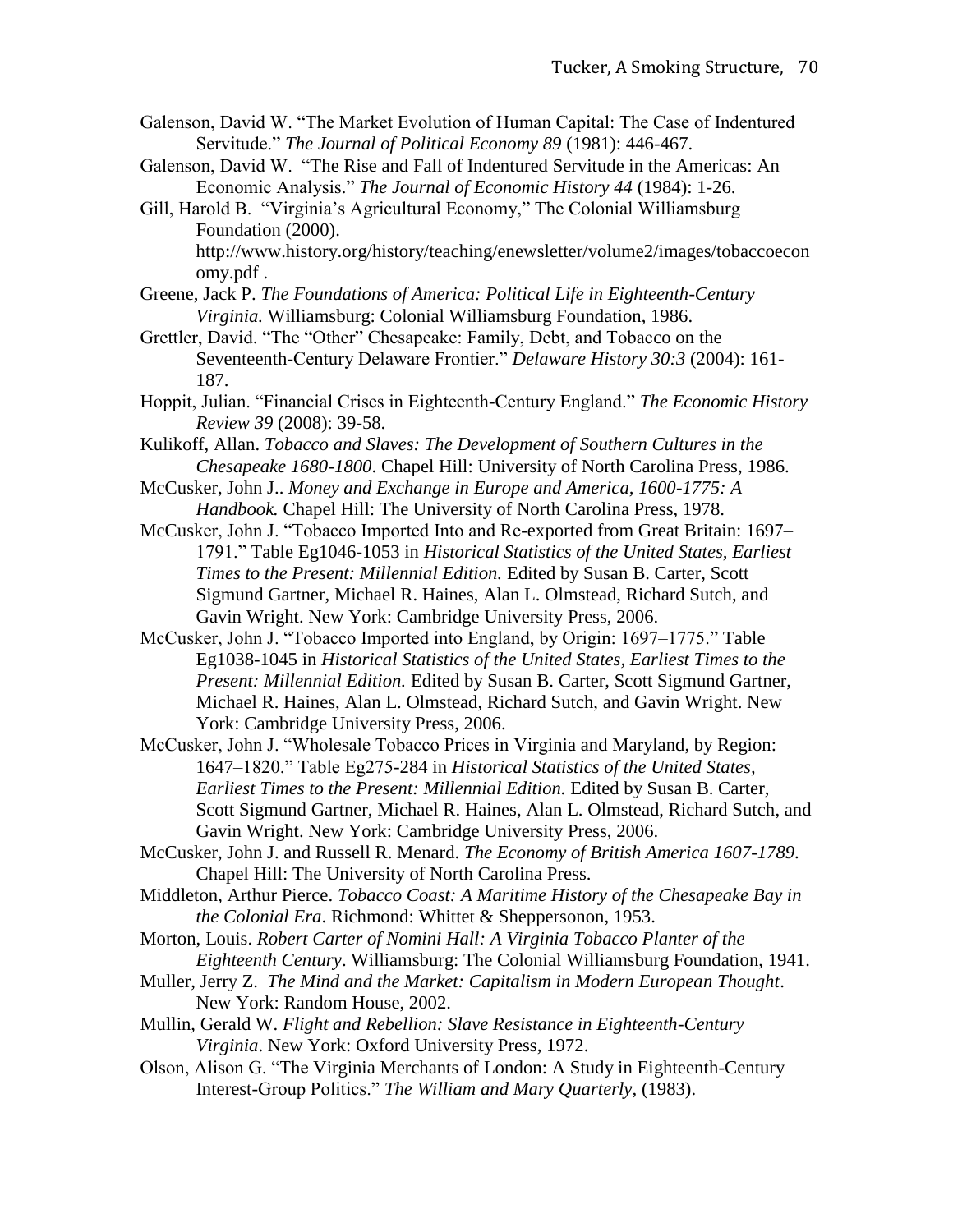Galenson, David W. "The Market Evolution of Human Capital: The Case of Indentured Servitude." *The Journal of Political Economy 89* (1981): 446-467.

Galenson, David W. "The Rise and Fall of Indentured Servitude in the Americas: An Economic Analysis." *The Journal of Economic History 44* (1984): 1-26.

Gill, Harold B. "Virginia's Agricultural Economy," The Colonial Williamsburg Foundation (2000). http://www.history.org/history/teaching/enewsletter/volume2/images/tobaccoeconomy.pdf .

Greene, Jack P. *The Foundations of America: Political Life in Eighteenth-Century Virginia.* Williamsburg: Colonial Williamsburg Foundation, 1986.

Grettler, David. "The "Other" Chesapeake: Family, Debt, and Tobacco on the Seventeenth-Century Delaware Frontier." *Delaware History 30:3* (2004): 161-187.

Hoppit, Julian. "Financial Crises in Eighteenth-Century England." *The Economic History Review 39* (2008): 39-58.

Kulikoff, Allan. *Tobacco and Slaves: The Development of Southern Cultures in the Chesapeake 1680-1800*. Chapel Hill: University of North Carolina Press, 1986.

McCusker, John J.. *Money and Exchange in Europe and America, 1600-1775: A Handbook.* Chapel Hill: The University of North Carolina Press, 1978.

McCusker, John J. "Tobacco Imported Into and Re-exported from Great Britain: 1697–1791." Table Eg1046-1053 in *Historical Statistics of the United States, Earliest Times to the Present: Millennial Edition.* Edited by Susan B. Carter, Scott Sigmund Gartner, Michael R. Haines, Alan L. Olmstead, Richard Sutch, and Gavin Wright. New York: Cambridge University Press, 2006.

McCusker, John J. "Tobacco Imported into England, by Origin: 1697–1775." Table Eg1038-1045 in *Historical Statistics of the United States, Earliest Times to the Present: Millennial Edition.* Edited by Susan B. Carter, Scott Sigmund Gartner, Michael R. Haines, Alan L. Olmstead, Richard Sutch, and Gavin Wright. New York: Cambridge University Press, 2006.

McCusker, John J. "Wholesale Tobacco Prices in Virginia and Maryland, by Region: 1647–1820." Table Eg275-284 in *Historical Statistics of the United States, Earliest Times to the Present: Millennial Edition.* Edited by Susan B. Carter, Scott Sigmund Gartner, Michael R. Haines, Alan L. Olmstead, Richard Sutch, and Gavin Wright. New York: Cambridge University Press, 2006.

McCusker, John J. and Russell R. Menard. *The Economy of British America 1607-1789*. Chapel Hill: The University of North Carolina Press.

Middleton, Arthur Pierce. *Tobacco Coast: A Maritime History of the Chesapeake Bay in the Colonial Era*. Richmond: Whittet & Sheppersonon, 1953.

Morton, Louis. *Robert Carter of Nomini Hall: A Virginia Tobacco Planter of the Eighteenth Century*. Williamsburg: The Colonial Williamsburg Foundation, 1941.

Muller, Jerry Z. *The Mind and the Market: Capitalism in Modern European Thought*. New York: Random House, 2002.

Mullin, Gerald W. *Flight and Rebellion: Slave Resistance in Eighteenth-Century Virginia*. New York: Oxford University Press, 1972.

Olson, Alison G. "The Virginia Merchants of London: A Study in Eighteenth-Century Interest-Group Politics." *The William and Mary Quarterly*, (1983).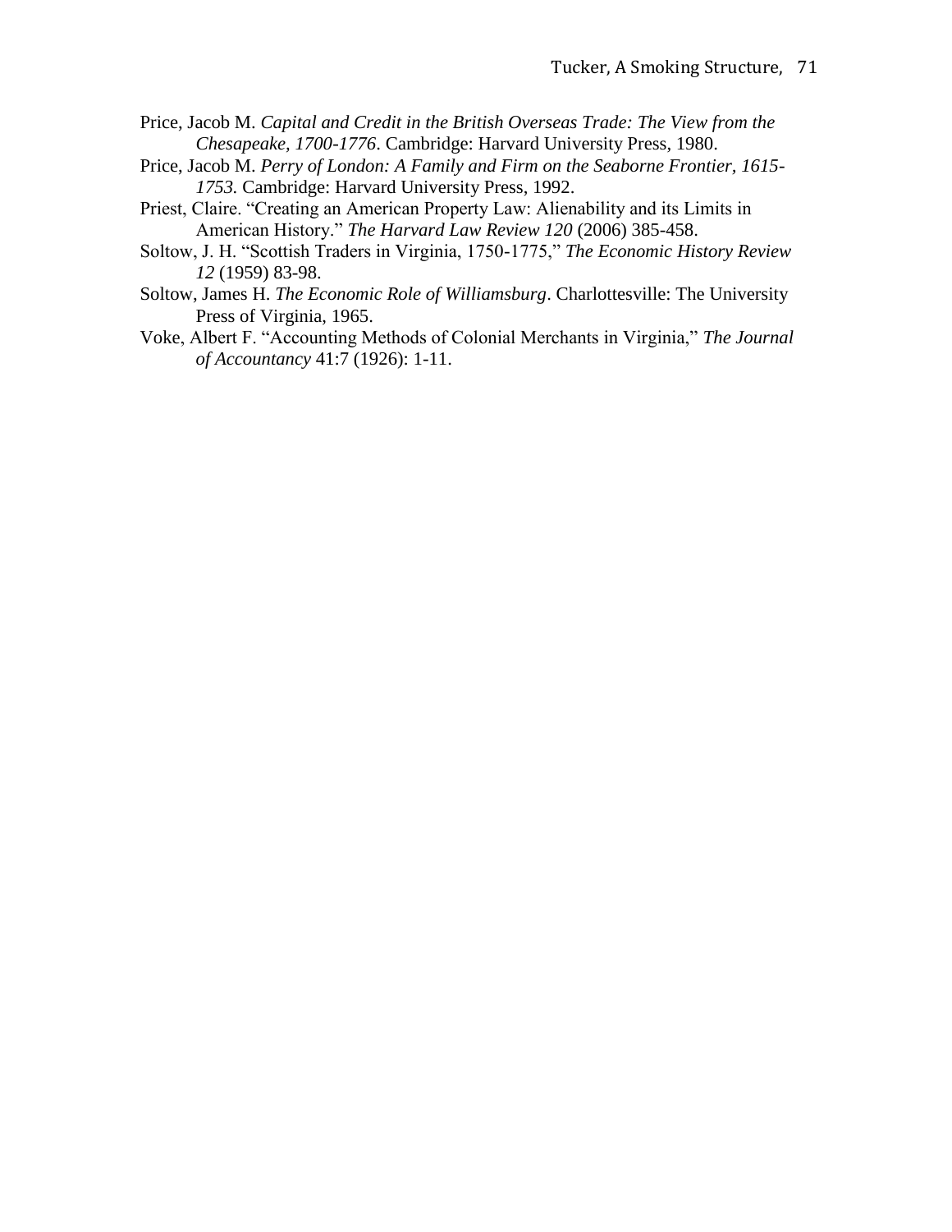Price, Jacob M. *Capital and Credit in the British Overseas Trade: The View from the Chesapeake, 1700-1776*. Cambridge: Harvard University Press, 1980.

Price, Jacob M. *Perry of London: A Family and Firm on the Seaborne Frontier, 1615-1753.* Cambridge: Harvard University Press, 1992.

Priest, Claire. "Creating an American Property Law: Alienability and its Limits in American History." *The Harvard Law Review 120* (2006) 385-458.

Soltow, J. H. "Scottish Traders in Virginia, 1750-1775," *The Economic History Review 12* (1959) 83-98.

Soltow, James H. *The Economic Role of Williamsburg*. Charlottesville: The University Press of Virginia, 1965.

Voke, Albert F. "Accounting Methods of Colonial Merchants in Virginia," *The Journal of Accountancy* 41:7 (1926): 1-11.